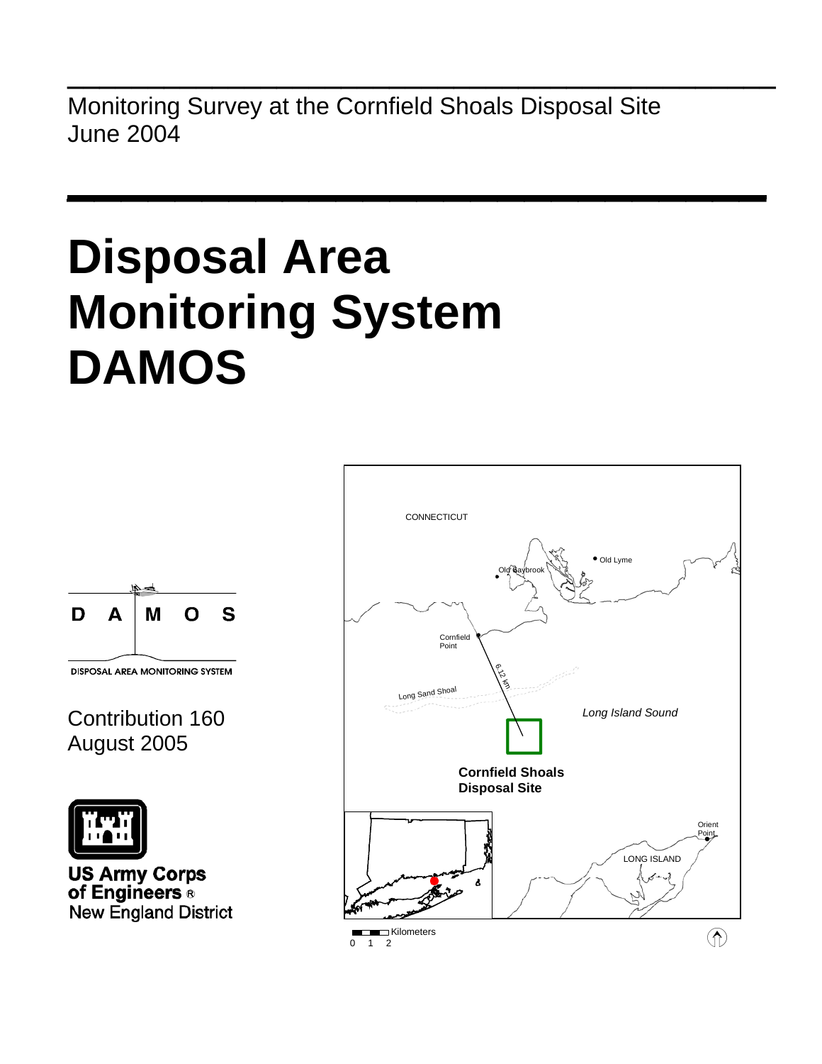Monitoring Survey at the Cornfield Shoals Disposal Site
June 2004

# Disposal Area Monitoring System DAMOS

DISPOSAL AREA MONITORING SYSTEM

Contribution 160
August 2005

US Army Corps of Engineers ®
New England District

CONNECTICUT

Old Saybrook

Old Lyme

Cornfield Point

6.12 km

Long Sand Shoal

*Long Island Sound*

**Cornfield Shoals Disposal Site**

Orient Point

LONG ISLAND

Kilometers
0 1 2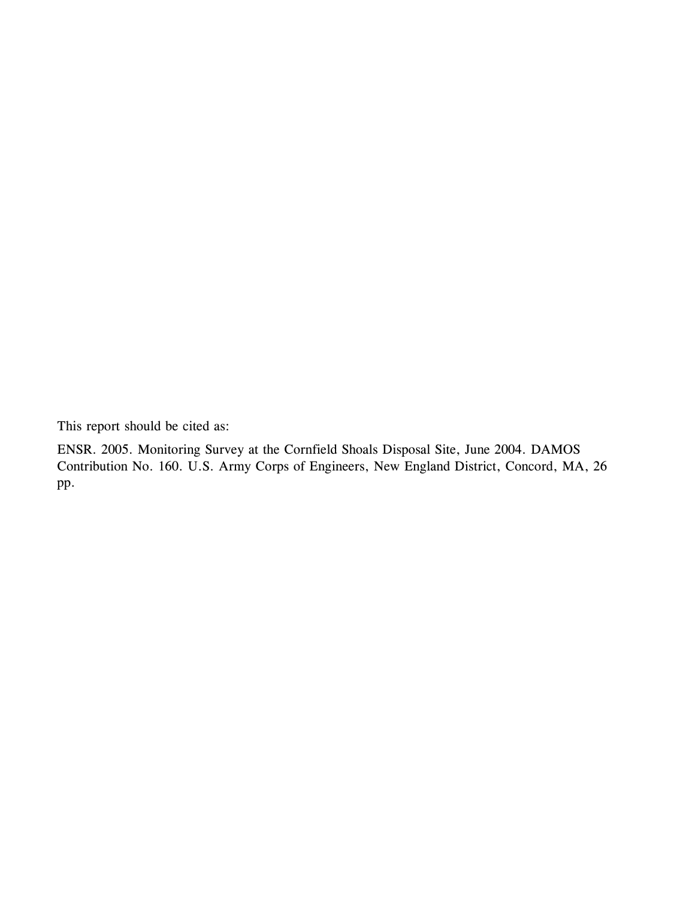This report should be cited as:

ENSR. 2005. Monitoring Survey at the Cornfield Shoals Disposal Site, June 2004. DAMOS Contribution No. 160. U.S. Army Corps of Engineers, New England District, Concord, MA, 26 pp.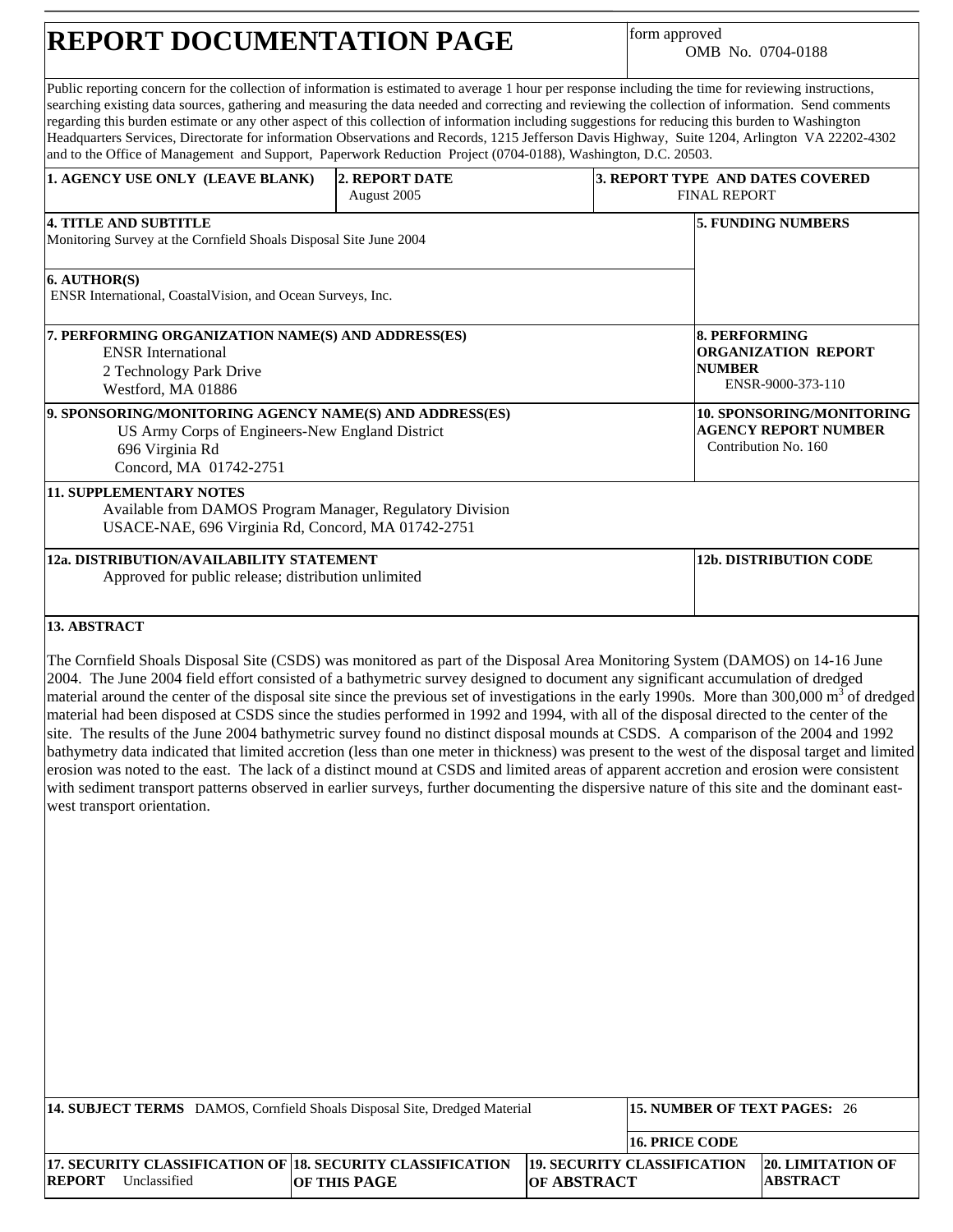# REPORT DOCUMENTATION PAGE

form approved
OMB No. 0704-0188

Public reporting concern for the collection of information is estimated to average 1 hour per response including the time for reviewing instructions, searching existing data sources, gathering and measuring the data needed and correcting and reviewing the collection of information. Send comments regarding this burden estimate or any other aspect of this collection of information including suggestions for reducing this burden to Washington Headquarters Services, Directorate for information Observations and Records, 1215 Jefferson Davis Highway, Suite 1204, Arlington VA 22202-4302 and to the Office of Management and Support, Paperwork Reduction Project (0704-0188), Washington, D.C. 20503.

| 1. AGENCY USE ONLY (LEAVE BLANK) | 2. REPORT DATE | 3. REPORT TYPE AND DATES COVERED |
|---|---|---|
| | August 2005 | FINAL REPORT |

**4. TITLE AND SUBTITLE**
Monitoring Survey at the Cornfield Shoals Disposal Site June 2004

**5. FUNDING NUMBERS**

**6. AUTHOR(S)**
ENSR International, CoastalVision, and Ocean Surveys, Inc.

**7. PERFORMING ORGANIZATION NAME(S) AND ADDRESS(ES)**
ENSR International
2 Technology Park Drive
Westford, MA 01886

**8. PERFORMING ORGANIZATION REPORT NUMBER**
ENSR-9000-373-110

**9. SPONSORING/MONITORING AGENCY NAME(S) AND ADDRESS(ES)**
US Army Corps of Engineers-New England District
696 Virginia Rd
Concord, MA 01742-2751

**10. SPONSORING/MONITORING AGENCY REPORT NUMBER**
Contribution No. 160

**11. SUPPLEMENTARY NOTES**
Available from DAMOS Program Manager, Regulatory Division
USACE-NAE, 696 Virginia Rd, Concord, MA 01742-2751

**12a. DISTRIBUTION/AVAILABILITY STATEMENT**
Approved for public release; distribution unlimited

**12b. DISTRIBUTION CODE**

**13. ABSTRACT**

The Cornfield Shoals Disposal Site (CSDS) was monitored as part of the Disposal Area Monitoring System (DAMOS) on 14-16 June 2004. The June 2004 field effort consisted of a bathymetric survey designed to document any significant accumulation of dredged material around the center of the disposal site since the previous set of investigations in the early 1990s. More than 300,000 $m^3$ of dredged material had been disposed at CSDS since the studies performed in 1992 and 1994, with all of the disposal directed to the center of the site. The results of the June 2004 bathymetric survey found no distinct disposal mounds at CSDS. A comparison of the 2004 and 1992 bathymetry data indicated that limited accretion (less than one meter in thickness) was present to the west of the disposal target and limited erosion was noted to the east. The lack of a distinct mound at CSDS and limited areas of apparent accretion and erosion were consistent with sediment transport patterns observed in earlier surveys, further documenting the dispersive nature of this site and the dominant east-west transport orientation.

**14. SUBJECT TERMS** DAMOS, Cornfield Shoals Disposal Site, Dredged Material

**15. NUMBER OF TEXT PAGES:** 26

**16. PRICE CODE**

| 17. SECURITY CLASSIFICATION OF REPORT | 18. SECURITY CLASSIFICATION OF THIS PAGE | 19. SECURITY CLASSIFICATION OF ABSTRACT | 20. LIMITATION OF ABSTRACT |
|---|---|---|---|
| Unclassified | | | |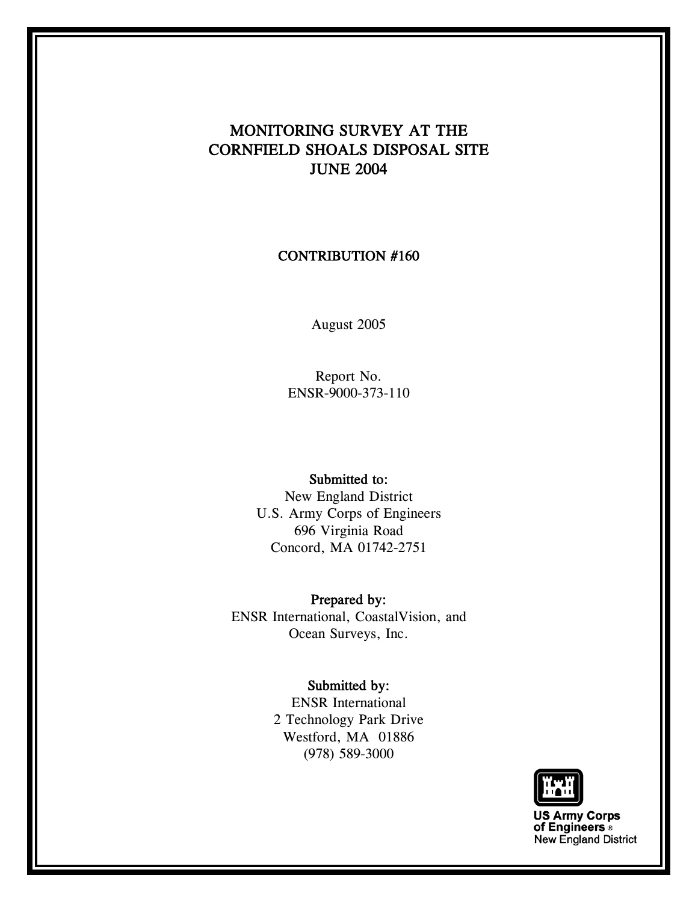# MONITORING SURVEY AT THE CORNFIELD SHOALS DISPOSAL SITE JUNE 2004

## CONTRIBUTION #160

August 2005

Report No.
ENSR-9000-373-110

**Submitted to:**
New England District
U.S. Army Corps of Engineers
696 Virginia Road
Concord, MA 01742-2751

**Prepared by:**
ENSR International, CoastalVision, and
Ocean Surveys, Inc.

**Submitted by:**
ENSR International
2 Technology Park Drive
Westford, MA 01886
(978) 589-3000

US Army Corps
of Engineers ®
New England District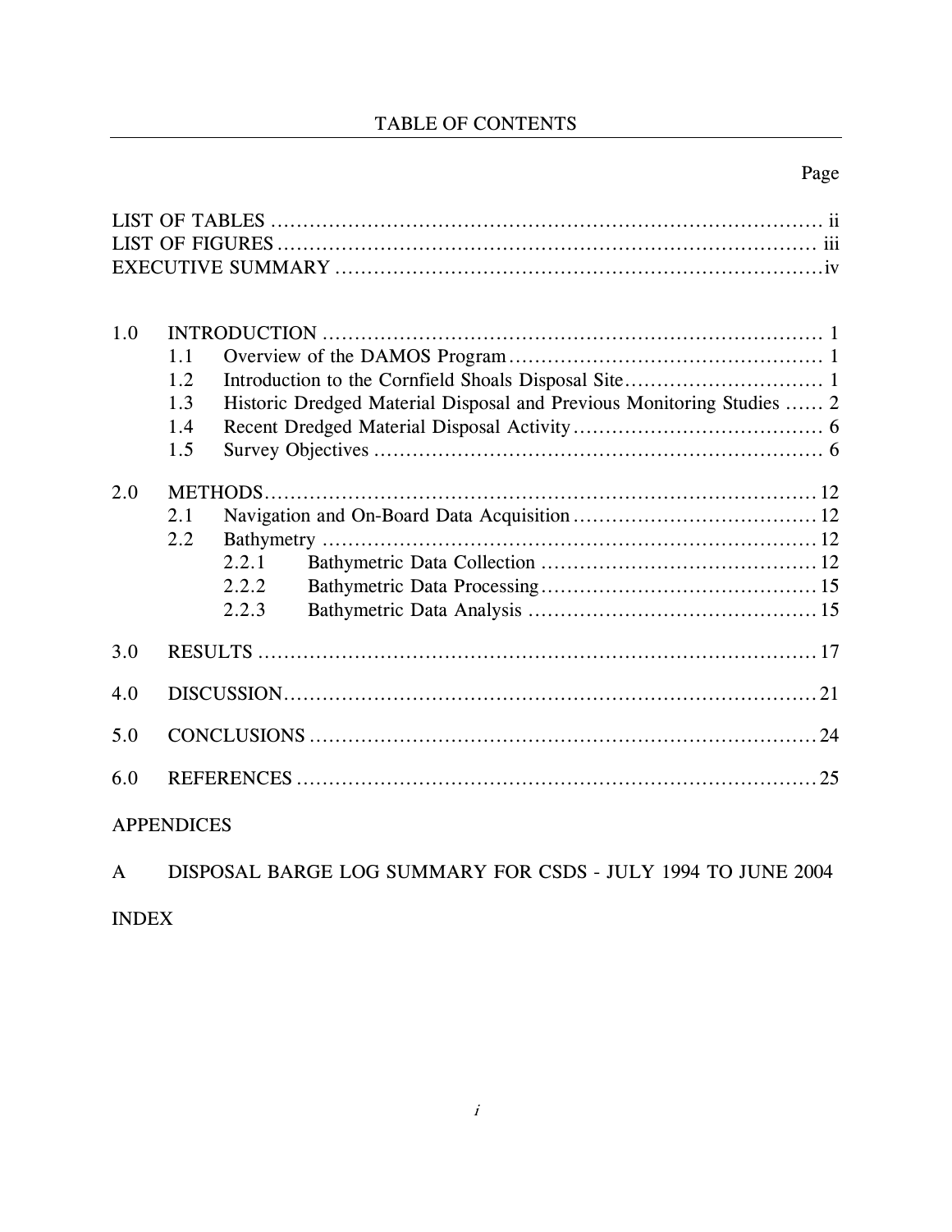# TABLE OF CONTENTS

| | Page |
|---|---|
| LIST OF TABLES | ii |
| LIST OF FIGURES | iii |
| EXECUTIVE SUMMARY | iv |
| | |
| 1.0 INTRODUCTION | 1 |
| 1.1 Overview of the DAMOS Program | 1 |
| 1.2 Introduction to the Cornfield Shoals Disposal Site | 1 |
| 1.3 Historic Dredged Material Disposal and Previous Monitoring Studies | 2 |
| 1.4 Recent Dredged Material Disposal Activity | 6 |
| 1.5 Survey Objectives | 6 |
| | |
| 2.0 METHODS | 12 |
| 2.1 Navigation and On-Board Data Acquisition | 12 |
| 2.2 Bathymetry | 12 |
| 2.2.1 Bathymetric Data Collection | 12 |
| 2.2.2 Bathymetric Data Processing | 15 |
| 2.2.3 Bathymetric Data Analysis | 15 |
| | |
| 3.0 RESULTS | 17 |
| | |
| 4.0 DISCUSSION | 21 |
| | |
| 5.0 CONCLUSIONS | 24 |
| | |
| 6.0 REFERENCES | 25 |

APPENDICES

A DISPOSAL BARGE LOG SUMMARY FOR CSDS - JULY 1994 TO JUNE 2004

INDEX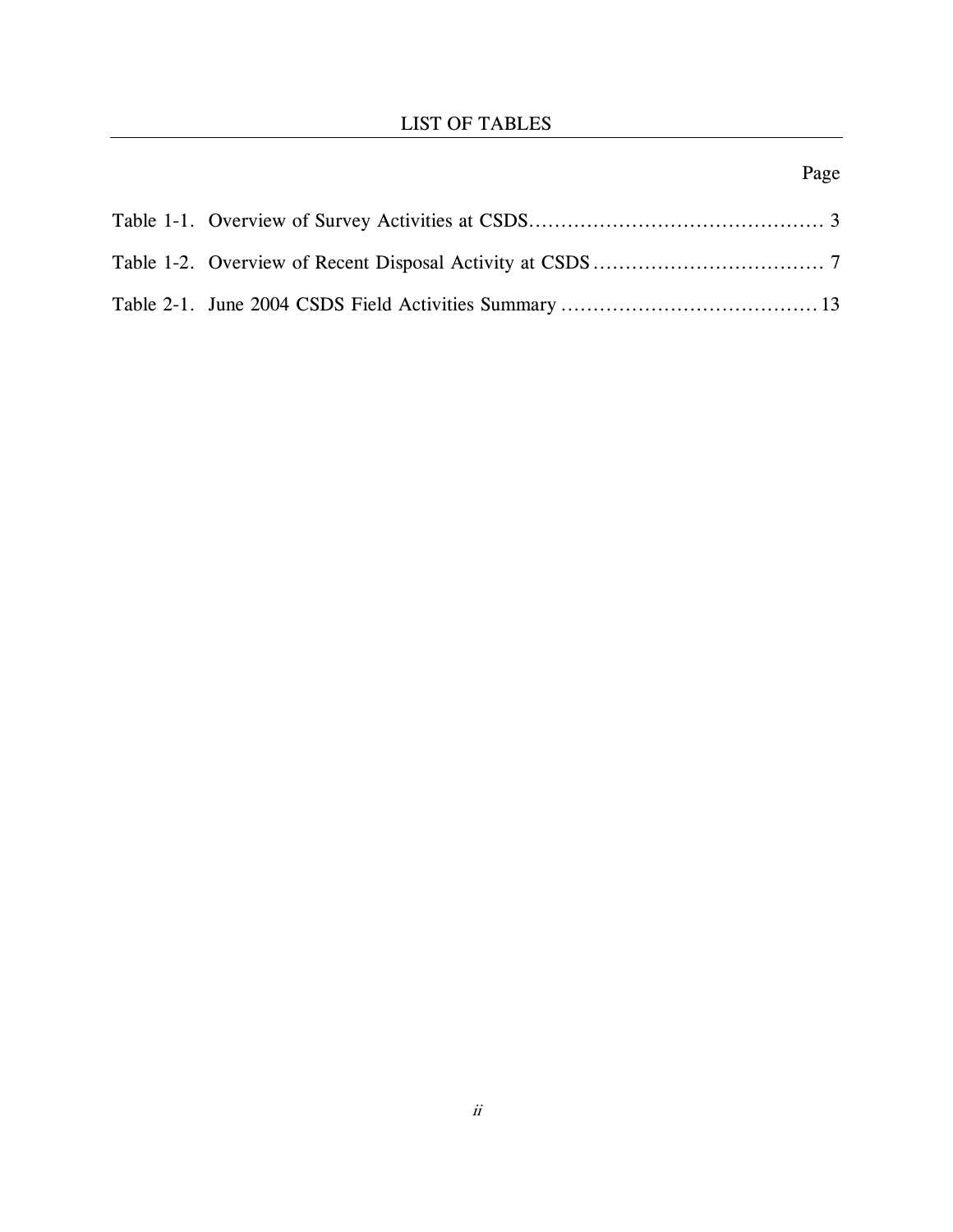# LIST OF TABLES

| | Page |
|---|---|
| Table 1-1. Overview of Survey Activities at CSDS | 3 |
| Table 1-2. Overview of Recent Disposal Activity at CSDS | 7 |
| Table 2-1. June 2004 CSDS Field Activities Summary | 13 |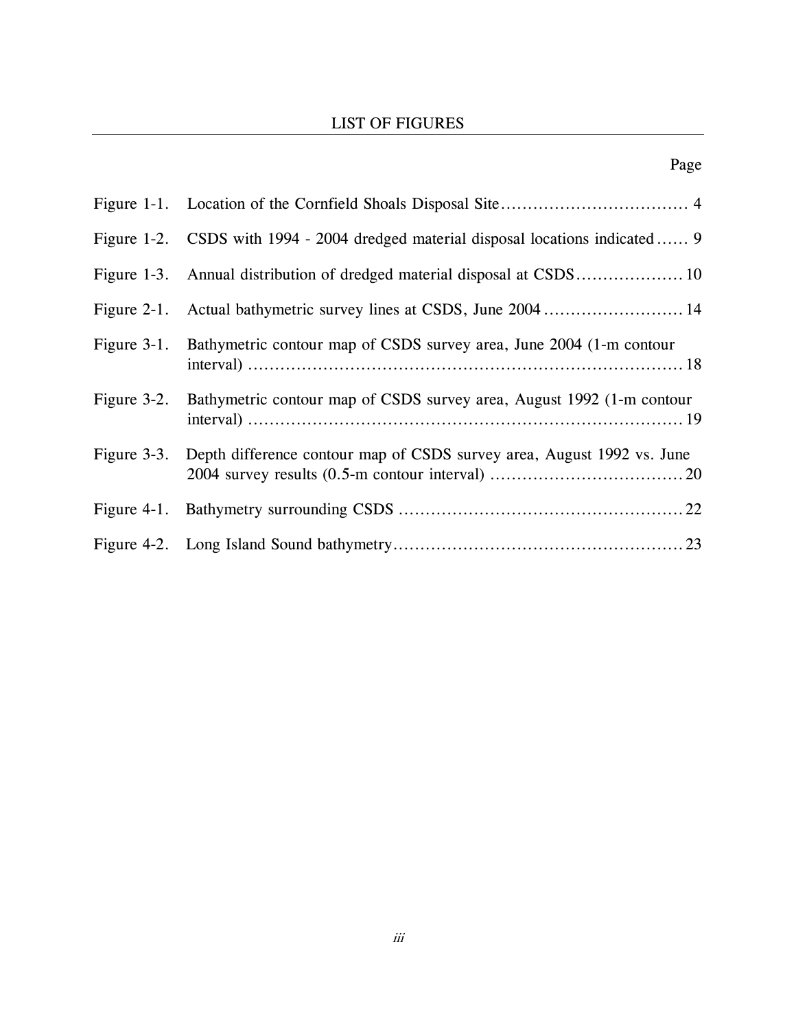# LIST OF FIGURES

| | | Page |
|---|---|---|
| Figure 1-1. | Location of the Cornfield Shoals Disposal Site | 4 |
| Figure 1-2. | CSDS with 1994 - 2004 dredged material disposal locations indicated | 9 |
| Figure 1-3. | Annual distribution of dredged material disposal at CSDS | 10 |
| Figure 2-1. | Actual bathymetric survey lines at CSDS, June 2004 | 14 |
| Figure 3-1. | Bathymetric contour map of CSDS survey area, June 2004 (1-m contour interval) | 18 |
| Figure 3-2. | Bathymetric contour map of CSDS survey area, August 1992 (1-m contour interval) | 19 |
| Figure 3-3. | Depth difference contour map of CSDS survey area, August 1992 vs. June 2004 survey results (0.5-m contour interval) | 20 |
| Figure 4-1. | Bathymetry surrounding CSDS | 22 |
| Figure 4-2. | Long Island Sound bathymetry | 23 |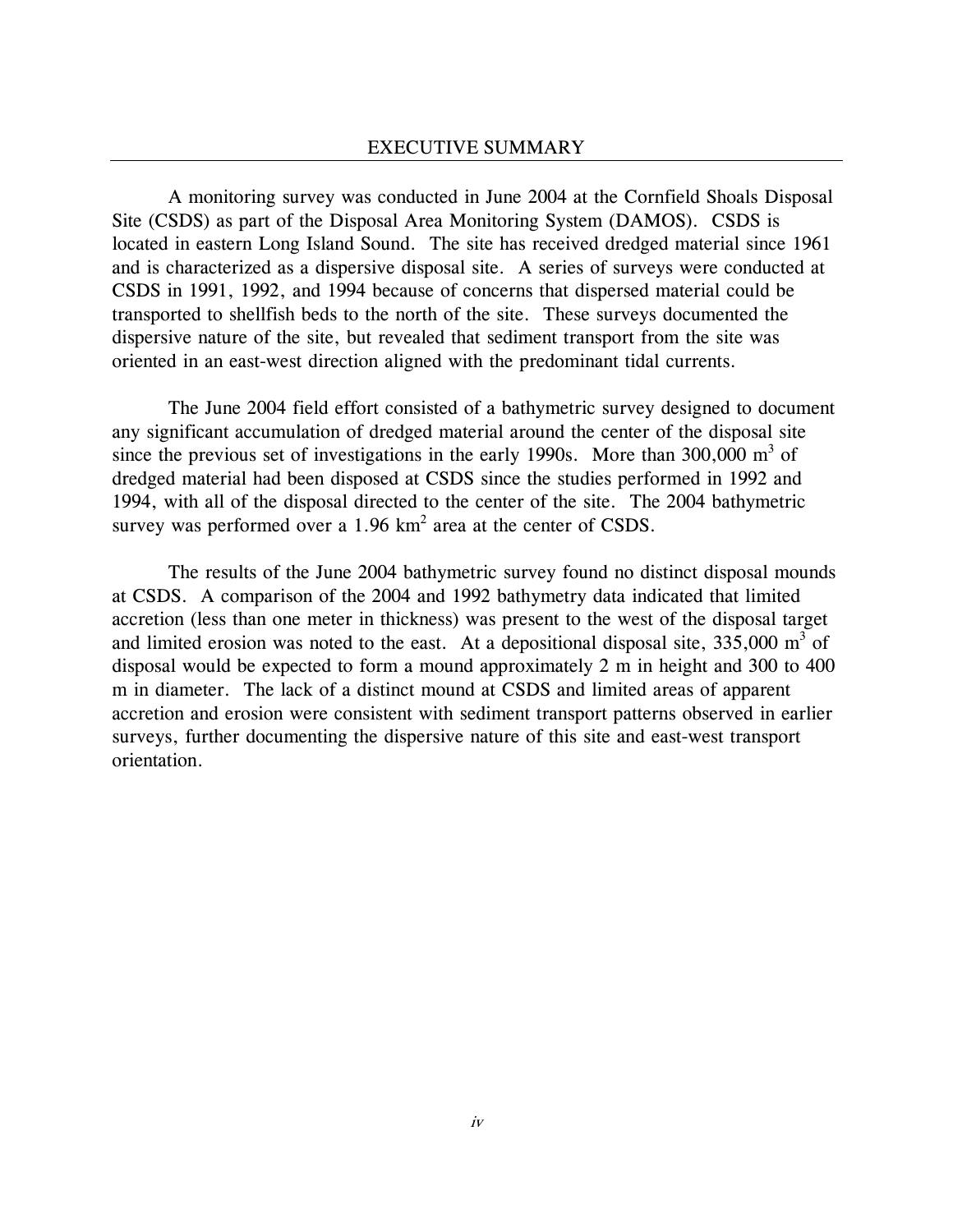# EXECUTIVE SUMMARY

A monitoring survey was conducted in June 2004 at the Cornfield Shoals Disposal Site (CSDS) as part of the Disposal Area Monitoring System (DAMOS). CSDS is located in eastern Long Island Sound. The site has received dredged material since 1961 and is characterized as a dispersive disposal site. A series of surveys were conducted at CSDS in 1991, 1992, and 1994 because of concerns that dispersed material could be transported to shellfish beds to the north of the site. These surveys documented the dispersive nature of the site, but revealed that sediment transport from the site was oriented in an east-west direction aligned with the predominant tidal currents.

The June 2004 field effort consisted of a bathymetric survey designed to document any significant accumulation of dredged material around the center of the disposal site since the previous set of investigations in the early 1990s. More than 300,000 $m^3$ of dredged material had been disposed at CSDS since the studies performed in 1992 and 1994, with all of the disposal directed to the center of the site. The 2004 bathymetric survey was performed over a 1.96 $km^2$ area at the center of CSDS.

The results of the June 2004 bathymetric survey found no distinct disposal mounds at CSDS. A comparison of the 2004 and 1992 bathymetry data indicated that limited accretion (less than one meter in thickness) was present to the west of the disposal target and limited erosion was noted to the east. At a depositional disposal site, 335,000 $m^3$ of disposal would be expected to form a mound approximately 2 m in height and 300 to 400 m in diameter. The lack of a distinct mound at CSDS and limited areas of apparent accretion and erosion were consistent with sediment transport patterns observed in earlier surveys, further documenting the dispersive nature of this site and east-west transport orientation.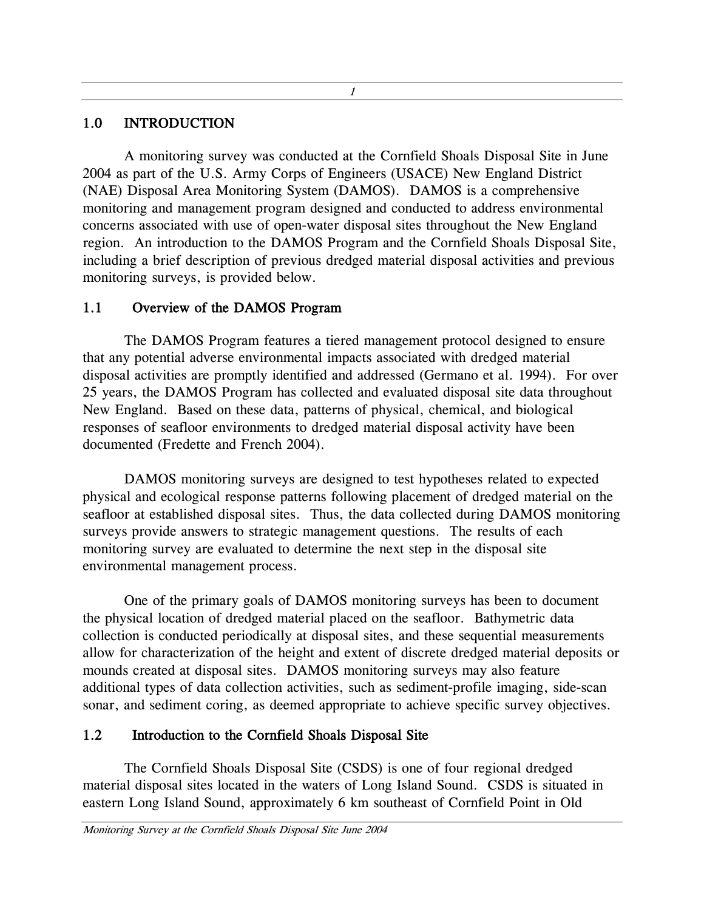# 1.0 INTRODUCTION

A monitoring survey was conducted at the Cornfield Shoals Disposal Site in June 2004 as part of the U.S. Army Corps of Engineers (USACE) New England District (NAE) Disposal Area Monitoring System (DAMOS). DAMOS is a comprehensive monitoring and management program designed and conducted to address environmental concerns associated with use of open-water disposal sites throughout the New England region. An introduction to the DAMOS Program and the Cornfield Shoals Disposal Site, including a brief description of previous dredged material disposal activities and previous monitoring surveys, is provided below.

## 1.1 Overview of the DAMOS Program

The DAMOS Program features a tiered management protocol designed to ensure that any potential adverse environmental impacts associated with dredged material disposal activities are promptly identified and addressed (Germano et al. 1994). For over 25 years, the DAMOS Program has collected and evaluated disposal site data throughout New England. Based on these data, patterns of physical, chemical, and biological responses of seafloor environments to dredged material disposal activity have been documented (Fredette and French 2004).

DAMOS monitoring surveys are designed to test hypotheses related to expected physical and ecological response patterns following placement of dredged material on the seafloor at established disposal sites. Thus, the data collected during DAMOS monitoring surveys provide answers to strategic management questions. The results of each monitoring survey are evaluated to determine the next step in the disposal site environmental management process.

One of the primary goals of DAMOS monitoring surveys has been to document the physical location of dredged material placed on the seafloor. Bathymetric data collection is conducted periodically at disposal sites, and these sequential measurements allow for characterization of the height and extent of discrete dredged material deposits or mounds created at disposal sites. DAMOS monitoring surveys may also feature additional types of data collection activities, such as sediment-profile imaging, side-scan sonar, and sediment coring, as deemed appropriate to achieve specific survey objectives.

## 1.2 Introduction to the Cornfield Shoals Disposal Site

The Cornfield Shoals Disposal Site (CSDS) is one of four regional dredged material disposal sites located in the waters of Long Island Sound. CSDS is situated in eastern Long Island Sound, approximately 6 km southeast of Cornfield Point in Old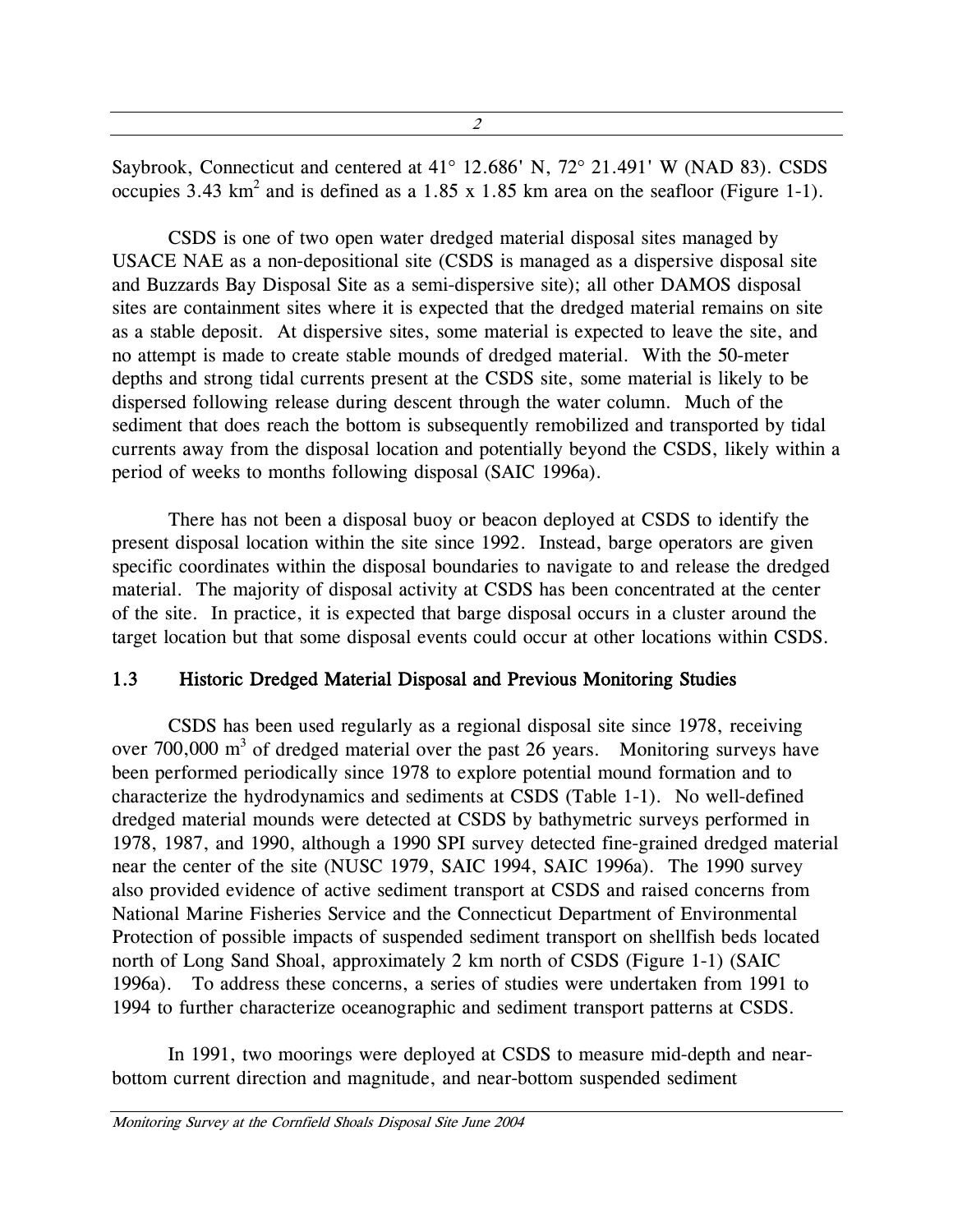Saybrook, Connecticut and centered at 41° 12.686' N, 72° 21.491' W (NAD 83). CSDS occupies 3.43 $km^2$ and is defined as a 1.85 x 1.85 km area on the seafloor (Figure 1-1).

CSDS is one of two open water dredged material disposal sites managed by USACE NAE as a non-depositional site (CSDS is managed as a dispersive disposal site and Buzzards Bay Disposal Site as a semi-dispersive site); all other DAMOS disposal sites are containment sites where it is expected that the dredged material remains on site as a stable deposit. At dispersive sites, some material is expected to leave the site, and no attempt is made to create stable mounds of dredged material. With the 50-meter depths and strong tidal currents present at the CSDS site, some material is likely to be dispersed following release during descent through the water column. Much of the sediment that does reach the bottom is subsequently remobilized and transported by tidal currents away from the disposal location and potentially beyond the CSDS, likely within a period of weeks to months following disposal (SAIC 1996a).

There has not been a disposal buoy or beacon deployed at CSDS to identify the present disposal location within the site since 1992. Instead, barge operators are given specific coordinates within the disposal boundaries to navigate to and release the dredged material. The majority of disposal activity at CSDS has been concentrated at the center of the site. In practice, it is expected that barge disposal occurs in a cluster around the target location but that some disposal events could occur at other locations within CSDS.

## 1.3 Historic Dredged Material Disposal and Previous Monitoring Studies

CSDS has been used regularly as a regional disposal site since 1978, receiving over 700,000 $m^3$ of dredged material over the past 26 years. Monitoring surveys have been performed periodically since 1978 to explore potential mound formation and to characterize the hydrodynamics and sediments at CSDS (Table 1-1). No well-defined dredged material mounds were detected at CSDS by bathymetric surveys performed in 1978, 1987, and 1990, although a 1990 SPI survey detected fine-grained dredged material near the center of the site (NUSC 1979, SAIC 1994, SAIC 1996a). The 1990 survey also provided evidence of active sediment transport at CSDS and raised concerns from National Marine Fisheries Service and the Connecticut Department of Environmental Protection of possible impacts of suspended sediment transport on shellfish beds located north of Long Sand Shoal, approximately 2 km north of CSDS (Figure 1-1) (SAIC 1996a). To address these concerns, a series of studies were undertaken from 1991 to 1994 to further characterize oceanographic and sediment transport patterns at CSDS.

In 1991, two moorings were deployed at CSDS to measure mid-depth and near-bottom current direction and magnitude, and near-bottom suspended sediment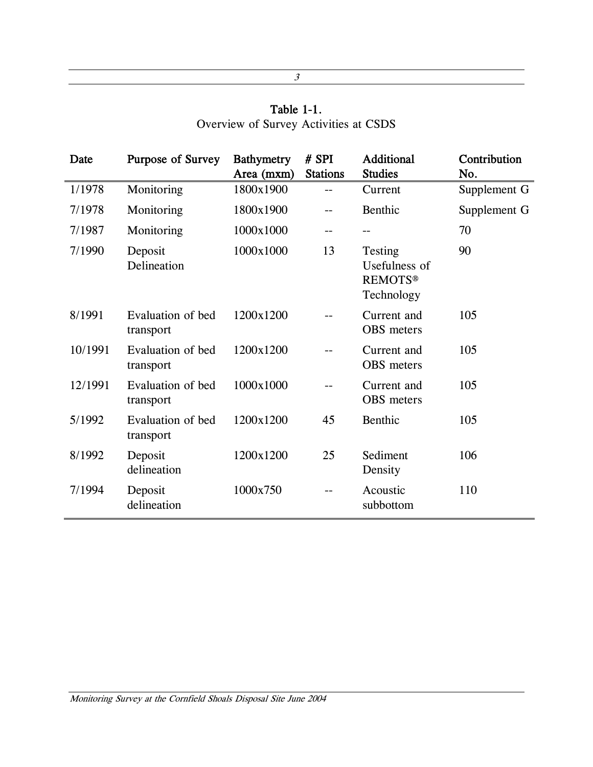**Table 1-1.**
Overview of Survey Activities at CSDS

| Date | Purpose of Survey | Bathymetry Area (mxm) | # SPI Stations | Additional Studies | Contribution No. |
|---|---|---|---|---|---|
| 1/1978 | Monitoring | 1800x1900 | -- | Current | Supplement G |
| 7/1978 | Monitoring | 1800x1900 | -- | Benthic | Supplement G |
| 7/1987 | Monitoring | 1000x1000 | -- | -- | 70 |
| 7/1990 | Deposit Delineation | 1000x1000 | 13 | Testing Usefulness of REMOTS® Technology | 90 |
| 8/1991 | Evaluation of bed transport | 1200x1200 | -- | Current and OBS meters | 105 |
| 10/1991 | Evaluation of bed transport | 1200x1200 | -- | Current and OBS meters | 105 |
| 12/1991 | Evaluation of bed transport | 1000x1000 | -- | Current and OBS meters | 105 |
| 5/1992 | Evaluation of bed transport | 1200x1200 | 45 | Benthic | 105 |
| 8/1992 | Deposit delineation | 1200x1200 | 25 | Sediment Density | 106 |
| 7/1994 | Deposit delineation | 1000x750 | -- | Acoustic subbottom | 110 |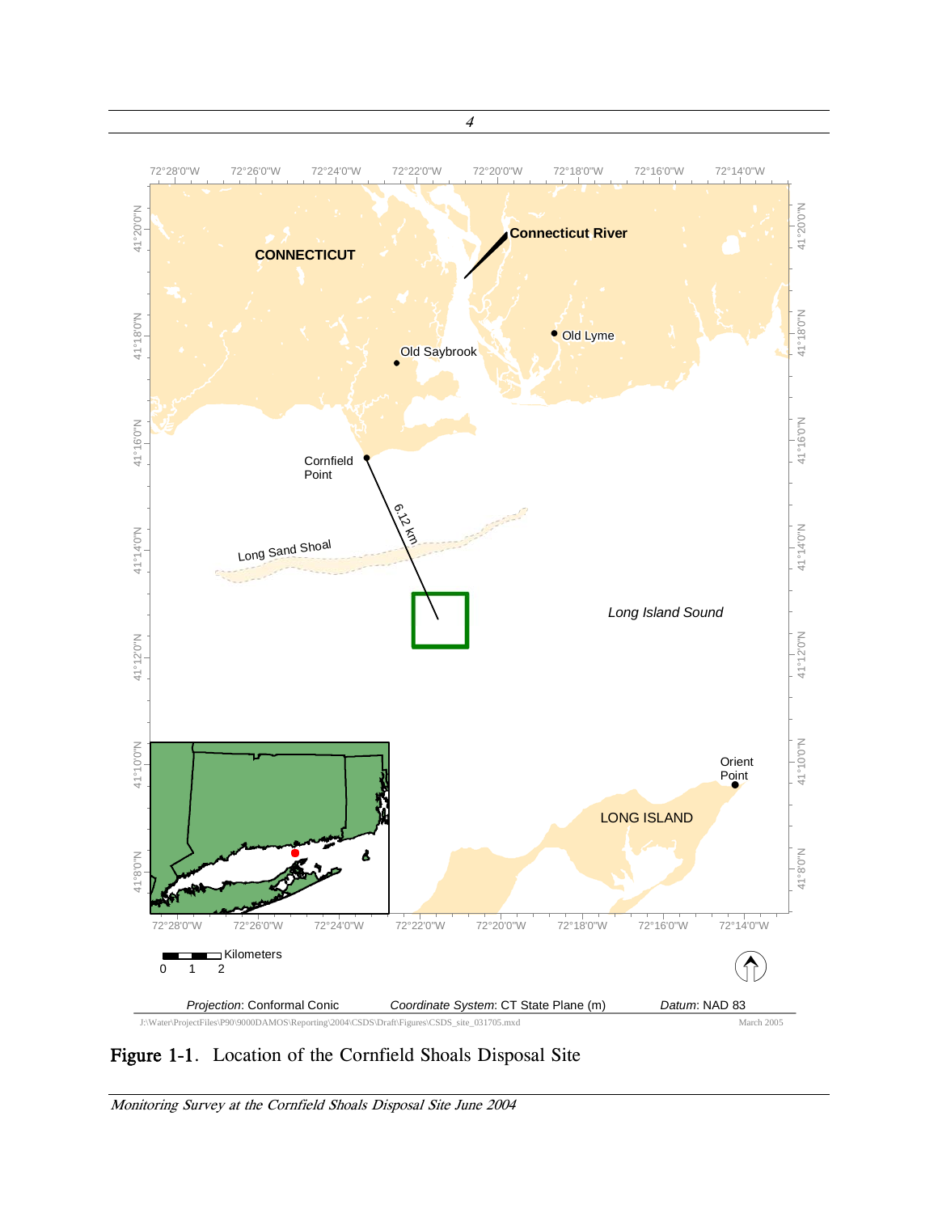CONNECTICUT

Connecticut River

Old Saybrook

Old Lyme

Cornfield Point

6.12 km

Long Sand Shoal

Long Island Sound

Orient Point

LONG ISLAND

Kilometers

0 1 2

*Projection*: Conformal Conic *Coordinate System*: CT State Plane (m) *Datum*: NAD 83

J:\Water\ProjectFiles\P90\9000DAMOS\Reporting\2004\CSDS\Draft\Figures\CSDS_site_031705.mxd March 2005

**Figure 1-1.** Location of the Cornfield Shoals Disposal Site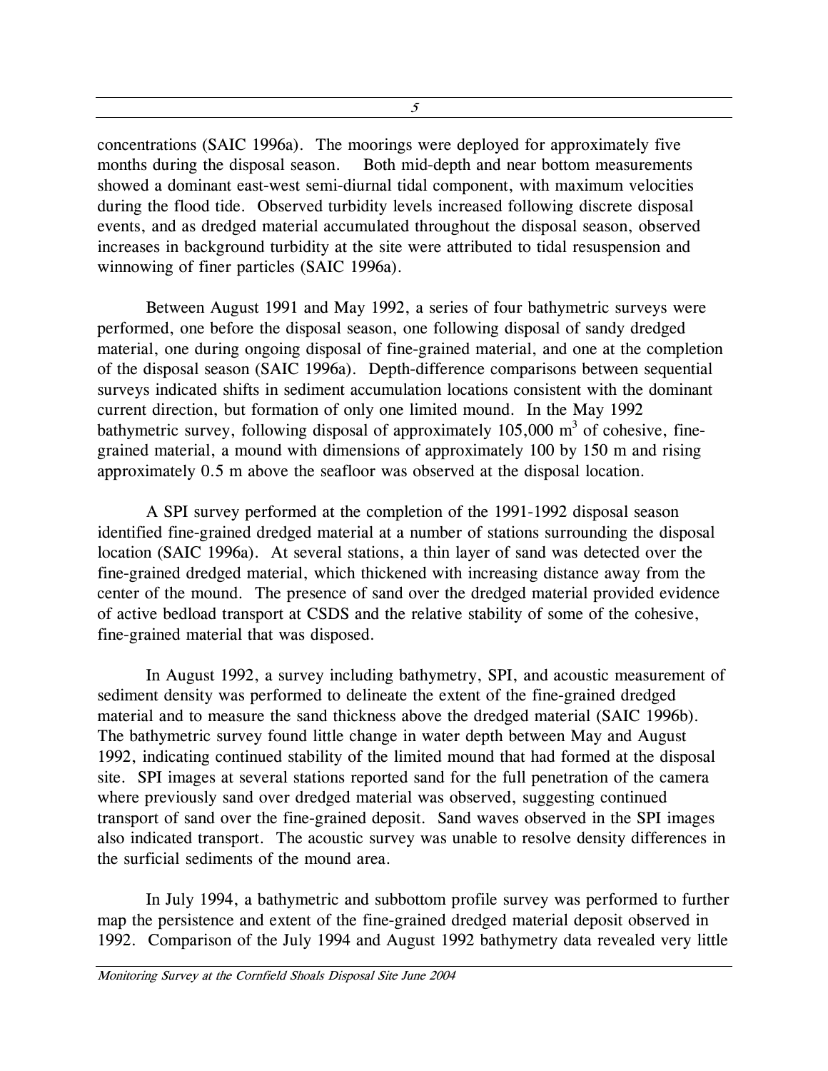concentrations (SAIC 1996a). The moorings were deployed for approximately five months during the disposal season. Both mid-depth and near bottom measurements showed a dominant east-west semi-diurnal tidal component, with maximum velocities during the flood tide. Observed turbidity levels increased following discrete disposal events, and as dredged material accumulated throughout the disposal season, observed increases in background turbidity at the site were attributed to tidal resuspension and winnowing of finer particles (SAIC 1996a).

Between August 1991 and May 1992, a series of four bathymetric surveys were performed, one before the disposal season, one following disposal of sandy dredged material, one during ongoing disposal of fine-grained material, and one at the completion of the disposal season (SAIC 1996a). Depth-difference comparisons between sequential surveys indicated shifts in sediment accumulation locations consistent with the dominant current direction, but formation of only one limited mound. In the May 1992 bathymetric survey, following disposal of approximately 105,000 $m^3$ of cohesive, fine-grained material, a mound with dimensions of approximately 100 by 150 m and rising approximately 0.5 m above the seafloor was observed at the disposal location.

A SPI survey performed at the completion of the 1991-1992 disposal season identified fine-grained dredged material at a number of stations surrounding the disposal location (SAIC 1996a). At several stations, a thin layer of sand was detected over the fine-grained dredged material, which thickened with increasing distance away from the center of the mound. The presence of sand over the dredged material provided evidence of active bedload transport at CSDS and the relative stability of some of the cohesive, fine-grained material that was disposed.

In August 1992, a survey including bathymetry, SPI, and acoustic measurement of sediment density was performed to delineate the extent of the fine-grained dredged material and to measure the sand thickness above the dredged material (SAIC 1996b). The bathymetric survey found little change in water depth between May and August 1992, indicating continued stability of the limited mound that had formed at the disposal site. SPI images at several stations reported sand for the full penetration of the camera where previously sand over dredged material was observed, suggesting continued transport of sand over the fine-grained deposit. Sand waves observed in the SPI images also indicated transport. The acoustic survey was unable to resolve density differences in the surficial sediments of the mound area.

In July 1994, a bathymetric and subbottom profile survey was performed to further map the persistence and extent of the fine-grained dredged material deposit observed in 1992. Comparison of the July 1994 and August 1992 bathymetry data revealed very little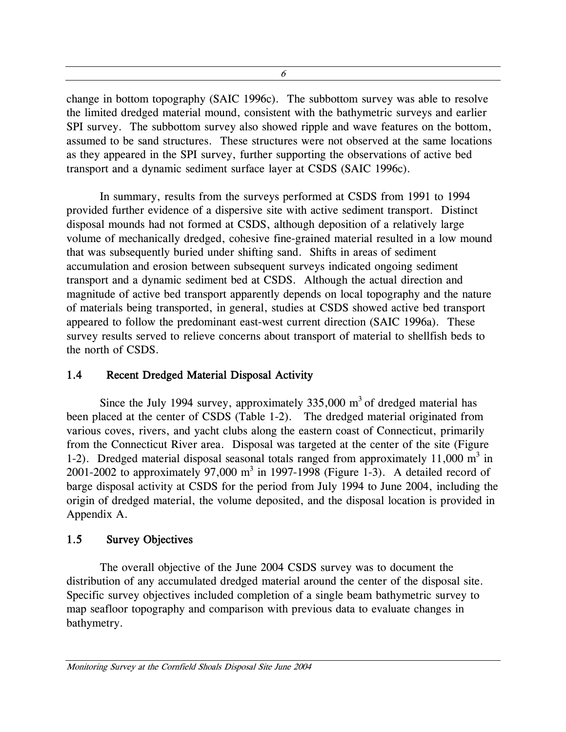change in bottom topography (SAIC 1996c). The subbottom survey was able to resolve the limited dredged material mound, consistent with the bathymetric surveys and earlier SPI survey. The subbottom survey also showed ripple and wave features on the bottom, assumed to be sand structures. These structures were not observed at the same locations as they appeared in the SPI survey, further supporting the observations of active bed transport and a dynamic sediment surface layer at CSDS (SAIC 1996c).

In summary, results from the surveys performed at CSDS from 1991 to 1994 provided further evidence of a dispersive site with active sediment transport. Distinct disposal mounds had not formed at CSDS, although deposition of a relatively large volume of mechanically dredged, cohesive fine-grained material resulted in a low mound that was subsequently buried under shifting sand. Shifts in areas of sediment accumulation and erosion between subsequent surveys indicated ongoing sediment transport and a dynamic sediment bed at CSDS. Although the actual direction and magnitude of active bed transport apparently depends on local topography and the nature of materials being transported, in general, studies at CSDS showed active bed transport appeared to follow the predominant east-west current direction (SAIC 1996a). These survey results served to relieve concerns about transport of material to shellfish beds to the north of CSDS.

## 1.4 Recent Dredged Material Disposal Activity

Since the July 1994 survey, approximately 335,000 $m^3$ of dredged material has been placed at the center of CSDS (Table 1-2). The dredged material originated from various coves, rivers, and yacht clubs along the eastern coast of Connecticut, primarily from the Connecticut River area. Disposal was targeted at the center of the site (Figure 1-2). Dredged material disposal seasonal totals ranged from approximately 11,000 $m^3$ in 2001-2002 to approximately 97,000 $m^3$ in 1997-1998 (Figure 1-3). A detailed record of barge disposal activity at CSDS for the period from July 1994 to June 2004, including the origin of dredged material, the volume deposited, and the disposal location is provided in Appendix A.

## 1.5 Survey Objectives

The overall objective of the June 2004 CSDS survey was to document the distribution of any accumulated dredged material around the center of the disposal site. Specific survey objectives included completion of a single beam bathymetric survey to map seafloor topography and comparison with previous data to evaluate changes in bathymetry.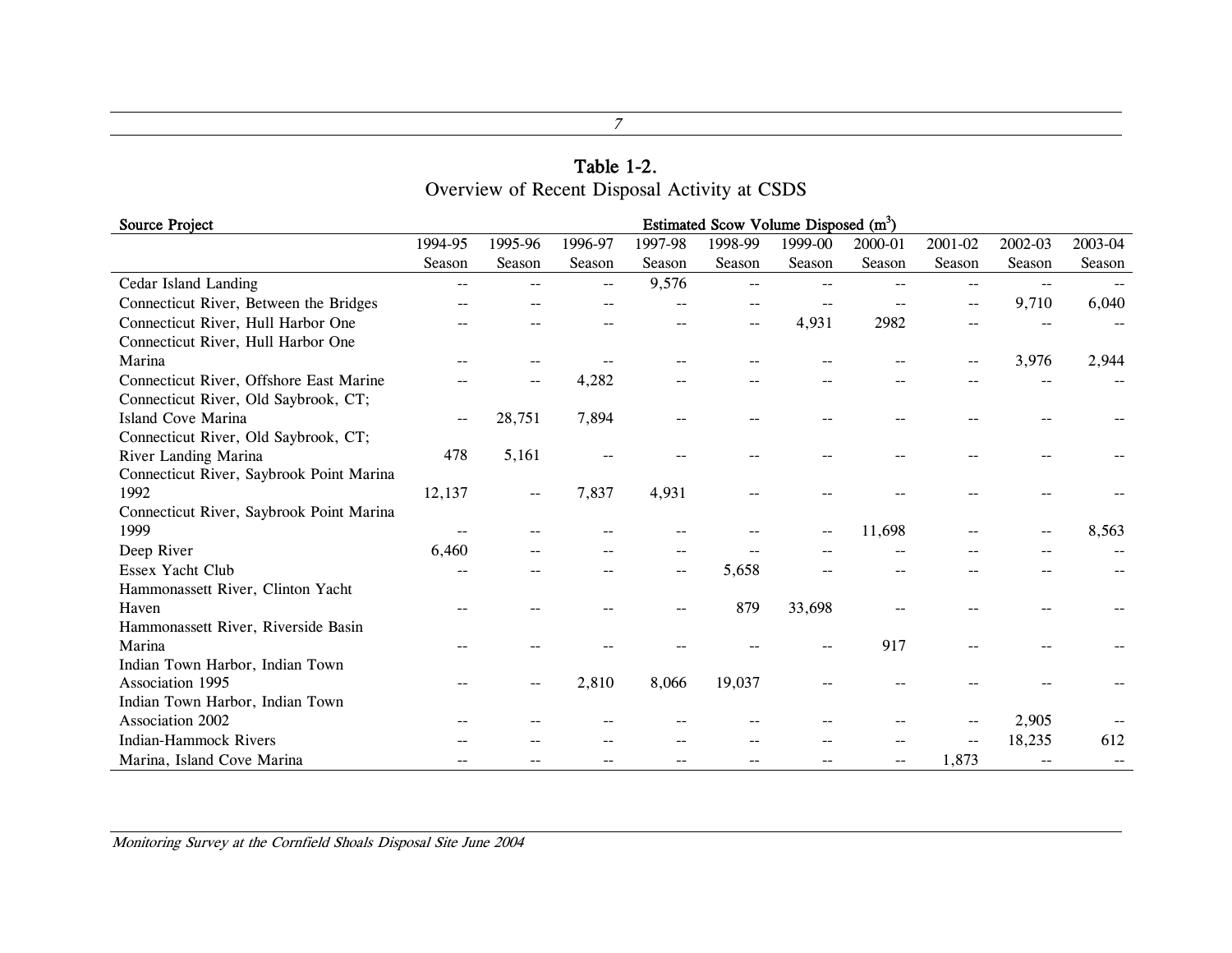**Table 1-2.**
Overview of Recent Disposal Activity at CSDS

| Source Project | Estimated Scow Volume Disposed ($m^3$) | | | | | | | | | |
|---|---|---|---|---|---|---|---|---|---|---|
| | 1994-95 Season | 1995-96 Season | 1996-97 Season | 1997-98 Season | 1998-99 Season | 1999-00 Season | 2000-01 Season | 2001-02 Season | 2002-03 Season | 2003-04 Season |
| Cedar Island Landing | -- | -- | -- | 9,576 | -- | -- | -- | -- | -- | -- |
| Connecticut River, Between the Bridges | -- | -- | -- | -- | -- | -- | -- | -- | 9,710 | 6,040 |
| Connecticut River, Hull Harbor One | -- | -- | -- | -- | -- | 4,931 | 2982 | -- | -- | -- |
| Connecticut River, Hull Harbor One Marina | -- | -- | -- | -- | -- | -- | -- | -- | 3,976 | 2,944 |
| Connecticut River, Offshore East Marine | -- | -- | 4,282 | -- | -- | -- | -- | -- | -- | -- |
| Connecticut River, Old Saybrook, CT; Island Cove Marina | -- | 28,751 | 7,894 | -- | -- | -- | -- | -- | -- | -- |
| Connecticut River, Old Saybrook, CT; River Landing Marina | 478 | 5,161 | -- | -- | -- | -- | -- | -- | -- | -- |
| Connecticut River, Saybrook Point Marina 1992 | 12,137 | -- | 7,837 | 4,931 | -- | -- | -- | -- | -- | -- |
| Connecticut River, Saybrook Point Marina 1999 | -- | -- | -- | -- | -- | -- | 11,698 | -- | -- | 8,563 |
| Deep River | 6,460 | -- | -- | -- | -- | -- | -- | -- | -- | -- |
| Essex Yacht Club | -- | -- | -- | -- | 5,658 | -- | -- | -- | -- | -- |
| Hammonassett River, Clinton Yacht Haven | -- | -- | -- | -- | 879 | 33,698 | -- | -- | -- | -- |
| Hammonassett River, Riverside Basin Marina | -- | -- | -- | -- | -- | -- | 917 | -- | -- | -- |
| Indian Town Harbor, Indian Town Association 1995 | -- | -- | 2,810 | 8,066 | 19,037 | -- | -- | -- | -- | -- |
| Indian Town Harbor, Indian Town Association 2002 | -- | -- | -- | -- | -- | -- | -- | -- | 2,905 | -- |
| Indian-Hammock Rivers | -- | -- | -- | -- | -- | -- | -- | -- | 18,235 | 612 |
| Marina, Island Cove Marina | -- | -- | -- | -- | -- | -- | -- | 1,873 | -- | -- |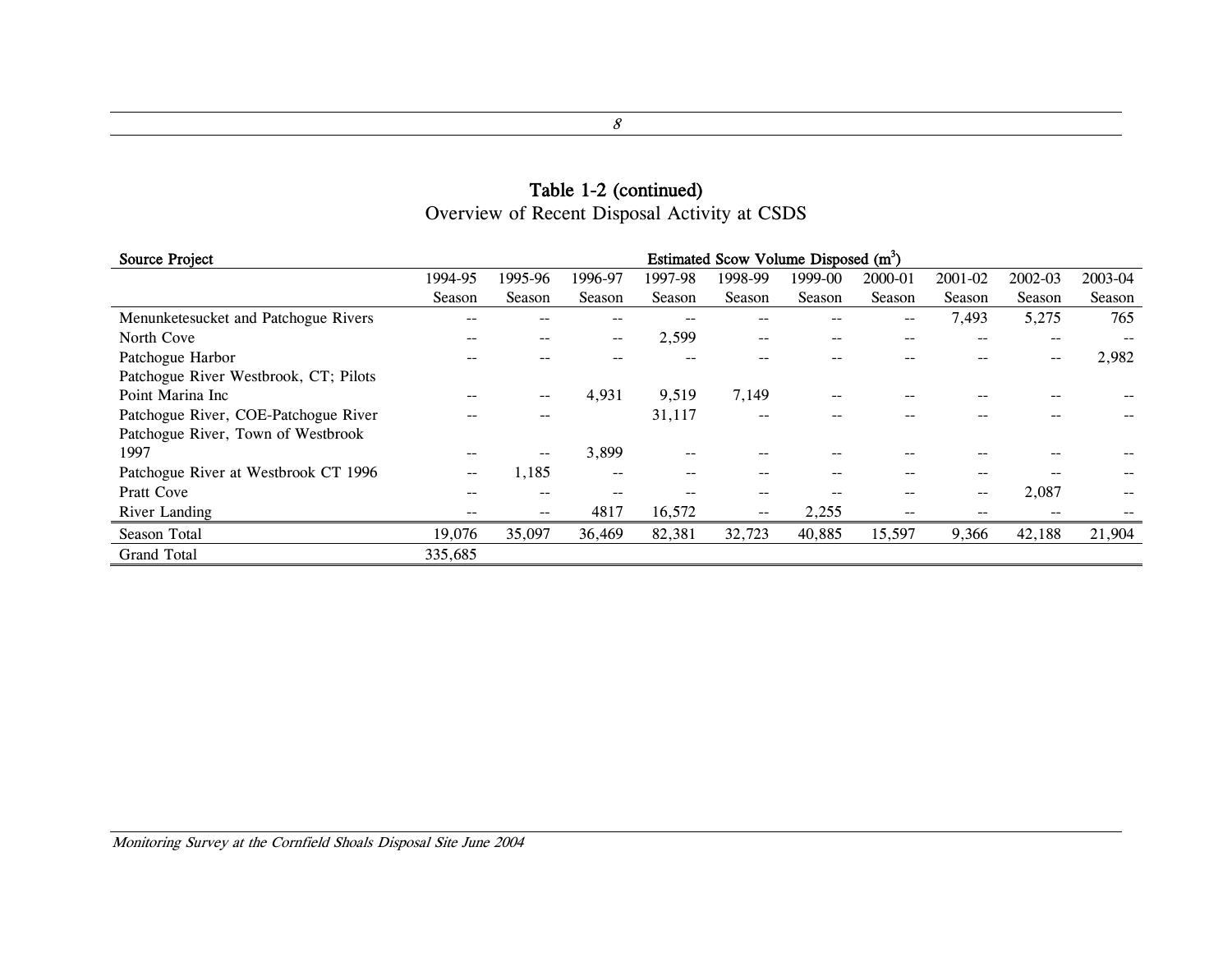**Table 1-2 (continued)**
Overview of Recent Disposal Activity at CSDS

| Source Project | Estimated Scow Volume Disposed ($m^3$) | | | | | | | | | |
|---|---|---|---|---|---|---|---|---|---|---|
| | 1994-95 Season | 1995-96 Season | 1996-97 Season | 1997-98 Season | 1998-99 Season | 1999-00 Season | 2000-01 Season | 2001-02 Season | 2002-03 Season | 2003-04 Season |
| Menunketesucket and Patchogue Rivers | -- | -- | -- | -- | -- | -- | -- | 7,493 | 5,275 | 765 |
| North Cove | -- | -- | -- | 2,599 | -- | -- | -- | -- | -- | -- |
| Patchogue Harbor | -- | -- | -- | -- | -- | -- | -- | -- | -- | 2,982 |
| Patchogue River Westbrook, CT; Pilots Point Marina Inc | -- | -- | 4,931 | 9,519 | 7,149 | -- | -- | -- | -- | -- |
| Patchogue River, COE-Patchogue River | -- | -- | | 31,117 | -- | -- | -- | -- | -- | -- |
| Patchogue River, Town of Westbrook 1997 | -- | -- | 3,899 | -- | -- | -- | -- | -- | -- | -- |
| Patchogue River at Westbrook CT 1996 | -- | 1,185 | -- | -- | -- | -- | -- | -- | -- | -- |
| Pratt Cove | -- | -- | -- | -- | -- | -- | -- | -- | 2,087 | -- |
| River Landing | -- | -- | 4817 | 16,572 | -- | 2,255 | -- | -- | -- | -- |
| Season Total | 19,076 | 35,097 | 36,469 | 82,381 | 32,723 | 40,885 | 15,597 | 9,366 | 42,188 | 21,904 |
| Grand Total | 335,685 | | | | | | | | | |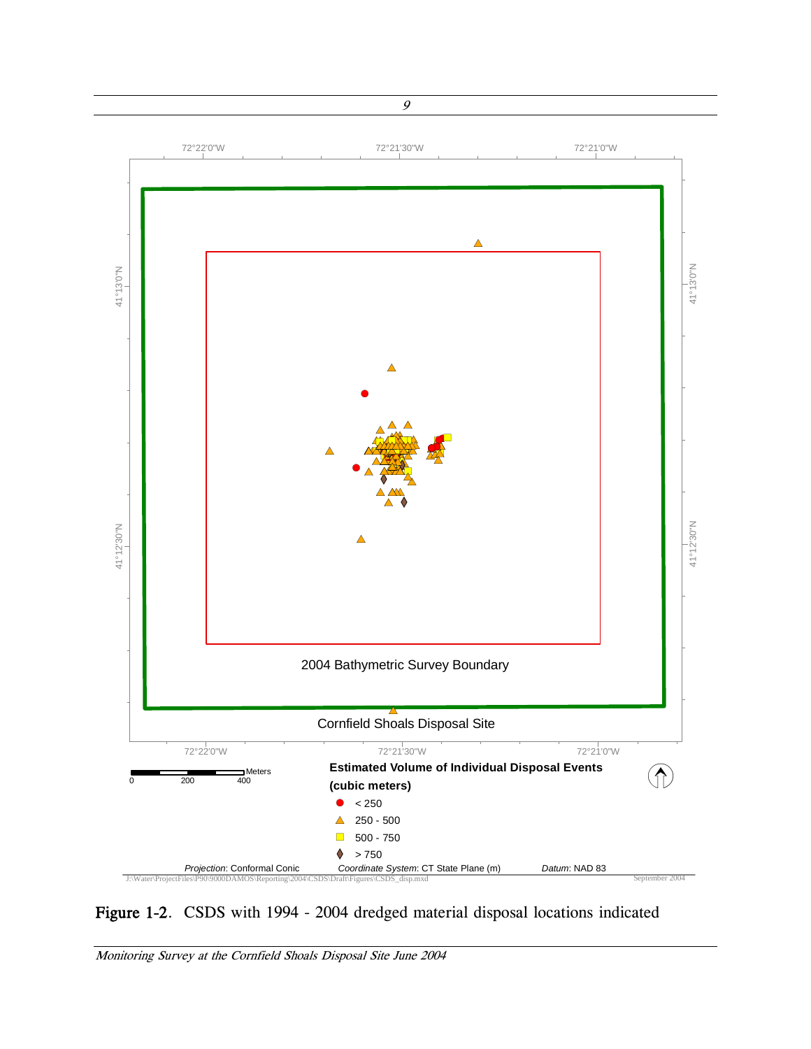Figure 1-2. CSDS with 1994 - 2004 dredged material disposal locations indicated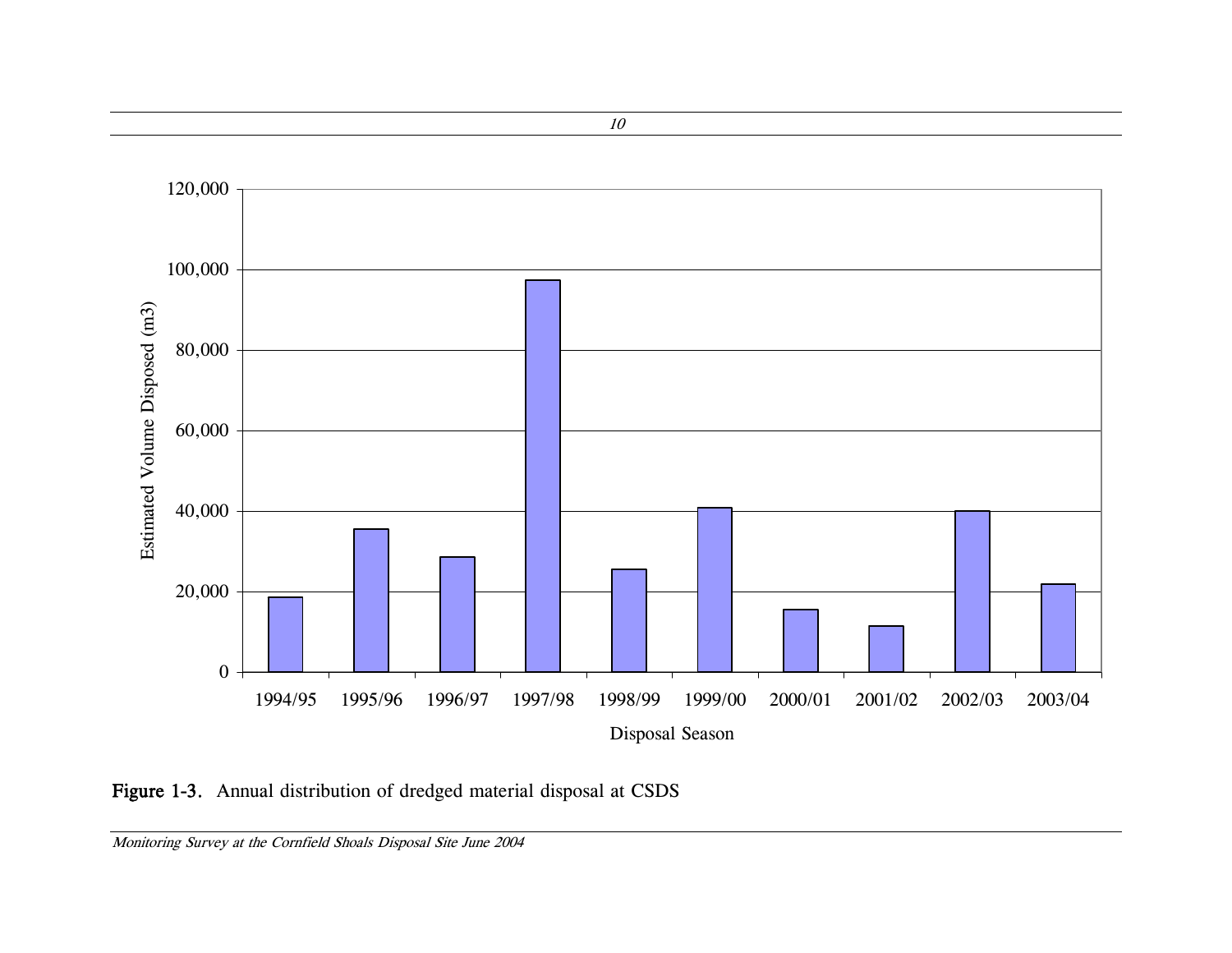**Figure 1-3.** Annual distribution of dredged material disposal at CSDS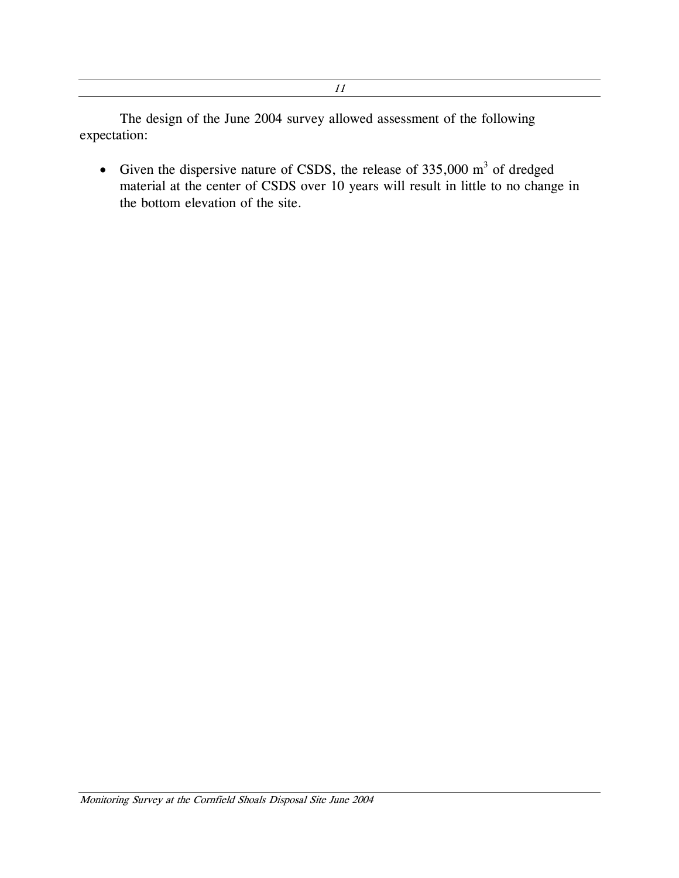The design of the June 2004 survey allowed assessment of the following expectation:

- Given the dispersive nature of CSDS, the release of 335,000 $m^3$ of dredged material at the center of CSDS over 10 years will result in little to no change in the bottom elevation of the site.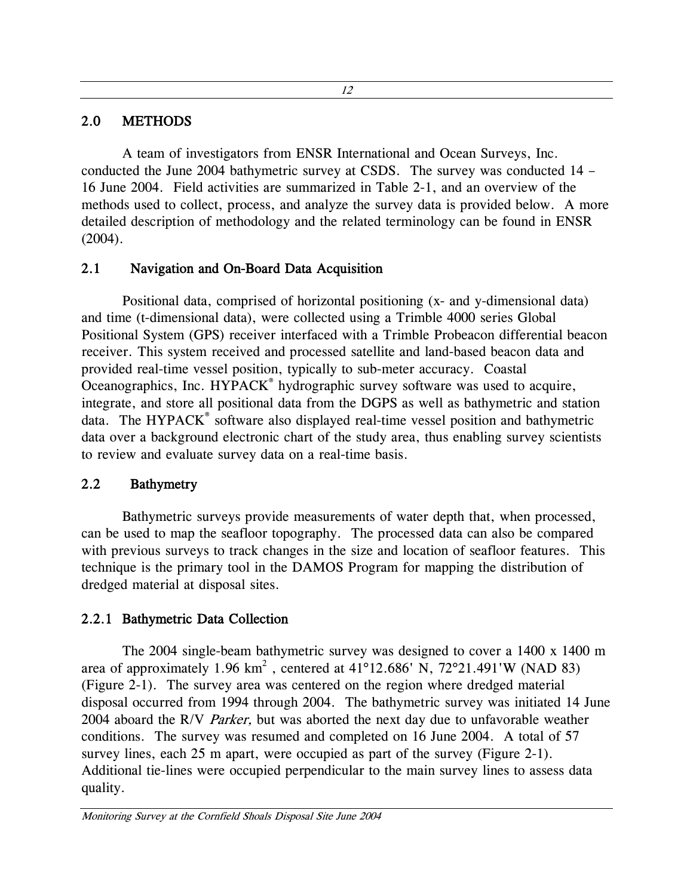## 2.0 METHODS

A team of investigators from ENSR International and Ocean Surveys, Inc. conducted the June 2004 bathymetric survey at CSDS. The survey was conducted 14 – 16 June 2004. Field activities are summarized in Table 2-1, and an overview of the methods used to collect, process, and analyze the survey data is provided below. A more detailed description of methodology and the related terminology can be found in ENSR (2004).

### 2.1 Navigation and On-Board Data Acquisition

Positional data, comprised of horizontal positioning (x- and y-dimensional data) and time (t-dimensional data), were collected using a Trimble 4000 series Global Positional System (GPS) receiver interfaced with a Trimble Probeacon differential beacon receiver. This system received and processed satellite and land-based beacon data and provided real-time vessel position, typically to sub-meter accuracy. Coastal Oceanographics, Inc. HYPACK® hydrographic survey software was used to acquire, integrate, and store all positional data from the DGPS as well as bathymetric and station data. The HYPACK® software also displayed real-time vessel position and bathymetric data over a background electronic chart of the study area, thus enabling survey scientists to review and evaluate survey data on a real-time basis.

### 2.2 Bathymetry

Bathymetric surveys provide measurements of water depth that, when processed, can be used to map the seafloor topography. The processed data can also be compared with previous surveys to track changes in the size and location of seafloor features. This technique is the primary tool in the DAMOS Program for mapping the distribution of dredged material at disposal sites.

#### 2.2.1 Bathymetric Data Collection

The 2004 single-beam bathymetric survey was designed to cover a 1400 x 1400 m area of approximately 1.96 $km^2$ , centered at 41°12.686' N, 72°21.491'W (NAD 83) (Figure 2-1). The survey area was centered on the region where dredged material disposal occurred from 1994 through 2004. The bathymetric survey was initiated 14 June 2004 aboard the R/V *Parker,* but was aborted the next day due to unfavorable weather conditions. The survey was resumed and completed on 16 June 2004. A total of 57 survey lines, each 25 m apart, were occupied as part of the survey (Figure 2-1). Additional tie-lines were occupied perpendicular to the main survey lines to assess data quality.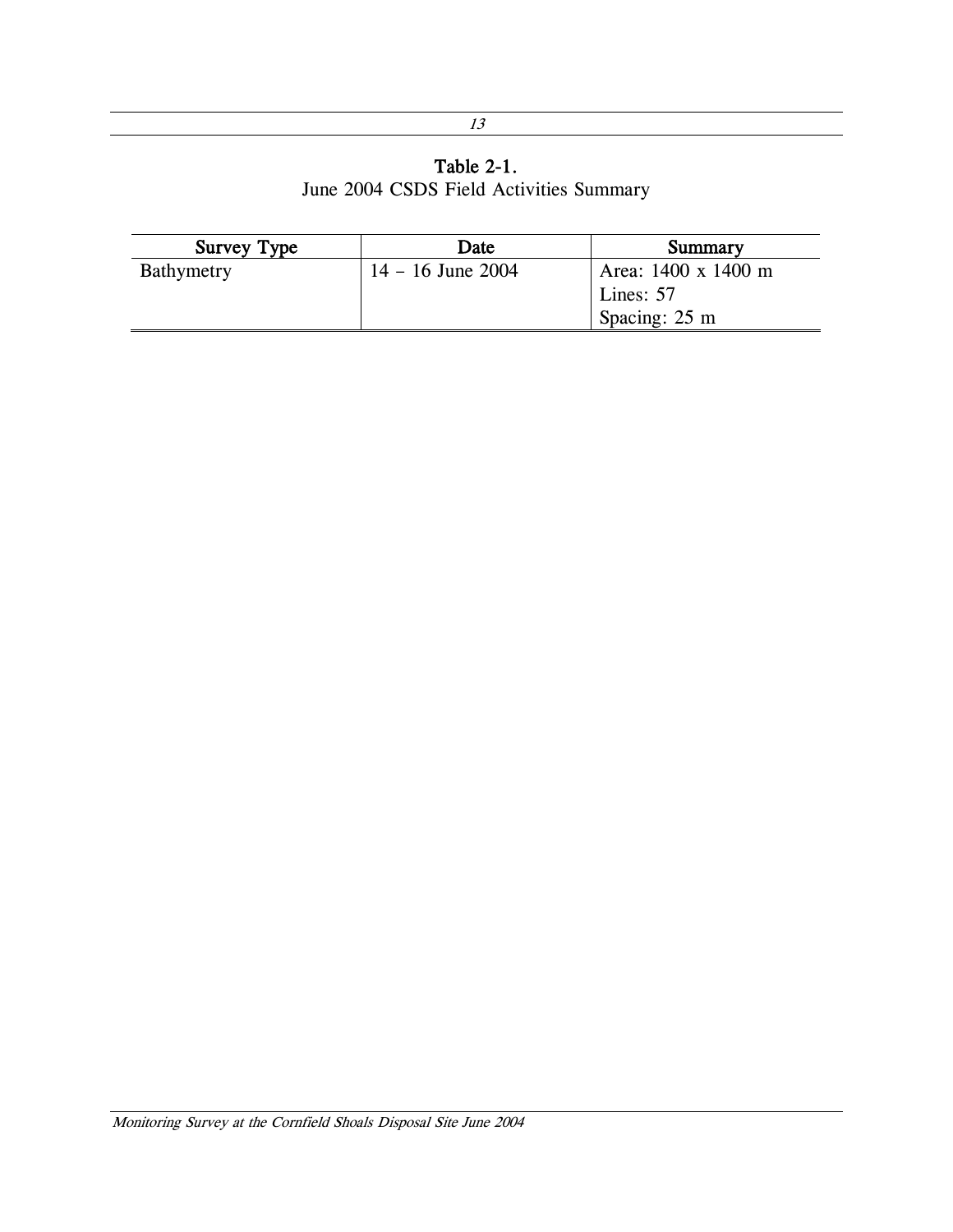**Table 2-1.**
June 2004 CSDS Field Activities Summary

| Survey Type | Date | Summary |
| --- | --- | --- |
| Bathymetry | 14 – 16 June 2004 | Area: 1400 x 1400 m<br>Lines: 57<br>Spacing: 25 m |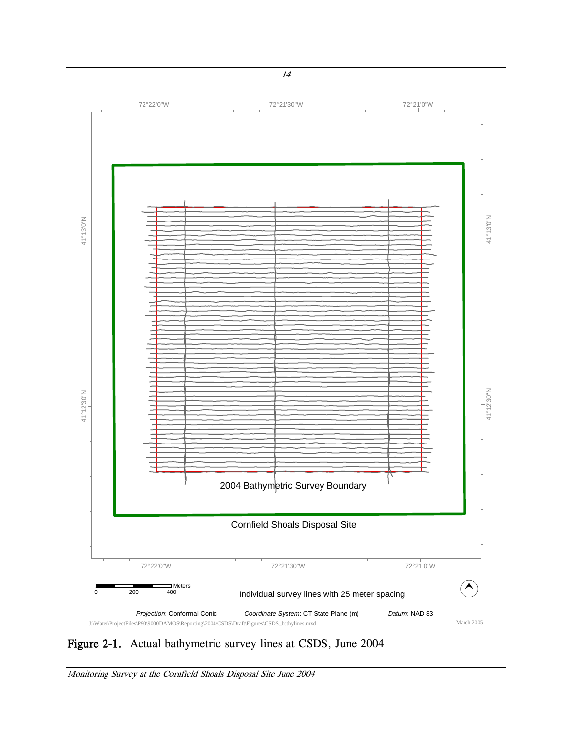**Figure 2-1.** Actual bathymetric survey lines at CSDS, June 2004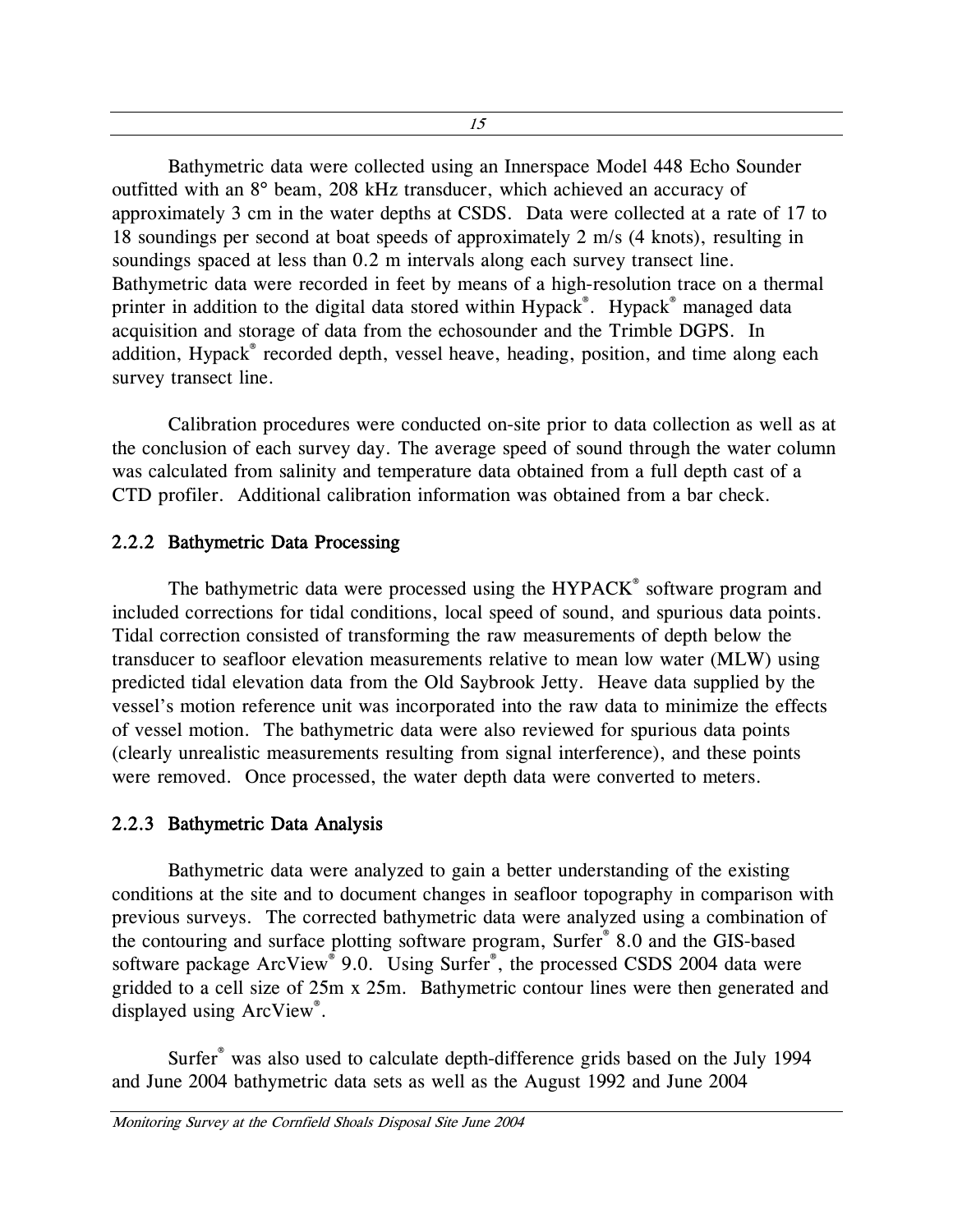Bathymetric data were collected using an Innerspace Model 448 Echo Sounder outfitted with an 8° beam, 208 kHz transducer, which achieved an accuracy of approximately 3 cm in the water depths at CSDS. Data were collected at a rate of 17 to 18 soundings per second at boat speeds of approximately 2 m/s (4 knots), resulting in soundings spaced at less than 0.2 m intervals along each survey transect line. Bathymetric data were recorded in feet by means of a high-resolution trace on a thermal printer in addition to the digital data stored within Hypack®. Hypack® managed data acquisition and storage of data from the echosounder and the Trimble DGPS. In addition, Hypack® recorded depth, vessel heave, heading, position, and time along each survey transect line.

Calibration procedures were conducted on-site prior to data collection as well as at the conclusion of each survey day. The average speed of sound through the water column was calculated from salinity and temperature data obtained from a full depth cast of a CTD profiler. Additional calibration information was obtained from a bar check.

### 2.2.2 Bathymetric Data Processing

The bathymetric data were processed using the HYPACK® software program and included corrections for tidal conditions, local speed of sound, and spurious data points. Tidal correction consisted of transforming the raw measurements of depth below the transducer to seafloor elevation measurements relative to mean low water (MLW) using predicted tidal elevation data from the Old Saybrook Jetty. Heave data supplied by the vessel's motion reference unit was incorporated into the raw data to minimize the effects of vessel motion. The bathymetric data were also reviewed for spurious data points (clearly unrealistic measurements resulting from signal interference), and these points were removed. Once processed, the water depth data were converted to meters.

### 2.2.3 Bathymetric Data Analysis

Bathymetric data were analyzed to gain a better understanding of the existing conditions at the site and to document changes in seafloor topography in comparison with previous surveys. The corrected bathymetric data were analyzed using a combination of the contouring and surface plotting software program, Surfer® 8.0 and the GIS-based software package ArcView® 9.0. Using Surfer®, the processed CSDS 2004 data were gridded to a cell size of 25m x 25m. Bathymetric contour lines were then generated and displayed using ArcView®.

Surfer® was also used to calculate depth-difference grids based on the July 1994 and June 2004 bathymetric data sets as well as the August 1992 and June 2004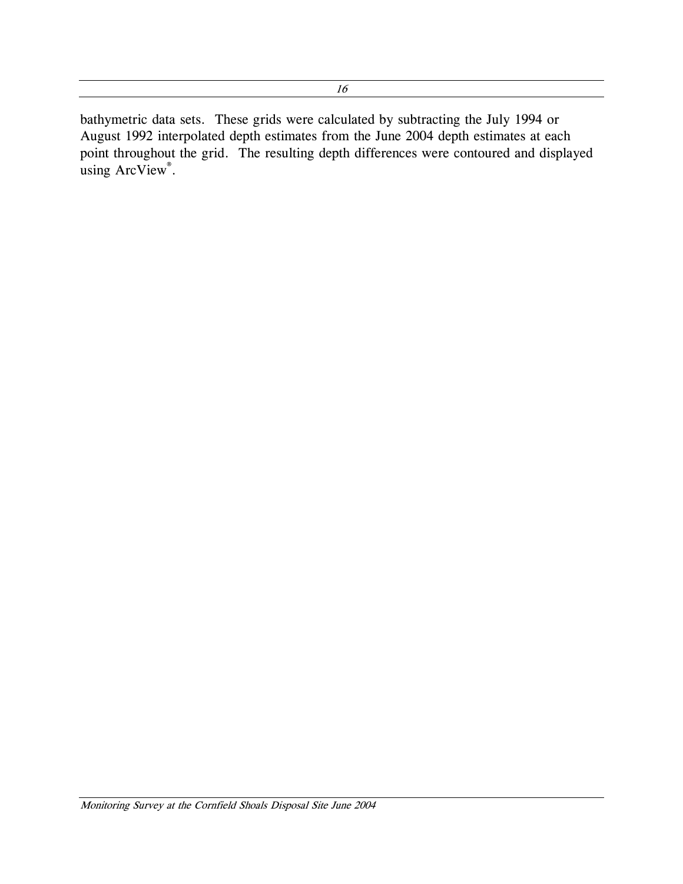bathymetric data sets. These grids were calculated by subtracting the July 1994 or August 1992 interpolated depth estimates from the June 2004 depth estimates at each point throughout the grid. The resulting depth differences were contoured and displayed using ArcView®.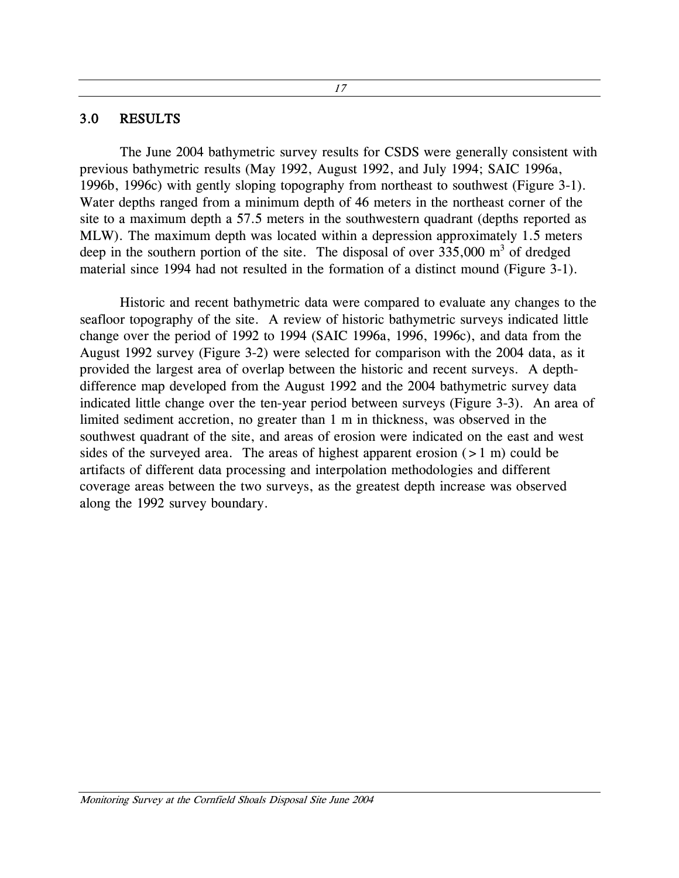## 3.0 RESULTS

The June 2004 bathymetric survey results for CSDS were generally consistent with previous bathymetric results (May 1992, August 1992, and July 1994; SAIC 1996a, 1996b, 1996c) with gently sloping topography from northeast to southwest (Figure 3-1). Water depths ranged from a minimum depth of 46 meters in the northeast corner of the site to a maximum depth a 57.5 meters in the southwestern quadrant (depths reported as MLW). The maximum depth was located within a depression approximately 1.5 meters deep in the southern portion of the site. The disposal of over 335,000 $m^3$ of dredged material since 1994 had not resulted in the formation of a distinct mound (Figure 3-1).

Historic and recent bathymetric data were compared to evaluate any changes to the seafloor topography of the site. A review of historic bathymetric surveys indicated little change over the period of 1992 to 1994 (SAIC 1996a, 1996, 1996c), and data from the August 1992 survey (Figure 3-2) were selected for comparison with the 2004 data, as it provided the largest area of overlap between the historic and recent surveys. A depth-difference map developed from the August 1992 and the 2004 bathymetric survey data indicated little change over the ten-year period between surveys (Figure 3-3). An area of limited sediment accretion, no greater than 1 m in thickness, was observed in the southwest quadrant of the site, and areas of erosion were indicated on the east and west sides of the surveyed area. The areas of highest apparent erosion (> 1 m) could be artifacts of different data processing and interpolation methodologies and different coverage areas between the two surveys, as the greatest depth increase was observed along the 1992 survey boundary.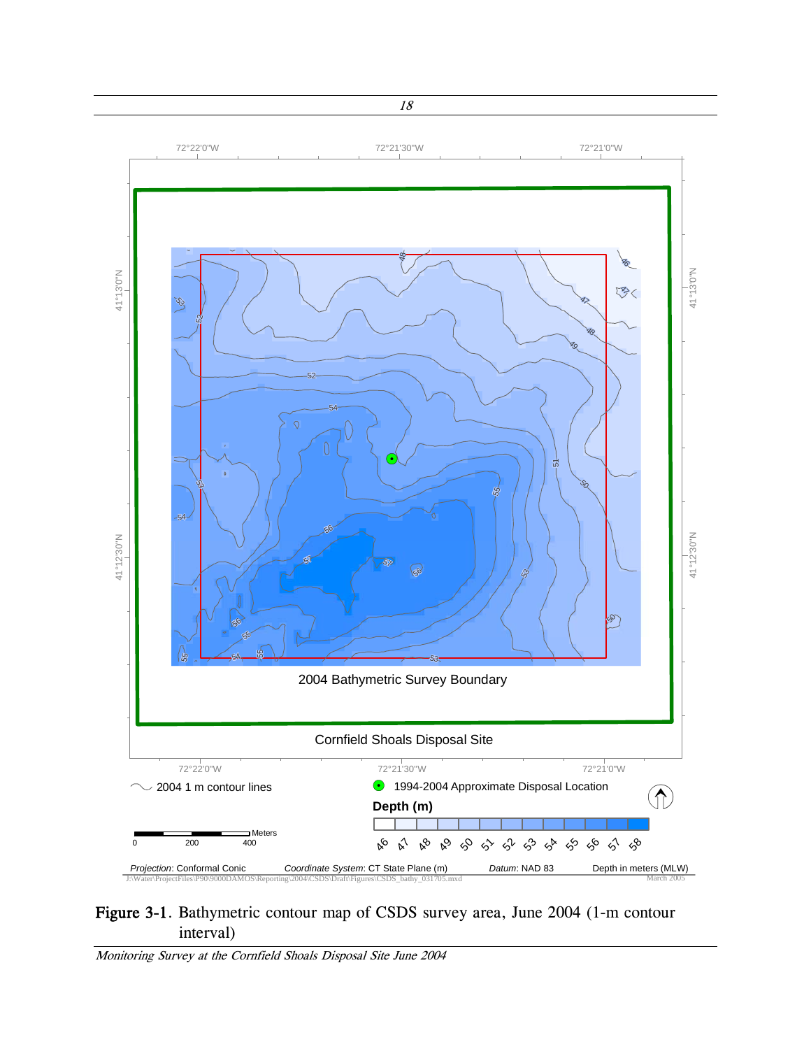Figure 3-1. Bathymetric contour map of CSDS survey area, June 2004 (1-m contour interval)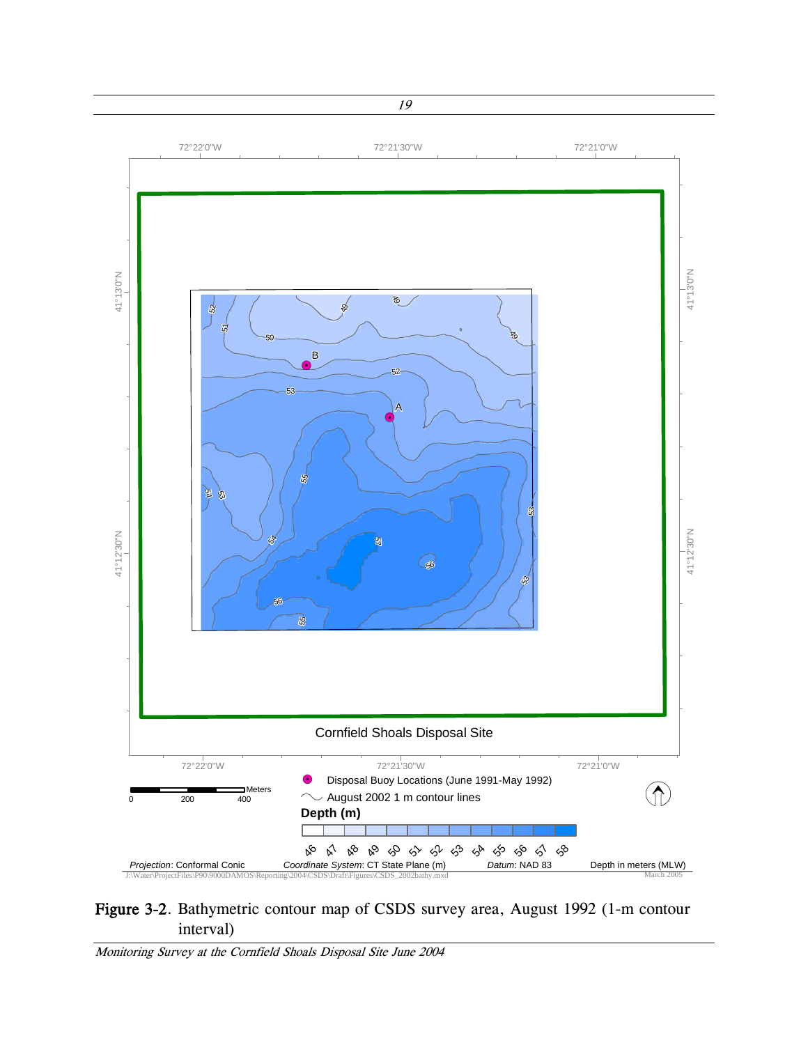**Figure 3-2**. Bathymetric contour map of CSDS survey area, August 1992 (1-m contour interval)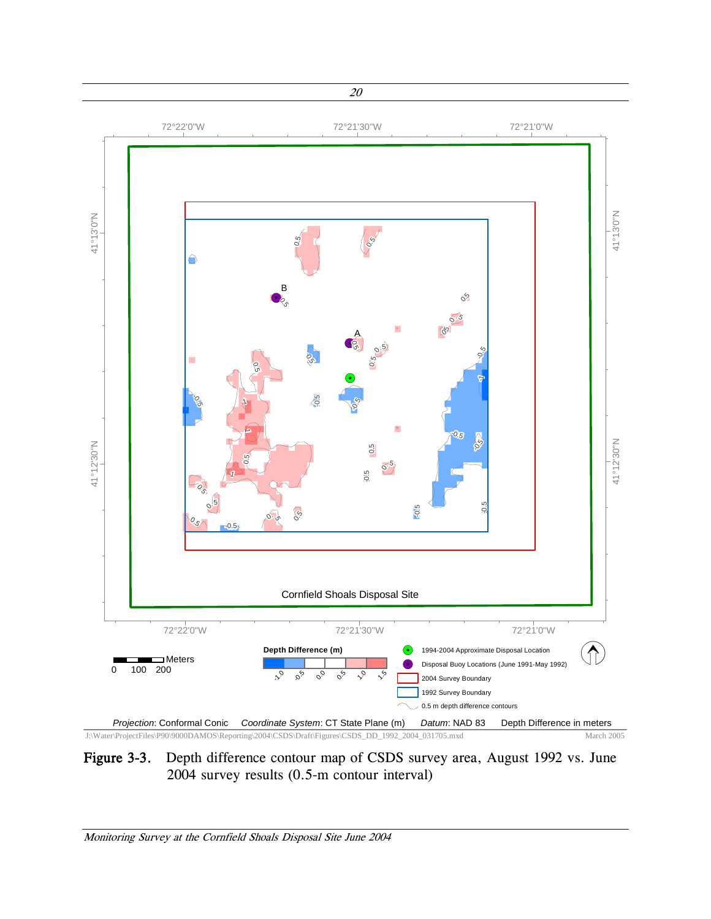Figure 3-3. Depth difference contour map of CSDS survey area, August 1992 vs. June 2004 survey results (0.5-m contour interval)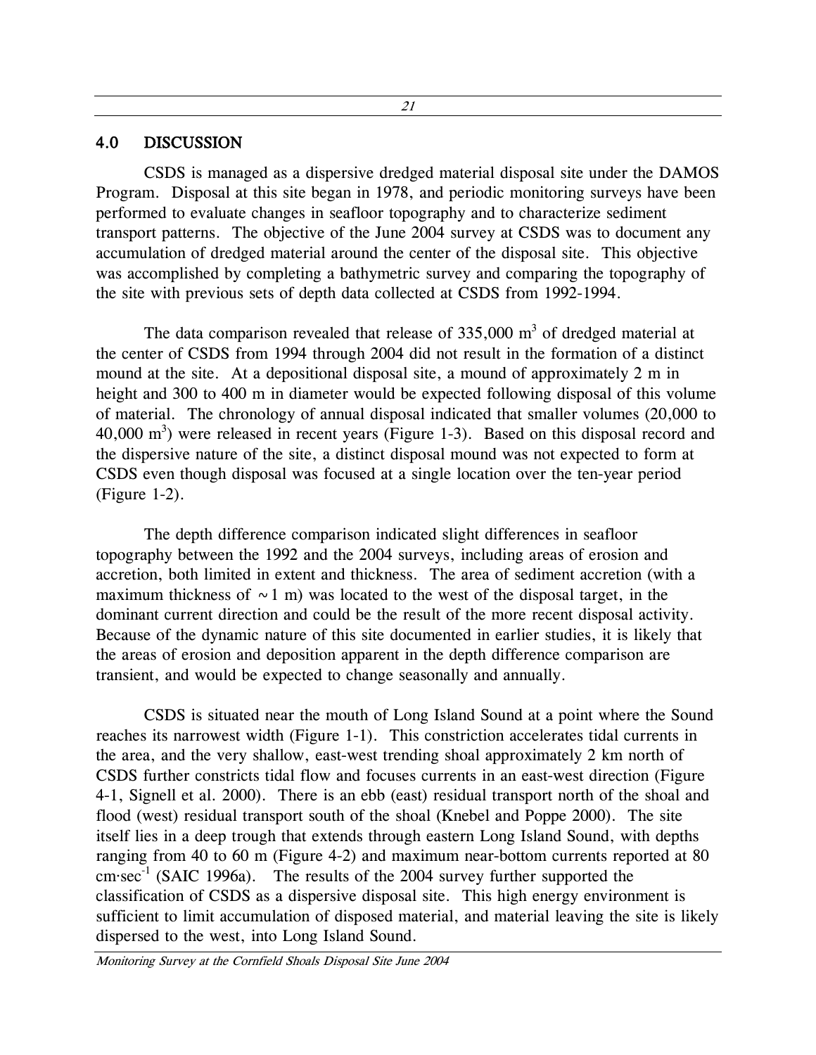## 4.0 DISCUSSION

CSDS is managed as a dispersive dredged material disposal site under the DAMOS Program. Disposal at this site began in 1978, and periodic monitoring surveys have been performed to evaluate changes in seafloor topography and to characterize sediment transport patterns. The objective of the June 2004 survey at CSDS was to document any accumulation of dredged material around the center of the disposal site. This objective was accomplished by completing a bathymetric survey and comparing the topography of the site with previous sets of depth data collected at CSDS from 1992-1994.

The data comparison revealed that release of 335,000 $m^3$ of dredged material at the center of CSDS from 1994 through 2004 did not result in the formation of a distinct mound at the site. At a depositional disposal site, a mound of approximately 2 m in height and 300 to 400 m in diameter would be expected following disposal of this volume of material. The chronology of annual disposal indicated that smaller volumes (20,000 to 40,000 $m^3$) were released in recent years (Figure 1-3). Based on this disposal record and the dispersive nature of the site, a distinct disposal mound was not expected to form at CSDS even though disposal was focused at a single location over the ten-year period (Figure 1-2).

The depth difference comparison indicated slight differences in seafloor topography between the 1992 and the 2004 surveys, including areas of erosion and accretion, both limited in extent and thickness. The area of sediment accretion (with a maximum thickness of ~1 m) was located to the west of the disposal target, in the dominant current direction and could be the result of the more recent disposal activity. Because of the dynamic nature of this site documented in earlier studies, it is likely that the areas of erosion and deposition apparent in the depth difference comparison are transient, and would be expected to change seasonally and annually.

CSDS is situated near the mouth of Long Island Sound at a point where the Sound reaches its narrowest width (Figure 1-1). This constriction accelerates tidal currents in the area, and the very shallow, east-west trending shoal approximately 2 km north of CSDS further constricts tidal flow and focuses currents in an east-west direction (Figure 4-1, Signell et al. 2000). There is an ebb (east) residual transport north of the shoal and flood (west) residual transport south of the shoal (Knebel and Poppe 2000). The site itself lies in a deep trough that extends through eastern Long Island Sound, with depths ranging from 40 to 60 m (Figure 4-2) and maximum near-bottom currents reported at 80 $cm \cdot sec^{-1}$ (SAIC 1996a). The results of the 2004 survey further supported the classification of CSDS as a dispersive disposal site. This high energy environment is sufficient to limit accumulation of disposed material, and material leaving the site is likely dispersed to the west, into Long Island Sound.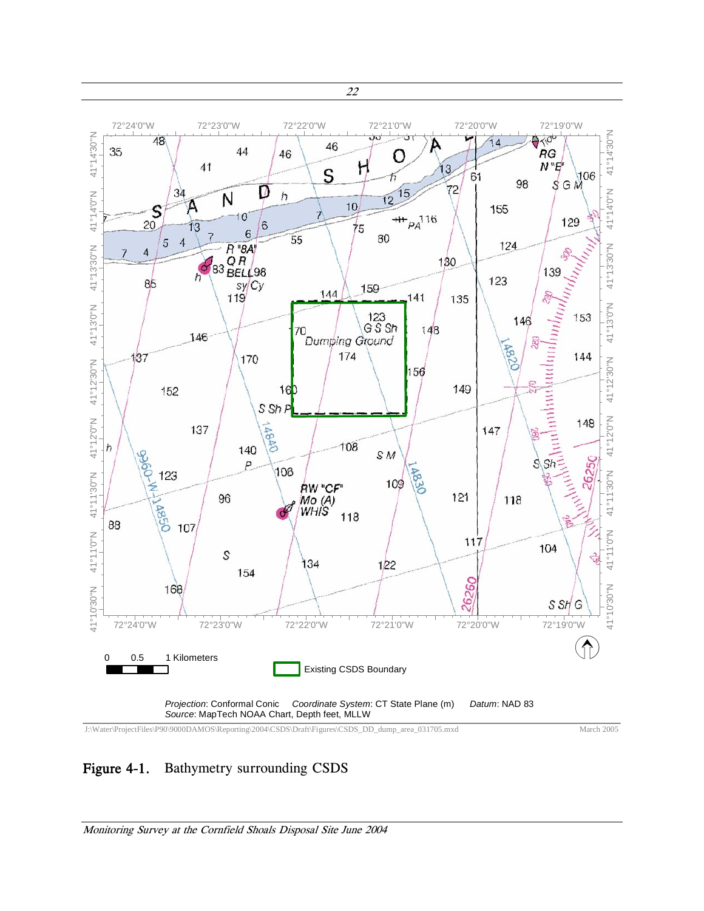Figure 4-1. Bathymetry surrounding CSDS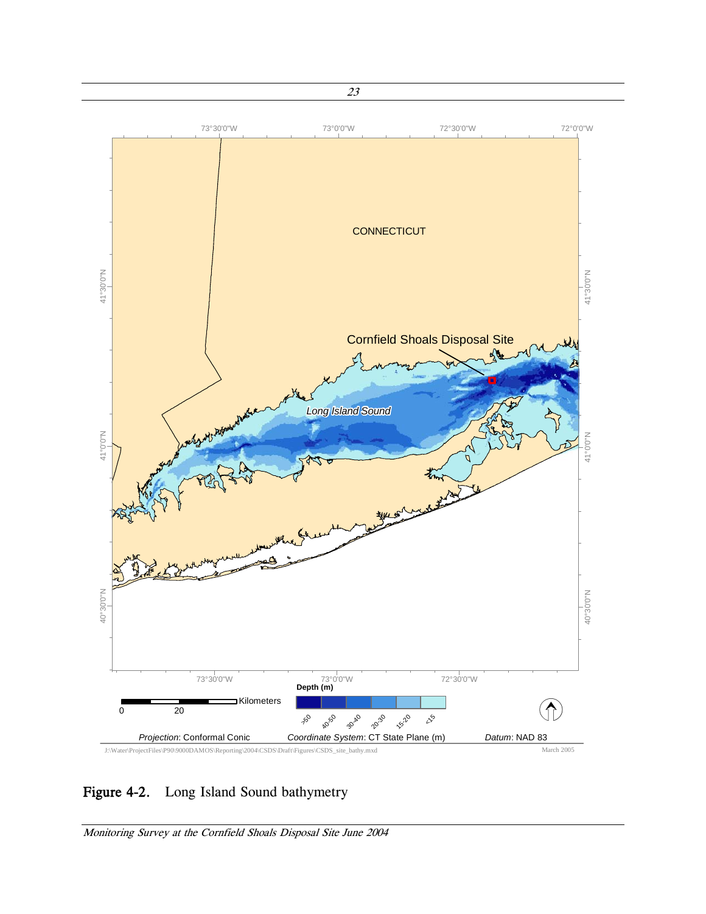Figure 4-2. Long Island Sound bathymetry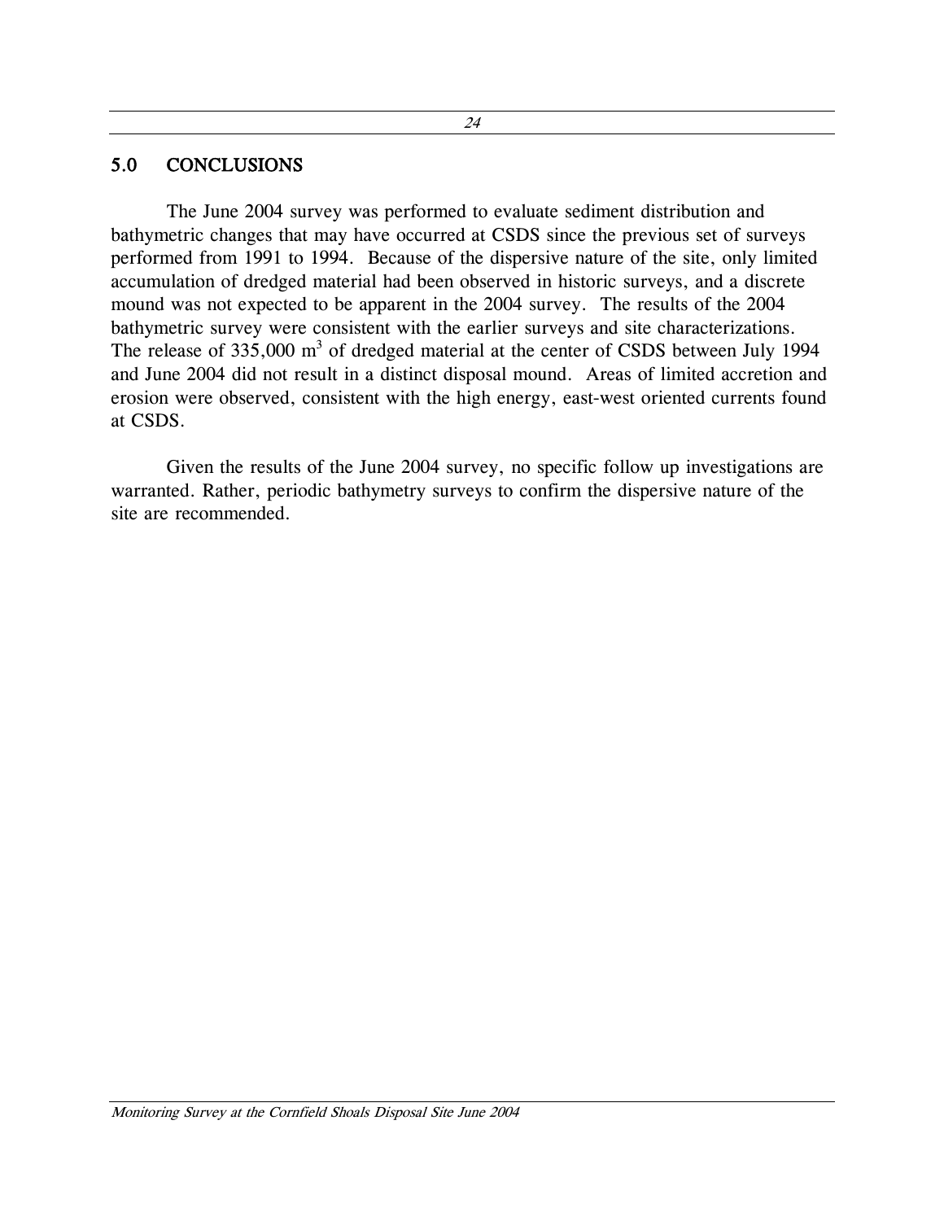## 5.0 CONCLUSIONS

The June 2004 survey was performed to evaluate sediment distribution and bathymetric changes that may have occurred at CSDS since the previous set of surveys performed from 1991 to 1994. Because of the dispersive nature of the site, only limited accumulation of dredged material had been observed in historic surveys, and a discrete mound was not expected to be apparent in the 2004 survey. The results of the 2004 bathymetric survey were consistent with the earlier surveys and site characterizations. The release of 335,000 $m^3$ of dredged material at the center of CSDS between July 1994 and June 2004 did not result in a distinct disposal mound. Areas of limited accretion and erosion were observed, consistent with the high energy, east-west oriented currents found at CSDS.

Given the results of the June 2004 survey, no specific follow up investigations are warranted. Rather, periodic bathymetry surveys to confirm the dispersive nature of the site are recommended.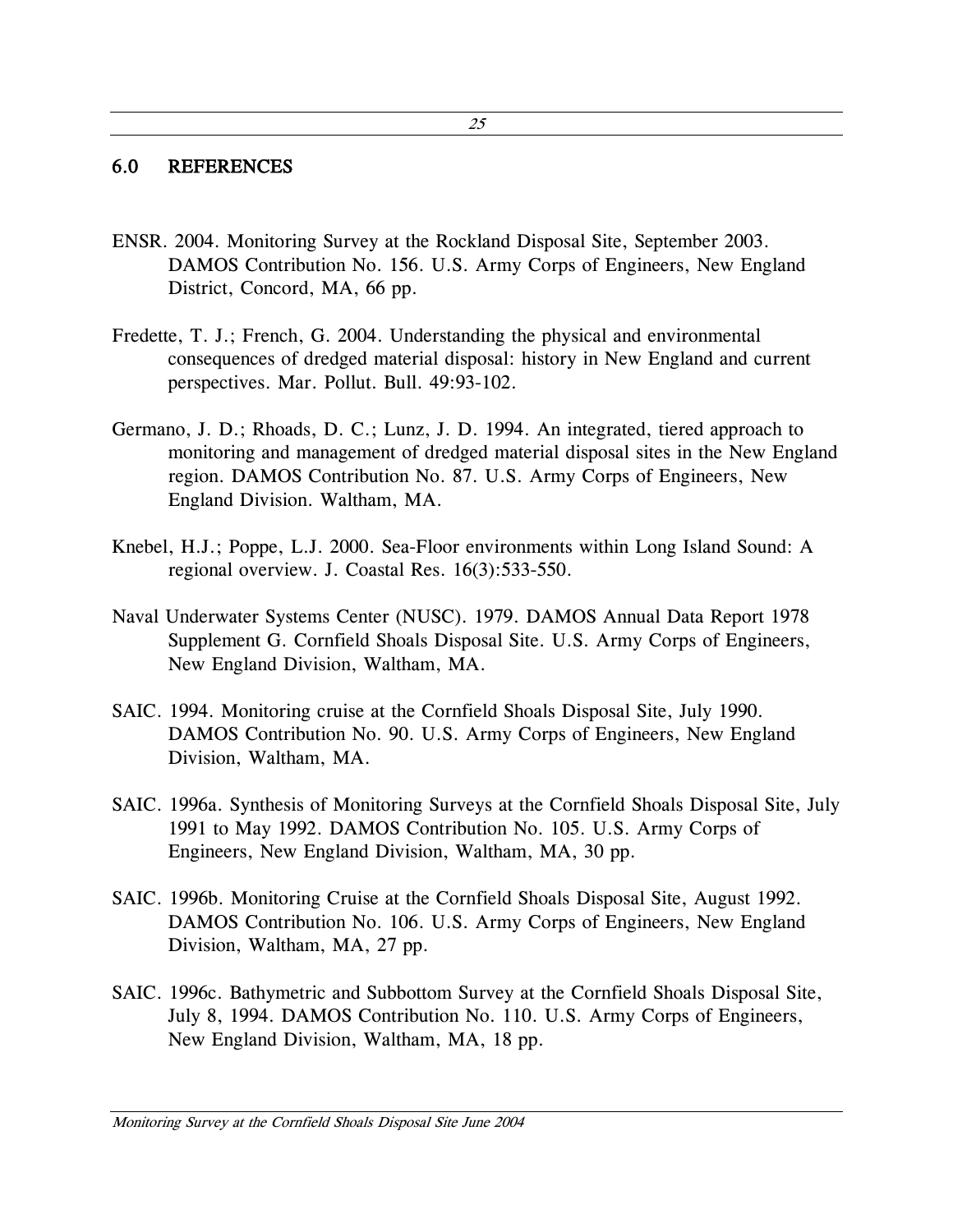## 6.0 REFERENCES

ENSR. 2004. Monitoring Survey at the Rockland Disposal Site, September 2003. DAMOS Contribution No. 156. U.S. Army Corps of Engineers, New England District, Concord, MA, 66 pp.

Fredette, T. J.; French, G. 2004. Understanding the physical and environmental consequences of dredged material disposal: history in New England and current perspectives. Mar. Pollut. Bull. 49:93-102.

Germano, J. D.; Rhoads, D. C.; Lunz, J. D. 1994. An integrated, tiered approach to monitoring and management of dredged material disposal sites in the New England region. DAMOS Contribution No. 87. U.S. Army Corps of Engineers, New England Division. Waltham, MA.

Knebel, H.J.; Poppe, L.J. 2000. Sea-Floor environments within Long Island Sound: A regional overview. J. Coastal Res. 16(3):533-550.

Naval Underwater Systems Center (NUSC). 1979. DAMOS Annual Data Report 1978 Supplement G. Cornfield Shoals Disposal Site. U.S. Army Corps of Engineers, New England Division, Waltham, MA.

SAIC. 1994. Monitoring cruise at the Cornfield Shoals Disposal Site, July 1990. DAMOS Contribution No. 90. U.S. Army Corps of Engineers, New England Division, Waltham, MA.

SAIC. 1996a. Synthesis of Monitoring Surveys at the Cornfield Shoals Disposal Site, July 1991 to May 1992. DAMOS Contribution No. 105. U.S. Army Corps of Engineers, New England Division, Waltham, MA, 30 pp.

SAIC. 1996b. Monitoring Cruise at the Cornfield Shoals Disposal Site, August 1992. DAMOS Contribution No. 106. U.S. Army Corps of Engineers, New England Division, Waltham, MA, 27 pp.

SAIC. 1996c. Bathymetric and Subbottom Survey at the Cornfield Shoals Disposal Site, July 8, 1994. DAMOS Contribution No. 110. U.S. Army Corps of Engineers, New England Division, Waltham, MA, 18 pp.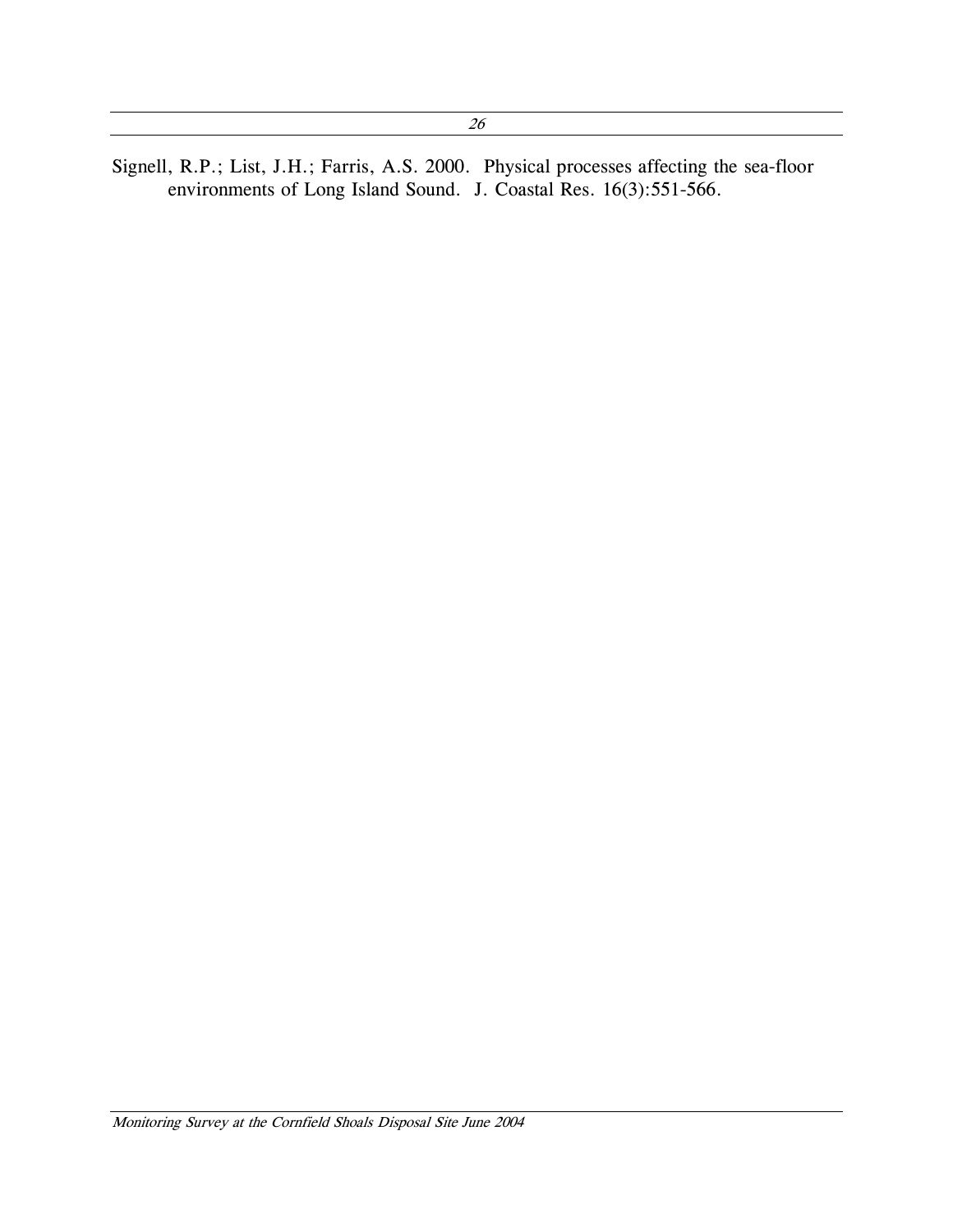Signell, R.P.; List, J.H.; Farris, A.S. 2000. Physical processes affecting the sea-floor environments of Long Island Sound. J. Coastal Res. 16(3):551-566.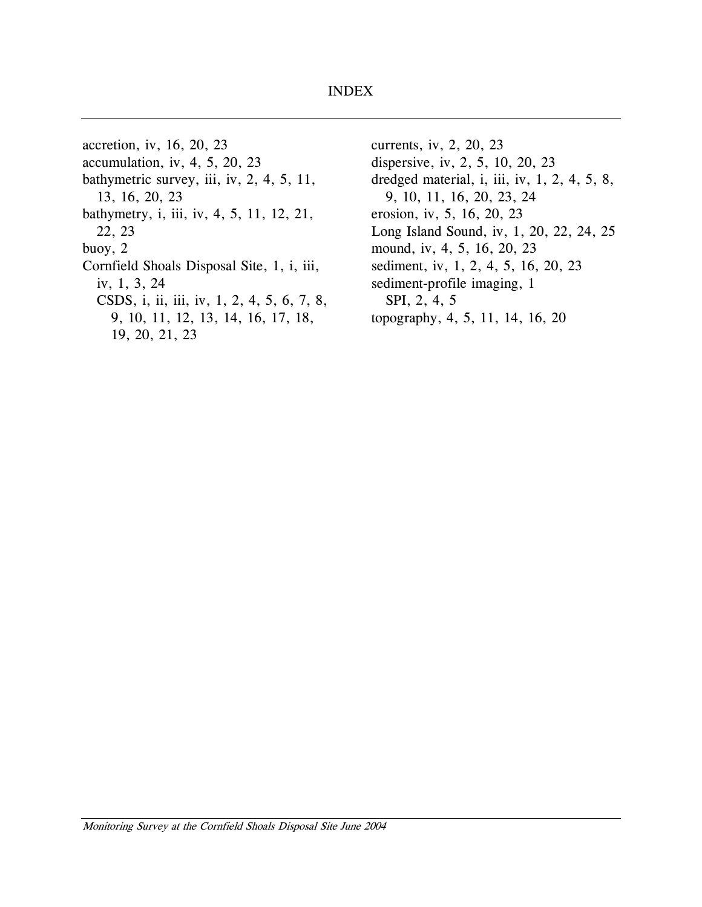# INDEX

accretion, iv, 16, 20, 23
accumulation, iv, 4, 5, 20, 23
bathymetric survey, iii, iv, 2, 4, 5, 11, 13, 16, 20, 23
bathymetry, i, iii, iv, 4, 5, 11, 12, 21, 22, 23
buoy, 2
Cornfield Shoals Disposal Site, 1, i, iii, iv, 1, 3, 24
  CSDS, i, ii, iii, iv, 1, 2, 4, 5, 6, 7, 8, 9, 10, 11, 12, 13, 14, 16, 17, 18, 19, 20, 21, 23
currents, iv, 2, 20, 23
dispersive, iv, 2, 5, 10, 20, 23
dredged material, i, iii, iv, 1, 2, 4, 5, 8, 9, 10, 11, 16, 20, 23, 24
erosion, iv, 5, 16, 20, 23
Long Island Sound, iv, 1, 20, 22, 24, 25
mound, iv, 4, 5, 16, 20, 23
sediment, iv, 1, 2, 4, 5, 16, 20, 23
sediment-profile imaging, 1
  SPI, 2, 4, 5
topography, 4, 5, 11, 14, 16, 20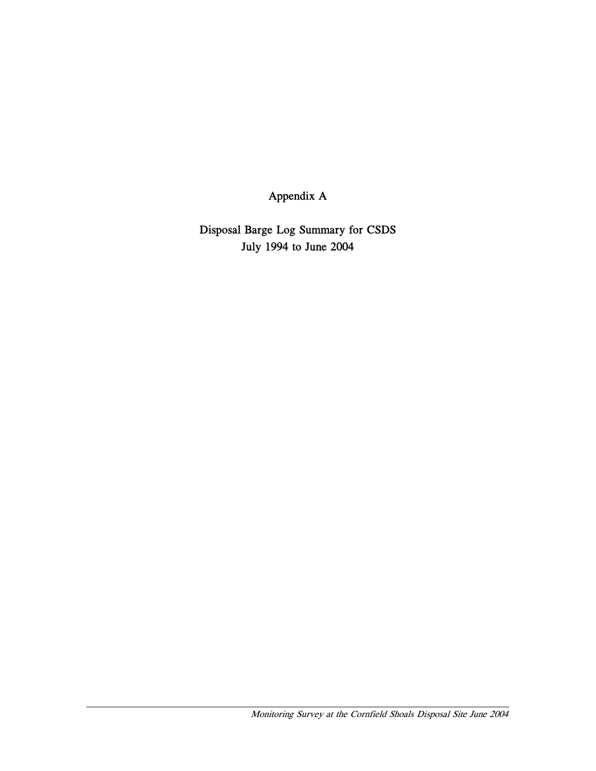# Appendix A

## Disposal Barge Log Summary for CSDS
## July 1994 to June 2004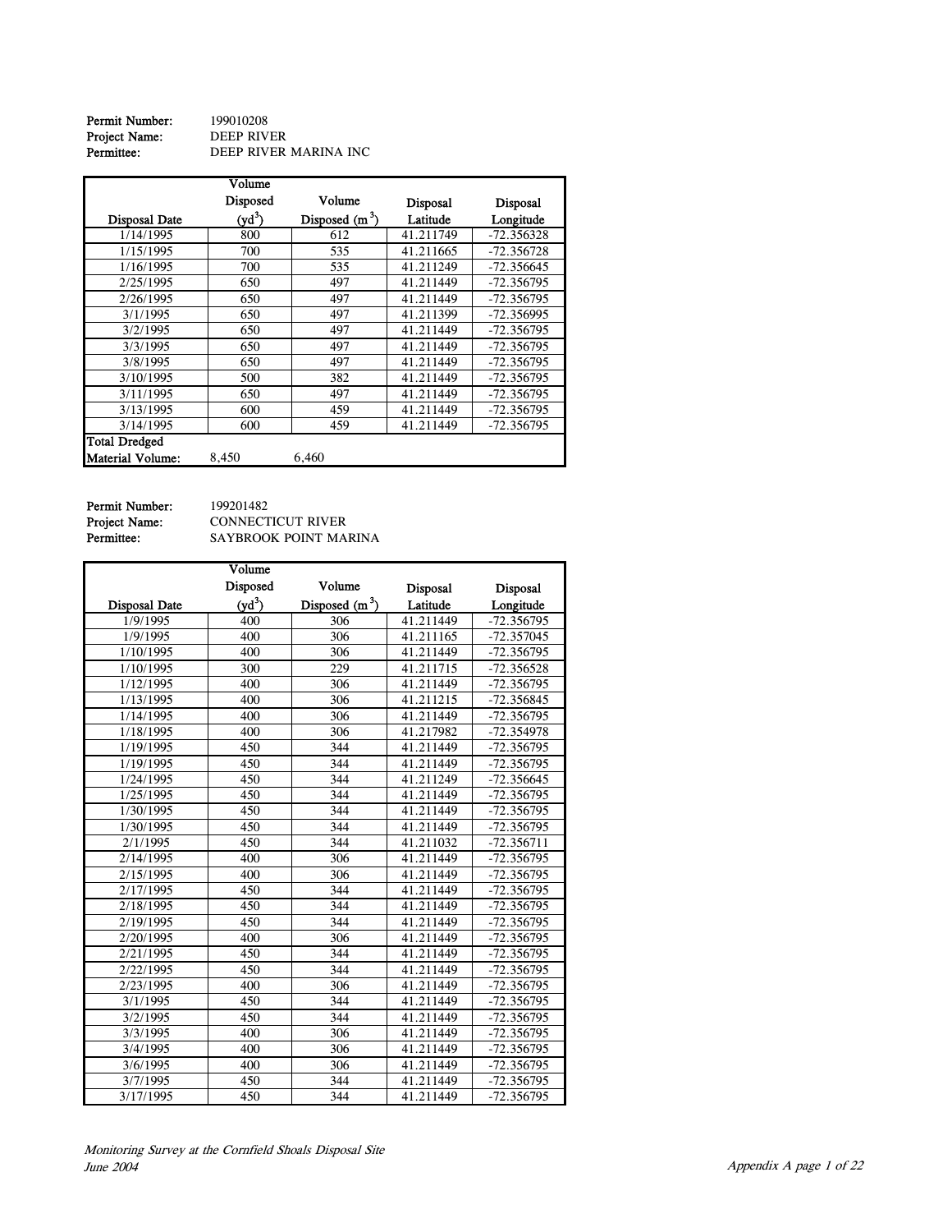**Permit Number:** 199010208
**Project Name:** DEEP RIVER
**Permittee:** DEEP RIVER MARINA INC

| Disposal Date | Volume Disposed ($yd^3$) | Volume Disposed ($m^3$) | Disposal Latitude | Disposal Longitude |
|---|---|---|---|---|
| 1/14/1995 | 800 | 612 | 41.211749 | -72.356328 |
| 1/15/1995 | 700 | 535 | 41.211665 | -72.356728 |
| 1/16/1995 | 700 | 535 | 41.211249 | -72.356645 |
| 2/25/1995 | 650 | 497 | 41.211449 | -72.356795 |
| 2/26/1995 | 650 | 497 | 41.211449 | -72.356795 |
| 3/1/1995 | 650 | 497 | 41.211399 | -72.356995 |
| 3/2/1995 | 650 | 497 | 41.211449 | -72.356795 |
| 3/3/1995 | 650 | 497 | 41.211449 | -72.356795 |
| 3/8/1995 | 650 | 497 | 41.211449 | -72.356795 |
| 3/10/1995 | 500 | 382 | 41.211449 | -72.356795 |
| 3/11/1995 | 650 | 497 | 41.211449 | -72.356795 |
| 3/13/1995 | 600 | 459 | 41.211449 | -72.356795 |
| 3/14/1995 | 600 | 459 | 41.211449 | -72.356795 |
| **Total Dredged Material Volume:** | 8,450 | 6,460 | | |

**Permit Number:** 199201482
**Project Name:** CONNECTICUT RIVER
**Permittee:** SAYBROOK POINT MARINA

| Disposal Date | Volume Disposed ($yd^3$) | Volume Disposed ($m^3$) | Disposal Latitude | Disposal Longitude |
|---|---|---|---|---|
| 1/9/1995 | 400 | 306 | 41.211449 | -72.356795 |
| 1/9/1995 | 400 | 306 | 41.211165 | -72.357045 |
| 1/10/1995 | 400 | 306 | 41.211449 | -72.356795 |
| 1/10/1995 | 300 | 229 | 41.211715 | -72.356528 |
| 1/12/1995 | 400 | 306 | 41.211449 | -72.356795 |
| 1/13/1995 | 400 | 306 | 41.211215 | -72.356845 |
| 1/14/1995 | 400 | 306 | 41.211449 | -72.356795 |
| 1/18/1995 | 400 | 306 | 41.217982 | -72.354978 |
| 1/19/1995 | 450 | 344 | 41.211449 | -72.356795 |
| 1/19/1995 | 450 | 344 | 41.211449 | -72.356795 |
| 1/24/1995 | 450 | 344 | 41.211249 | -72.356645 |
| 1/25/1995 | 450 | 344 | 41.211449 | -72.356795 |
| 1/30/1995 | 450 | 344 | 41.211449 | -72.356795 |
| 1/30/1995 | 450 | 344 | 41.211449 | -72.356795 |
| 2/1/1995 | 450 | 344 | 41.211032 | -72.356711 |
| 2/14/1995 | 400 | 306 | 41.211449 | -72.356795 |
| 2/15/1995 | 400 | 306 | 41.211449 | -72.356795 |
| 2/17/1995 | 450 | 344 | 41.211449 | -72.356795 |
| 2/18/1995 | 450 | 344 | 41.211449 | -72.356795 |
| 2/19/1995 | 450 | 344 | 41.211449 | -72.356795 |
| 2/20/1995 | 400 | 306 | 41.211449 | -72.356795 |
| 2/21/1995 | 450 | 344 | 41.211449 | -72.356795 |
| 2/22/1995 | 450 | 344 | 41.211449 | -72.356795 |
| 2/23/1995 | 400 | 306 | 41.211449 | -72.356795 |
| 3/1/1995 | 450 | 344 | 41.211449 | -72.356795 |
| 3/2/1995 | 450 | 344 | 41.211449 | -72.356795 |
| 3/3/1995 | 400 | 306 | 41.211449 | -72.356795 |
| 3/4/1995 | 400 | 306 | 41.211449 | -72.356795 |
| 3/6/1995 | 400 | 306 | 41.211449 | -72.356795 |
| 3/7/1995 | 450 | 344 | 41.211449 | -72.356795 |
| 3/17/1995 | 450 | 344 | 41.211449 | -72.356795 |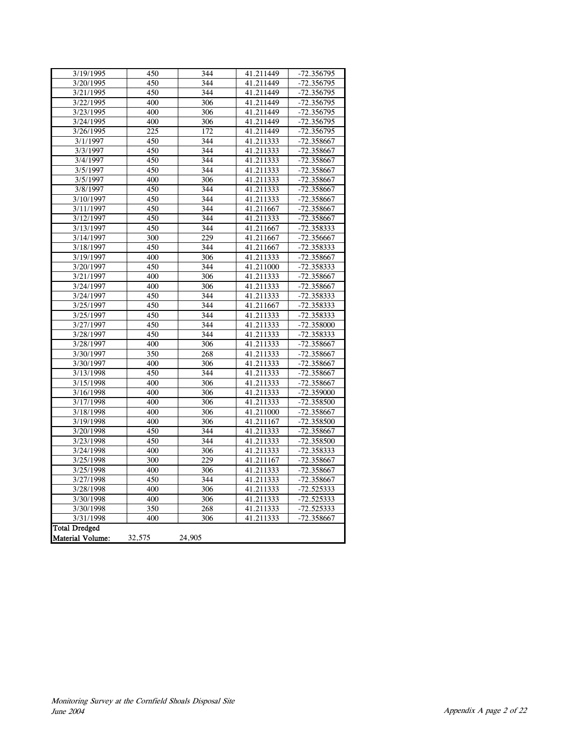| | | | | |
|---|---|---|---|---|
| 3/19/1995 | 450 | 344 | 41.211449 | -72.356795 |
| 3/20/1995 | 450 | 344 | 41.211449 | -72.356795 |
| 3/21/1995 | 450 | 344 | 41.211449 | -72.356795 |
| 3/22/1995 | 400 | 306 | 41.211449 | -72.356795 |
| 3/23/1995 | 400 | 306 | 41.211449 | -72.356795 |
| 3/24/1995 | 400 | 306 | 41.211449 | -72.356795 |
| 3/26/1995 | 225 | 172 | 41.211449 | -72.356795 |
| 3/1/1997 | 450 | 344 | 41.211333 | -72.358667 |
| 3/3/1997 | 450 | 344 | 41.211333 | -72.358667 |
| 3/4/1997 | 450 | 344 | 41.211333 | -72.358667 |
| 3/5/1997 | 450 | 344 | 41.211333 | -72.358667 |
| 3/5/1997 | 400 | 306 | 41.211333 | -72.358667 |
| 3/8/1997 | 450 | 344 | 41.211333 | -72.358667 |
| 3/10/1997 | 450 | 344 | 41.211333 | -72.358667 |
| 3/11/1997 | 450 | 344 | 41.211667 | -72.358667 |
| 3/12/1997 | 450 | 344 | 41.211333 | -72.358667 |
| 3/13/1997 | 450 | 344 | 41.211667 | -72.358333 |
| 3/14/1997 | 300 | 229 | 41.211667 | -72.356667 |
| 3/18/1997 | 450 | 344 | 41.211667 | -72.358333 |
| 3/19/1997 | 400 | 306 | 41.211333 | -72.358667 |
| 3/20/1997 | 450 | 344 | 41.211000 | -72.358333 |
| 3/21/1997 | 400 | 306 | 41.211333 | -72.358667 |
| 3/24/1997 | 400 | 306 | 41.211333 | -72.358667 |
| 3/24/1997 | 450 | 344 | 41.211333 | -72.358333 |
| 3/25/1997 | 450 | 344 | 41.211667 | -72.358333 |
| 3/25/1997 | 450 | 344 | 41.211333 | -72.358333 |
| 3/27/1997 | 450 | 344 | 41.211333 | -72.358000 |
| 3/28/1997 | 450 | 344 | 41.211333 | -72.358333 |
| 3/28/1997 | 400 | 306 | 41.211333 | -72.358667 |
| 3/30/1997 | 350 | 268 | 41.211333 | -72.358667 |
| 3/30/1997 | 400 | 306 | 41.211333 | -72.358667 |
| 3/13/1998 | 450 | 344 | 41.211333 | -72.358667 |
| 3/15/1998 | 400 | 306 | 41.211333 | -72.358667 |
| 3/16/1998 | 400 | 306 | 41.211333 | -72.359000 |
| 3/17/1998 | 400 | 306 | 41.211333 | -72.358500 |
| 3/18/1998 | 400 | 306 | 41.211000 | -72.358667 |
| 3/19/1998 | 400 | 306 | 41.211167 | -72.358500 |
| 3/20/1998 | 450 | 344 | 41.211333 | -72.358667 |
| 3/23/1998 | 450 | 344 | 41.211333 | -72.358500 |
| 3/24/1998 | 400 | 306 | 41.211333 | -72.358333 |
| 3/25/1998 | 300 | 229 | 41.211167 | -72.358667 |
| 3/25/1998 | 400 | 306 | 41.211333 | -72.358667 |
| 3/27/1998 | 450 | 344 | 41.211333 | -72.358667 |
| 3/28/1998 | 400 | 306 | 41.211333 | -72.525333 |
| 3/30/1998 | 400 | 306 | 41.211333 | -72.525333 |
| 3/30/1998 | 350 | 268 | 41.211333 | -72.525333 |
| 3/31/1998 | 400 | 306 | 41.211333 | -72.358667 |
| **Total Dredged Material Volume:** | 32,575 | 24,905 | | |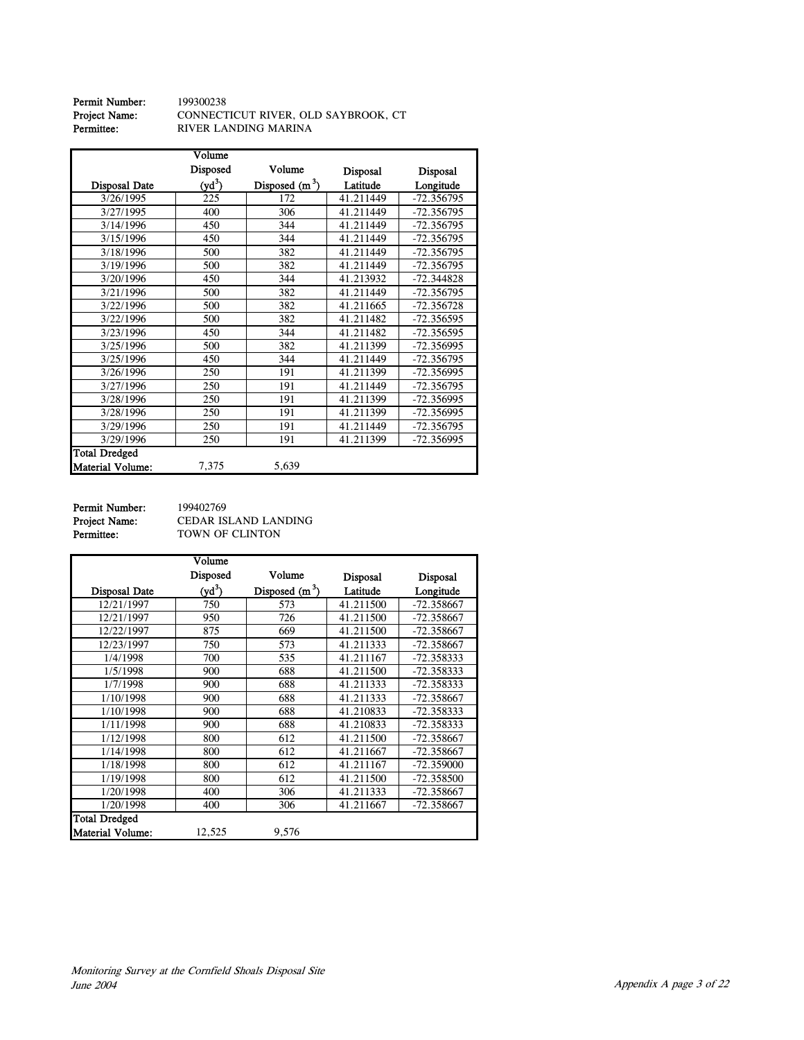**Permit Number:** 199300238
**Project Name:** CONNECTICUT RIVER, OLD SAYBROOK, CT
**Permittee:** RIVER LANDING MARINA

| Disposal Date | Volume Disposed ($yd^3$) | Volume Disposed ($m^3$) | Disposal Latitude | Disposal Longitude |
|---|---|---|---|---|
| 3/26/1995 | 225 | 172 | 41.211449 | -72.356795 |
| 3/27/1995 | 400 | 306 | 41.211449 | -72.356795 |
| 3/14/1996 | 450 | 344 | 41.211449 | -72.356795 |
| 3/15/1996 | 450 | 344 | 41.211449 | -72.356795 |
| 3/18/1996 | 500 | 382 | 41.211449 | -72.356795 |
| 3/19/1996 | 500 | 382 | 41.211449 | -72.356795 |
| 3/20/1996 | 450 | 344 | 41.213932 | -72.344828 |
| 3/21/1996 | 500 | 382 | 41.211449 | -72.356795 |
| 3/22/1996 | 500 | 382 | 41.211665 | -72.356728 |
| 3/22/1996 | 500 | 382 | 41.211482 | -72.356595 |
| 3/23/1996 | 450 | 344 | 41.211482 | -72.356595 |
| 3/25/1996 | 500 | 382 | 41.211399 | -72.356995 |
| 3/25/1996 | 450 | 344 | 41.211449 | -72.356795 |
| 3/26/1996 | 250 | 191 | 41.211399 | -72.356995 |
| 3/27/1996 | 250 | 191 | 41.211449 | -72.356795 |
| 3/28/1996 | 250 | 191 | 41.211399 | -72.356995 |
| 3/28/1996 | 250 | 191 | 41.211399 | -72.356995 |
| 3/29/1996 | 250 | 191 | 41.211449 | -72.356795 |
| 3/29/1996 | 250 | 191 | 41.211399 | -72.356995 |
| Total Dredged Material Volume: | 7,375 | 5,639 | | |

**Permit Number:** 199402769
**Project Name:** CEDAR ISLAND LANDING
**Permittee:** TOWN OF CLINTON

| Disposal Date | Volume Disposed ($yd^3$) | Volume Disposed ($m^3$) | Disposal Latitude | Disposal Longitude |
|---|---|---|---|---|
| 12/21/1997 | 750 | 573 | 41.211500 | -72.358667 |
| 12/21/1997 | 950 | 726 | 41.211500 | -72.358667 |
| 12/22/1997 | 875 | 669 | 41.211500 | -72.358667 |
| 12/23/1997 | 750 | 573 | 41.211333 | -72.358667 |
| 1/4/1998 | 700 | 535 | 41.211167 | -72.358333 |
| 1/5/1998 | 900 | 688 | 41.211500 | -72.358333 |
| 1/7/1998 | 900 | 688 | 41.211333 | -72.358333 |
| 1/10/1998 | 900 | 688 | 41.211333 | -72.358667 |
| 1/10/1998 | 900 | 688 | 41.210833 | -72.358333 |
| 1/11/1998 | 900 | 688 | 41.210833 | -72.358333 |
| 1/12/1998 | 800 | 612 | 41.211500 | -72.358667 |
| 1/14/1998 | 800 | 612 | 41.211667 | -72.358667 |
| 1/18/1998 | 800 | 612 | 41.211167 | -72.359000 |
| 1/19/1998 | 800 | 612 | 41.211500 | -72.358500 |
| 1/20/1998 | 400 | 306 | 41.211333 | -72.358667 |
| 1/20/1998 | 400 | 306 | 41.211667 | -72.358667 |
| Total Dredged Material Volume: | 12,525 | 9,576 | | |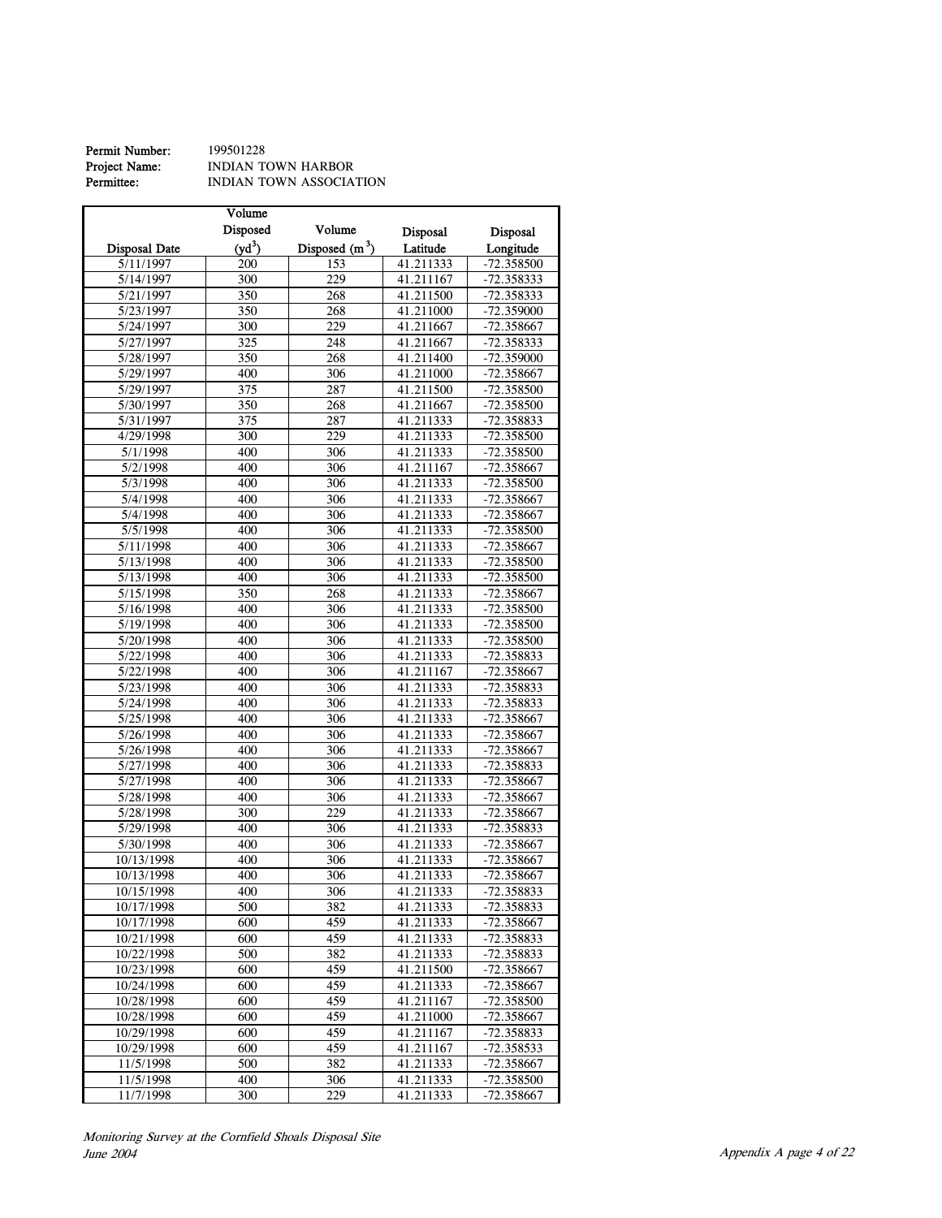**Permit Number:** 199501228
**Project Name:** INDIAN TOWN HARBOR
**Permittee:** INDIAN TOWN ASSOCIATION

| Disposal Date | Volume Disposed ($yd^3$) | Volume Disposed ($m^3$) | Disposal Latitude | Disposal Longitude |
|---|---|---|---|---|
| 5/11/1997 | 200 | 153 | 41.211333 | -72.358500 |
| 5/14/1997 | 300 | 229 | 41.211167 | -72.358333 |
| 5/21/1997 | 350 | 268 | 41.211500 | -72.358333 |
| 5/23/1997 | 350 | 268 | 41.211000 | -72.359000 |
| 5/24/1997 | 300 | 229 | 41.211667 | -72.358667 |
| 5/27/1997 | 325 | 248 | 41.211667 | -72.358333 |
| 5/28/1997 | 350 | 268 | 41.211400 | -72.359000 |
| 5/29/1997 | 400 | 306 | 41.211000 | -72.358667 |
| 5/29/1997 | 375 | 287 | 41.211500 | -72.358500 |
| 5/30/1997 | 350 | 268 | 41.211667 | -72.358500 |
| 5/31/1997 | 375 | 287 | 41.211333 | -72.358833 |
| 4/29/1998 | 300 | 229 | 41.211333 | -72.358500 |
| 5/1/1998 | 400 | 306 | 41.211333 | -72.358500 |
| 5/2/1998 | 400 | 306 | 41.211167 | -72.358667 |
| 5/3/1998 | 400 | 306 | 41.211333 | -72.358500 |
| 5/4/1998 | 400 | 306 | 41.211333 | -72.358667 |
| 5/4/1998 | 400 | 306 | 41.211333 | -72.358667 |
| 5/5/1998 | 400 | 306 | 41.211333 | -72.358500 |
| 5/11/1998 | 400 | 306 | 41.211333 | -72.358667 |
| 5/13/1998 | 400 | 306 | 41.211333 | -72.358500 |
| 5/13/1998 | 400 | 306 | 41.211333 | -72.358500 |
| 5/15/1998 | 350 | 268 | 41.211333 | -72.358667 |
| 5/16/1998 | 400 | 306 | 41.211333 | -72.358500 |
| 5/19/1998 | 400 | 306 | 41.211333 | -72.358500 |
| 5/20/1998 | 400 | 306 | 41.211333 | -72.358500 |
| 5/22/1998 | 400 | 306 | 41.211333 | -72.358833 |
| 5/22/1998 | 400 | 306 | 41.211167 | -72.358667 |
| 5/23/1998 | 400 | 306 | 41.211333 | -72.358833 |
| 5/24/1998 | 400 | 306 | 41.211333 | -72.358833 |
| 5/25/1998 | 400 | 306 | 41.211333 | -72.358667 |
| 5/26/1998 | 400 | 306 | 41.211333 | -72.358667 |
| 5/26/1998 | 400 | 306 | 41.211333 | -72.358667 |
| 5/27/1998 | 400 | 306 | 41.211333 | -72.358833 |
| 5/27/1998 | 400 | 306 | 41.211333 | -72.358667 |
| 5/28/1998 | 400 | 306 | 41.211333 | -72.358667 |
| 5/28/1998 | 300 | 229 | 41.211333 | -72.358667 |
| 5/29/1998 | 400 | 306 | 41.211333 | -72.358833 |
| 5/30/1998 | 400 | 306 | 41.211333 | -72.358667 |
| 10/13/1998 | 400 | 306 | 41.211333 | -72.358667 |
| 10/13/1998 | 400 | 306 | 41.211333 | -72.358667 |
| 10/15/1998 | 400 | 306 | 41.211333 | -72.358833 |
| 10/17/1998 | 500 | 382 | 41.211333 | -72.358833 |
| 10/17/1998 | 600 | 459 | 41.211333 | -72.358667 |
| 10/21/1998 | 600 | 459 | 41.211333 | -72.358833 |
| 10/22/1998 | 500 | 382 | 41.211333 | -72.358833 |
| 10/23/1998 | 600 | 459 | 41.211500 | -72.358667 |
| 10/24/1998 | 600 | 459 | 41.211333 | -72.358667 |
| 10/28/1998 | 600 | 459 | 41.211167 | -72.358500 |
| 10/28/1998 | 600 | 459 | 41.211000 | -72.358667 |
| 10/29/1998 | 600 | 459 | 41.211167 | -72.358833 |
| 10/29/1998 | 600 | 459 | 41.211167 | -72.358533 |
| 11/5/1998 | 500 | 382 | 41.211333 | -72.358667 |
| 11/5/1998 | 400 | 306 | 41.211333 | -72.358500 |
| 11/7/1998 | 300 | 229 | 41.211333 | -72.358667 |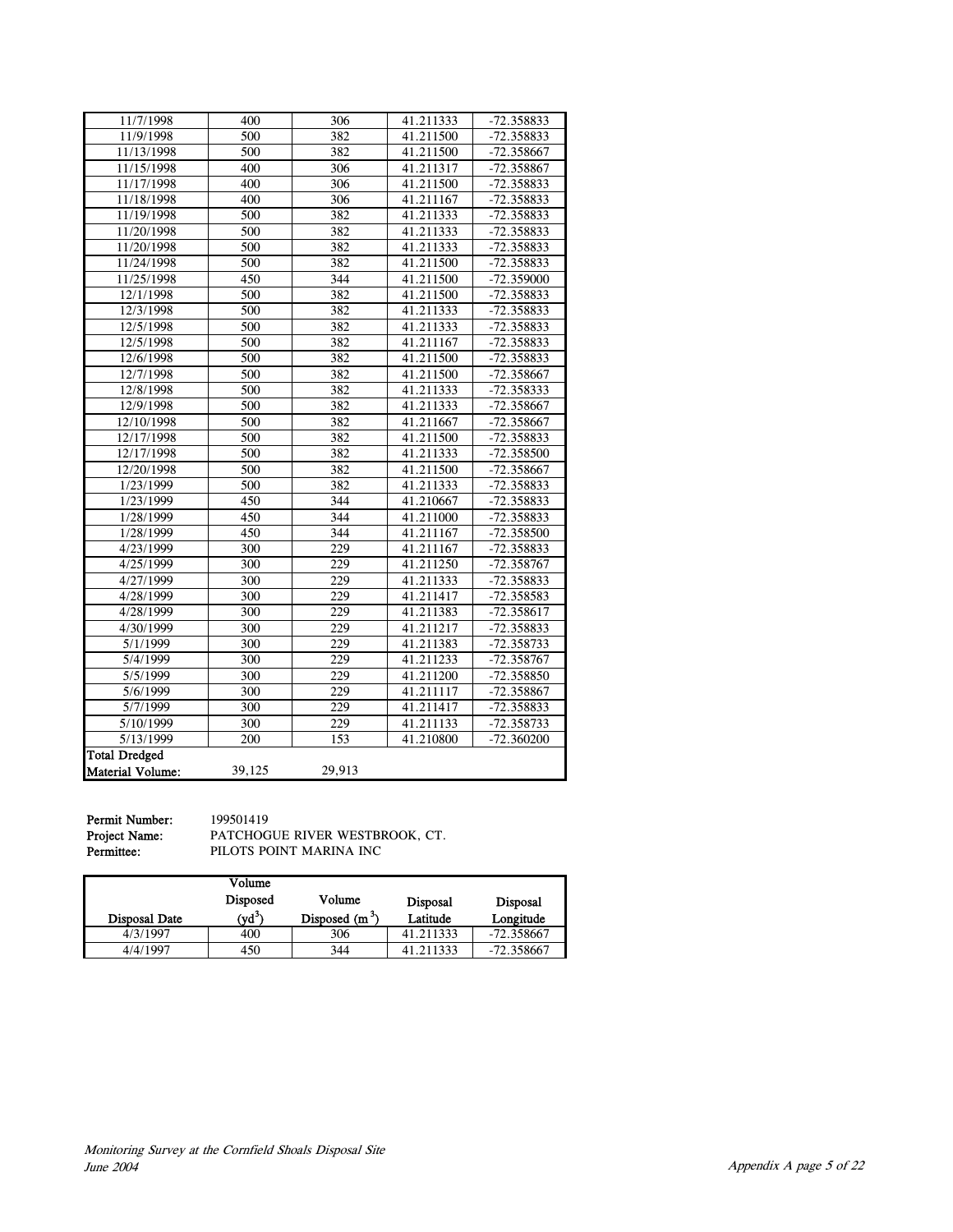| | | | | |
|---|---|---|---|---|
| 11/7/1998 | 400 | 306 | 41.211333 | -72.358833 |
| 11/9/1998 | 500 | 382 | 41.211500 | -72.358833 |
| 11/13/1998 | 500 | 382 | 41.211500 | -72.358667 |
| 11/15/1998 | 400 | 306 | 41.211317 | -72.358867 |
| 11/17/1998 | 400 | 306 | 41.211500 | -72.358833 |
| 11/18/1998 | 400 | 306 | 41.211167 | -72.358833 |
| 11/19/1998 | 500 | 382 | 41.211333 | -72.358833 |
| 11/20/1998 | 500 | 382 | 41.211333 | -72.358833 |
| 11/20/1998 | 500 | 382 | 41.211333 | -72.358833 |
| 11/24/1998 | 500 | 382 | 41.211500 | -72.358833 |
| 11/25/1998 | 450 | 344 | 41.211500 | -72.359000 |
| 12/1/1998 | 500 | 382 | 41.211500 | -72.358833 |
| 12/3/1998 | 500 | 382 | 41.211333 | -72.358833 |
| 12/5/1998 | 500 | 382 | 41.211333 | -72.358833 |
| 12/5/1998 | 500 | 382 | 41.211167 | -72.358833 |
| 12/6/1998 | 500 | 382 | 41.211500 | -72.358833 |
| 12/7/1998 | 500 | 382 | 41.211500 | -72.358667 |
| 12/8/1998 | 500 | 382 | 41.211333 | -72.358333 |
| 12/9/1998 | 500 | 382 | 41.211333 | -72.358667 |
| 12/10/1998 | 500 | 382 | 41.211667 | -72.358667 |
| 12/17/1998 | 500 | 382 | 41.211500 | -72.358833 |
| 12/17/1998 | 500 | 382 | 41.211333 | -72.358500 |
| 12/20/1998 | 500 | 382 | 41.211500 | -72.358667 |
| 1/23/1999 | 500 | 382 | 41.211333 | -72.358833 |
| 1/23/1999 | 450 | 344 | 41.210667 | -72.358833 |
| 1/28/1999 | 450 | 344 | 41.211000 | -72.358833 |
| 1/28/1999 | 450 | 344 | 41.211167 | -72.358500 |
| 4/23/1999 | 300 | 229 | 41.211167 | -72.358833 |
| 4/25/1999 | 300 | 229 | 41.211250 | -72.358767 |
| 4/27/1999 | 300 | 229 | 41.211333 | -72.358833 |
| 4/28/1999 | 300 | 229 | 41.211417 | -72.358583 |
| 4/28/1999 | 300 | 229 | 41.211383 | -72.358617 |
| 4/30/1999 | 300 | 229 | 41.211217 | -72.358833 |
| 5/1/1999 | 300 | 229 | 41.211383 | -72.358733 |
| 5/4/1999 | 300 | 229 | 41.211233 | -72.358767 |
| 5/5/1999 | 300 | 229 | 41.211200 | -72.358850 |
| 5/6/1999 | 300 | 229 | 41.211117 | -72.358867 |
| 5/7/1999 | 300 | 229 | 41.211417 | -72.358833 |
| 5/10/1999 | 300 | 229 | 41.211133 | -72.358733 |
| 5/13/1999 | 200 | 153 | 41.210800 | -72.360200 |
| **Total Dredged Material Volume:** | 39,125 | 29,913 | | |

**Permit Number:** 199501419
**Project Name:** PATCHOGUE RIVER WESTBROOK, CT.
**Permittee:** PILOTS POINT MARINA INC

| Disposal Date | Volume Disposed ($yd^3$) | Volume Disposed ($m^3$) | Disposal Latitude | Disposal Longitude |
|---|---|---|---|---|
| 4/3/1997 | 400 | 306 | 41.211333 | -72.358667 |
| 4/4/1997 | 450 | 344 | 41.211333 | -72.358667 |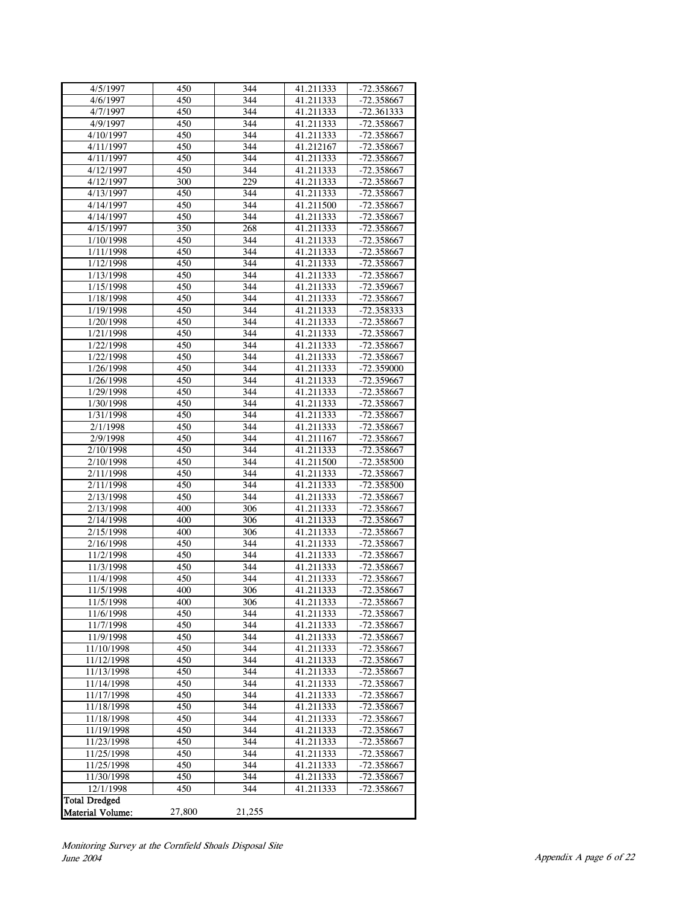| | | | | |
|---|---|---|---|---|
| 4/5/1997 | 450 | 344 | 41.211333 | -72.358667 |
| 4/6/1997 | 450 | 344 | 41.211333 | -72.358667 |
| 4/7/1997 | 450 | 344 | 41.211333 | -72.361333 |
| 4/9/1997 | 450 | 344 | 41.211333 | -72.358667 |
| 4/10/1997 | 450 | 344 | 41.211333 | -72.358667 |
| 4/11/1997 | 450 | 344 | 41.212167 | -72.358667 |
| 4/11/1997 | 450 | 344 | 41.211333 | -72.358667 |
| 4/12/1997 | 450 | 344 | 41.211333 | -72.358667 |
| 4/12/1997 | 300 | 229 | 41.211333 | -72.358667 |
| 4/13/1997 | 450 | 344 | 41.211333 | -72.358667 |
| 4/14/1997 | 450 | 344 | 41.211500 | -72.358667 |
| 4/14/1997 | 450 | 344 | 41.211333 | -72.358667 |
| 4/15/1997 | 350 | 268 | 41.211333 | -72.358667 |
| 1/10/1998 | 450 | 344 | 41.211333 | -72.358667 |
| 1/11/1998 | 450 | 344 | 41.211333 | -72.358667 |
| 1/12/1998 | 450 | 344 | 41.211333 | -72.358667 |
| 1/13/1998 | 450 | 344 | 41.211333 | -72.358667 |
| 1/15/1998 | 450 | 344 | 41.211333 | -72.359667 |
| 1/18/1998 | 450 | 344 | 41.211333 | -72.358667 |
| 1/19/1998 | 450 | 344 | 41.211333 | -72.358333 |
| 1/20/1998 | 450 | 344 | 41.211333 | -72.358667 |
| 1/21/1998 | 450 | 344 | 41.211333 | -72.358667 |
| 1/22/1998 | 450 | 344 | 41.211333 | -72.358667 |
| 1/22/1998 | 450 | 344 | 41.211333 | -72.358667 |
| 1/26/1998 | 450 | 344 | 41.211333 | -72.359000 |
| 1/26/1998 | 450 | 344 | 41.211333 | -72.359667 |
| 1/29/1998 | 450 | 344 | 41.211333 | -72.358667 |
| 1/30/1998 | 450 | 344 | 41.211333 | -72.358667 |
| 1/31/1998 | 450 | 344 | 41.211333 | -72.358667 |
| 2/1/1998 | 450 | 344 | 41.211333 | -72.358667 |
| 2/9/1998 | 450 | 344 | 41.211167 | -72.358667 |
| 2/10/1998 | 450 | 344 | 41.211333 | -72.358667 |
| 2/10/1998 | 450 | 344 | 41.211500 | -72.358500 |
| 2/11/1998 | 450 | 344 | 41.211333 | -72.358667 |
| 2/11/1998 | 450 | 344 | 41.211333 | -72.358500 |
| 2/13/1998 | 450 | 344 | 41.211333 | -72.358667 |
| 2/13/1998 | 400 | 306 | 41.211333 | -72.358667 |
| 2/14/1998 | 400 | 306 | 41.211333 | -72.358667 |
| 2/15/1998 | 400 | 306 | 41.211333 | -72.358667 |
| 2/16/1998 | 450 | 344 | 41.211333 | -72.358667 |
| 11/2/1998 | 450 | 344 | 41.211333 | -72.358667 |
| 11/3/1998 | 450 | 344 | 41.211333 | -72.358667 |
| 11/4/1998 | 450 | 344 | 41.211333 | -72.358667 |
| 11/5/1998 | 400 | 306 | 41.211333 | -72.358667 |
| 11/5/1998 | 400 | 306 | 41.211333 | -72.358667 |
| 11/6/1998 | 450 | 344 | 41.211333 | -72.358667 |
| 11/7/1998 | 450 | 344 | 41.211333 | -72.358667 |
| 11/9/1998 | 450 | 344 | 41.211333 | -72.358667 |
| 11/10/1998 | 450 | 344 | 41.211333 | -72.358667 |
| 11/12/1998 | 450 | 344 | 41.211333 | -72.358667 |
| 11/13/1998 | 450 | 344 | 41.211333 | -72.358667 |
| 11/14/1998 | 450 | 344 | 41.211333 | -72.358667 |
| 11/17/1998 | 450 | 344 | 41.211333 | -72.358667 |
| 11/18/1998 | 450 | 344 | 41.211333 | -72.358667 |
| 11/18/1998 | 450 | 344 | 41.211333 | -72.358667 |
| 11/19/1998 | 450 | 344 | 41.211333 | -72.358667 |
| 11/23/1998 | 450 | 344 | 41.211333 | -72.358667 |
| 11/25/1998 | 450 | 344 | 41.211333 | -72.358667 |
| 11/25/1998 | 450 | 344 | 41.211333 | -72.358667 |
| 11/30/1998 | 450 | 344 | 41.211333 | -72.358667 |
| 12/1/1998 | 450 | 344 | 41.211333 | -72.358667 |
| **Total Dredged Material Volume:** | 27,800 | 21,255 | | |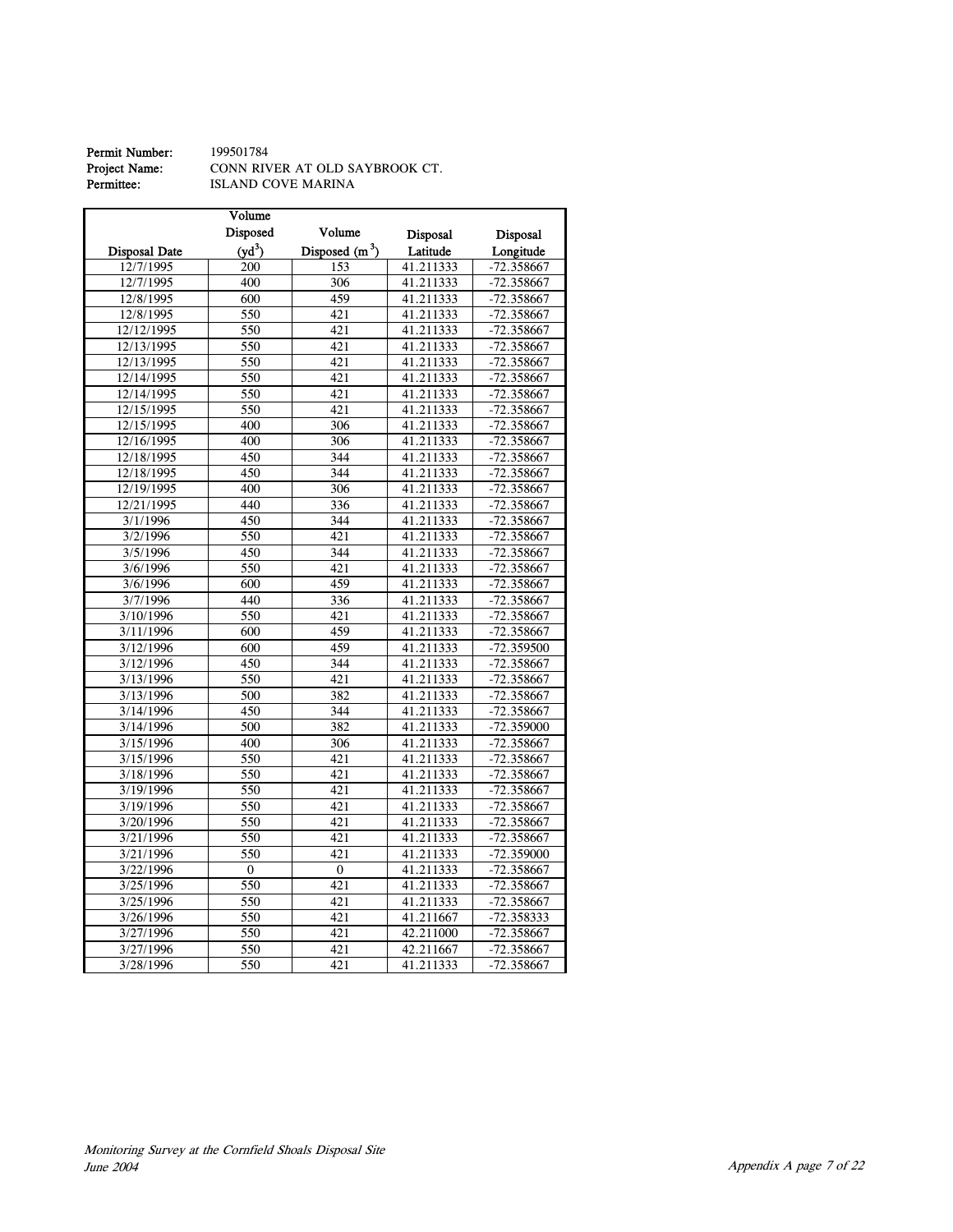**Permit Number:** 199501784
**Project Name:** CONN RIVER AT OLD SAYBROOK CT.
**Permittee:** ISLAND COVE MARINA

| Disposal Date | Volume Disposed ($yd^3$) | Volume Disposed ($m^3$) | Disposal Latitude | Disposal Longitude |
|---|---|---|---|---|
| 12/7/1995 | 200 | 153 | 41.211333 | -72.358667 |
| 12/7/1995 | 400 | 306 | 41.211333 | -72.358667 |
| 12/8/1995 | 600 | 459 | 41.211333 | -72.358667 |
| 12/8/1995 | 550 | 421 | 41.211333 | -72.358667 |
| 12/12/1995 | 550 | 421 | 41.211333 | -72.358667 |
| 12/13/1995 | 550 | 421 | 41.211333 | -72.358667 |
| 12/13/1995 | 550 | 421 | 41.211333 | -72.358667 |
| 12/14/1995 | 550 | 421 | 41.211333 | -72.358667 |
| 12/14/1995 | 550 | 421 | 41.211333 | -72.358667 |
| 12/15/1995 | 550 | 421 | 41.211333 | -72.358667 |
| 12/15/1995 | 400 | 306 | 41.211333 | -72.358667 |
| 12/16/1995 | 400 | 306 | 41.211333 | -72.358667 |
| 12/18/1995 | 450 | 344 | 41.211333 | -72.358667 |
| 12/18/1995 | 450 | 344 | 41.211333 | -72.358667 |
| 12/19/1995 | 400 | 306 | 41.211333 | -72.358667 |
| 12/21/1995 | 440 | 336 | 41.211333 | -72.358667 |
| 3/1/1996 | 450 | 344 | 41.211333 | -72.358667 |
| 3/2/1996 | 550 | 421 | 41.211333 | -72.358667 |
| 3/5/1996 | 450 | 344 | 41.211333 | -72.358667 |
| 3/6/1996 | 550 | 421 | 41.211333 | -72.358667 |
| 3/6/1996 | 600 | 459 | 41.211333 | -72.358667 |
| 3/7/1996 | 440 | 336 | 41.211333 | -72.358667 |
| 3/10/1996 | 550 | 421 | 41.211333 | -72.358667 |
| 3/11/1996 | 600 | 459 | 41.211333 | -72.358667 |
| 3/12/1996 | 600 | 459 | 41.211333 | -72.359500 |
| 3/12/1996 | 450 | 344 | 41.211333 | -72.358667 |
| 3/13/1996 | 550 | 421 | 41.211333 | -72.358667 |
| 3/13/1996 | 500 | 382 | 41.211333 | -72.358667 |
| 3/14/1996 | 450 | 344 | 41.211333 | -72.358667 |
| 3/14/1996 | 500 | 382 | 41.211333 | -72.359000 |
| 3/15/1996 | 400 | 306 | 41.211333 | -72.358667 |
| 3/15/1996 | 550 | 421 | 41.211333 | -72.358667 |
| 3/18/1996 | 550 | 421 | 41.211333 | -72.358667 |
| 3/19/1996 | 550 | 421 | 41.211333 | -72.358667 |
| 3/19/1996 | 550 | 421 | 41.211333 | -72.358667 |
| 3/20/1996 | 550 | 421 | 41.211333 | -72.358667 |
| 3/21/1996 | 550 | 421 | 41.211333 | -72.358667 |
| 3/21/1996 | 550 | 421 | 41.211333 | -72.359000 |
| 3/22/1996 | 0 | 0 | 41.211333 | -72.358667 |
| 3/25/1996 | 550 | 421 | 41.211333 | -72.358667 |
| 3/25/1996 | 550 | 421 | 41.211333 | -72.358667 |
| 3/26/1996 | 550 | 421 | 41.211667 | -72.358333 |
| 3/27/1996 | 550 | 421 | 42.211000 | -72.358667 |
| 3/27/1996 | 550 | 421 | 42.211667 | -72.358667 |
| 3/28/1996 | 550 | 421 | 41.211333 | -72.358667 |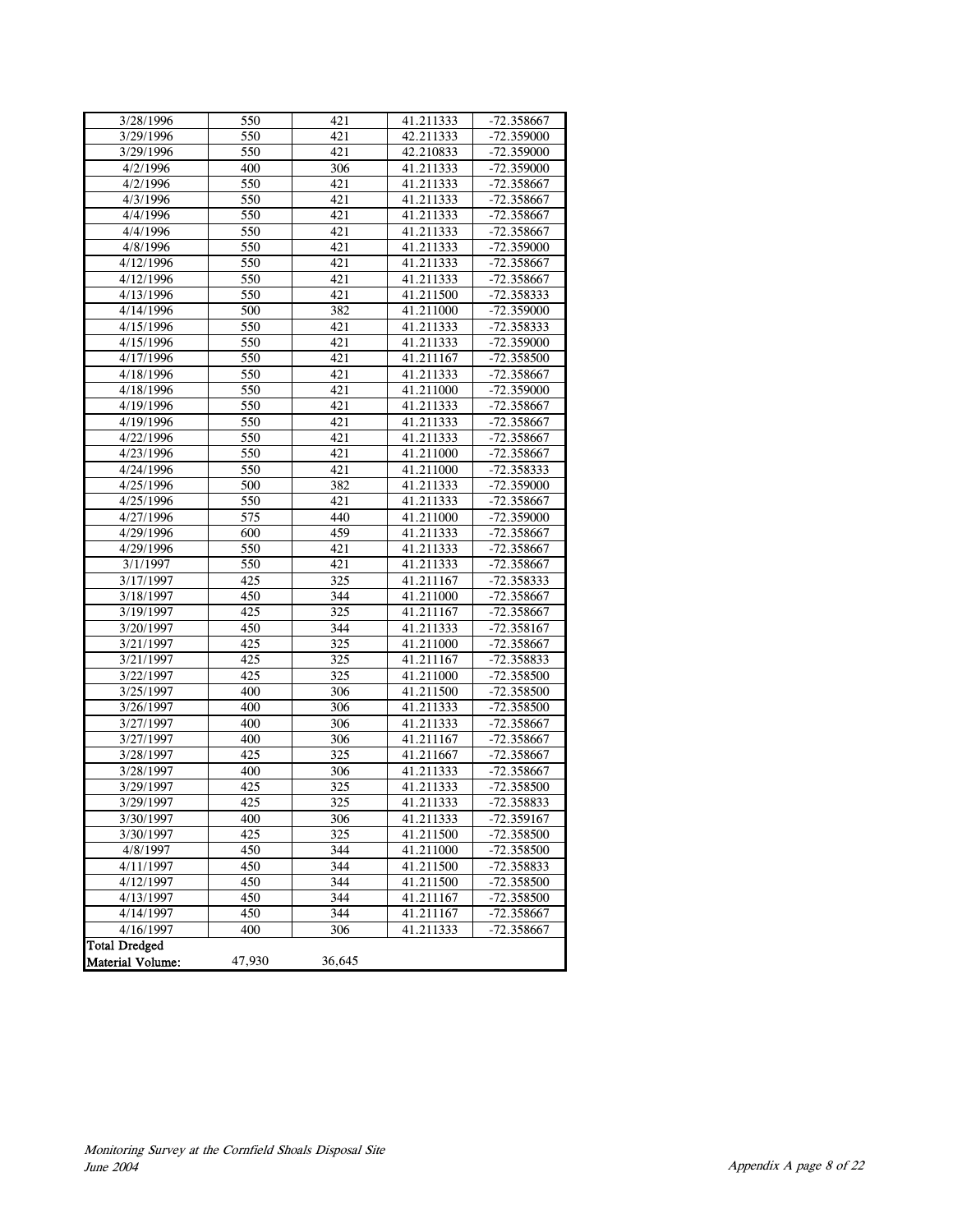| | | | | |
|---|---|---|---|---|
| 3/28/1996 | 550 | 421 | 41.211333 | -72.358667 |
| 3/29/1996 | 550 | 421 | 42.211333 | -72.359000 |
| 3/29/1996 | 550 | 421 | 42.210833 | -72.359000 |
| 4/2/1996 | 400 | 306 | 41.211333 | -72.359000 |
| 4/2/1996 | 550 | 421 | 41.211333 | -72.358667 |
| 4/3/1996 | 550 | 421 | 41.211333 | -72.358667 |
| 4/4/1996 | 550 | 421 | 41.211333 | -72.358667 |
| 4/4/1996 | 550 | 421 | 41.211333 | -72.358667 |
| 4/8/1996 | 550 | 421 | 41.211333 | -72.359000 |
| 4/12/1996 | 550 | 421 | 41.211333 | -72.358667 |
| 4/12/1996 | 550 | 421 | 41.211333 | -72.358667 |
| 4/13/1996 | 550 | 421 | 41.211500 | -72.358333 |
| 4/14/1996 | 500 | 382 | 41.211000 | -72.359000 |
| 4/15/1996 | 550 | 421 | 41.211333 | -72.358333 |
| 4/15/1996 | 550 | 421 | 41.211333 | -72.359000 |
| 4/17/1996 | 550 | 421 | 41.211167 | -72.358500 |
| 4/18/1996 | 550 | 421 | 41.211333 | -72.358667 |
| 4/18/1996 | 550 | 421 | 41.211000 | -72.359000 |
| 4/19/1996 | 550 | 421 | 41.211333 | -72.358667 |
| 4/19/1996 | 550 | 421 | 41.211333 | -72.358667 |
| 4/22/1996 | 550 | 421 | 41.211333 | -72.358667 |
| 4/23/1996 | 550 | 421 | 41.211000 | -72.358667 |
| 4/24/1996 | 550 | 421 | 41.211000 | -72.358333 |
| 4/25/1996 | 500 | 382 | 41.211333 | -72.359000 |
| 4/25/1996 | 550 | 421 | 41.211333 | -72.358667 |
| 4/27/1996 | 575 | 440 | 41.211000 | -72.359000 |
| 4/29/1996 | 600 | 459 | 41.211333 | -72.358667 |
| 4/29/1996 | 550 | 421 | 41.211333 | -72.358667 |
| 3/1/1997 | 550 | 421 | 41.211333 | -72.358667 |
| 3/17/1997 | 425 | 325 | 41.211167 | -72.358333 |
| 3/18/1997 | 450 | 344 | 41.211000 | -72.358667 |
| 3/19/1997 | 425 | 325 | 41.211167 | -72.358667 |
| 3/20/1997 | 450 | 344 | 41.211333 | -72.358167 |
| 3/21/1997 | 425 | 325 | 41.211000 | -72.358667 |
| 3/21/1997 | 425 | 325 | 41.211167 | -72.358833 |
| 3/22/1997 | 425 | 325 | 41.211000 | -72.358500 |
| 3/25/1997 | 400 | 306 | 41.211500 | -72.358500 |
| 3/26/1997 | 400 | 306 | 41.211333 | -72.358500 |
| 3/27/1997 | 400 | 306 | 41.211333 | -72.358667 |
| 3/27/1997 | 400 | 306 | 41.211167 | -72.358667 |
| 3/28/1997 | 425 | 325 | 41.211667 | -72.358667 |
| 3/28/1997 | 400 | 306 | 41.211333 | -72.358667 |
| 3/29/1997 | 425 | 325 | 41.211333 | -72.358500 |
| 3/29/1997 | 425 | 325 | 41.211333 | -72.358833 |
| 3/30/1997 | 400 | 306 | 41.211333 | -72.359167 |
| 3/30/1997 | 425 | 325 | 41.211500 | -72.358500 |
| 4/8/1997 | 450 | 344 | 41.211000 | -72.358500 |
| 4/11/1997 | 450 | 344 | 41.211500 | -72.358833 |
| 4/12/1997 | 450 | 344 | 41.211500 | -72.358500 |
| 4/13/1997 | 450 | 344 | 41.211167 | -72.358500 |
| 4/14/1997 | 450 | 344 | 41.211167 | -72.358667 |
| 4/16/1997 | 400 | 306 | 41.211333 | -72.358667 |
| **Total Dredged Material Volume:** | 47,930 | 36,645 | | |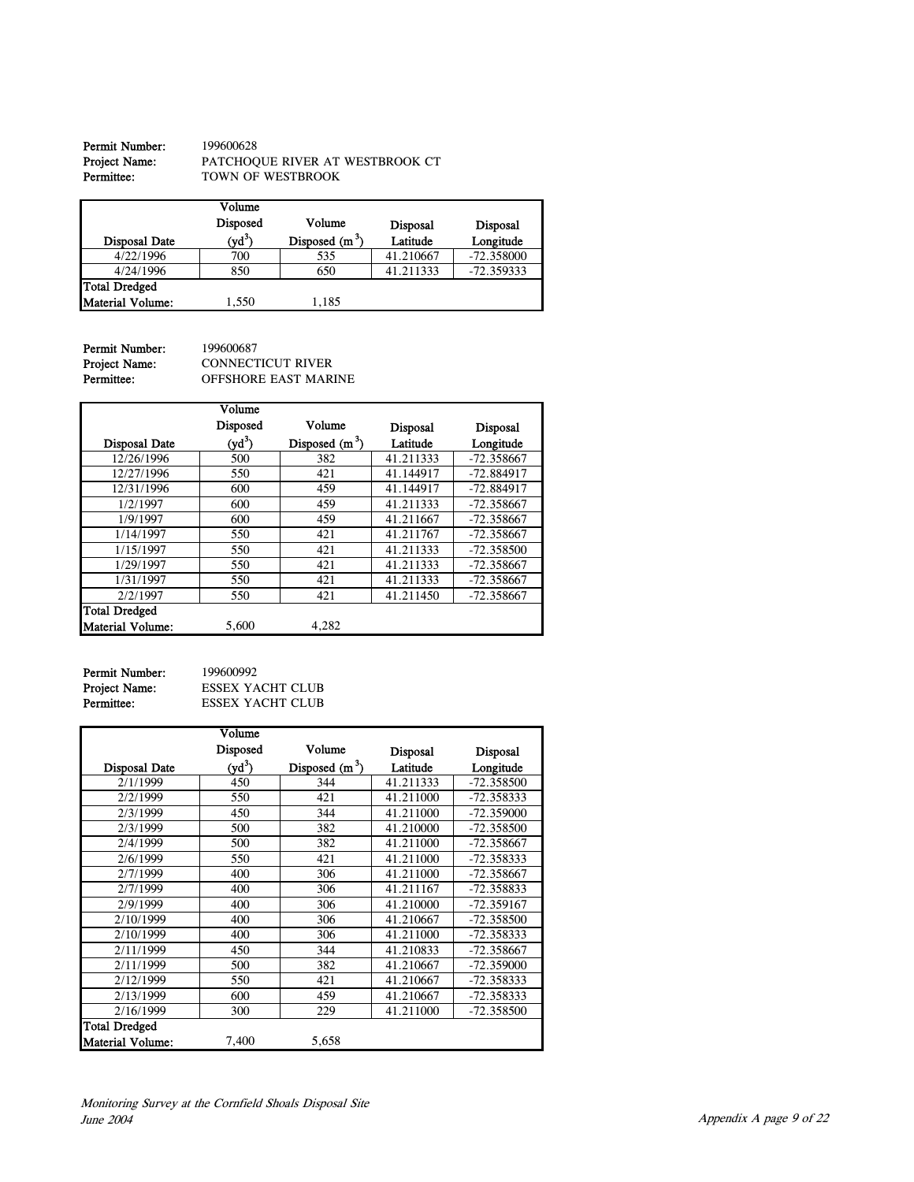**Permit Number:** 199600628
**Project Name:** PATCHOQUE RIVER AT WESTBROOK CT
**Permittee:** TOWN OF WESTBROOK

| Disposal Date | Volume Disposed ($yd^3$) | Volume Disposed ($m^3$) | Disposal Latitude | Disposal Longitude |
|---|---|---|---|---|
| 4/22/1996 | 700 | 535 | 41.210667 | -72.358000 |
| 4/24/1996 | 850 | 650 | 41.211333 | -72.359333 |
| Total Dredged Material Volume: | 1,550 | 1,185 | | |

**Permit Number:** 199600687
**Project Name:** CONNECTICUT RIVER
**Permittee:** OFFSHORE EAST MARINE

| Disposal Date | Volume Disposed ($yd^3$) | Volume Disposed ($m^3$) | Disposal Latitude | Disposal Longitude |
|---|---|---|---|---|
| 12/26/1996 | 500 | 382 | 41.211333 | -72.358667 |
| 12/27/1996 | 550 | 421 | 41.144917 | -72.884917 |
| 12/31/1996 | 600 | 459 | 41.144917 | -72.884917 |
| 1/2/1997 | 600 | 459 | 41.211333 | -72.358667 |
| 1/9/1997 | 600 | 459 | 41.211667 | -72.358667 |
| 1/14/1997 | 550 | 421 | 41.211767 | -72.358667 |
| 1/15/1997 | 550 | 421 | 41.211333 | -72.358500 |
| 1/29/1997 | 550 | 421 | 41.211333 | -72.358667 |
| 1/31/1997 | 550 | 421 | 41.211333 | -72.358667 |
| 2/2/1997 | 550 | 421 | 41.211450 | -72.358667 |
| Total Dredged Material Volume: | 5,600 | 4,282 | | |

**Permit Number:** 199600992
**Project Name:** ESSEX YACHT CLUB
**Permittee:** ESSEX YACHT CLUB

| Disposal Date | Volume Disposed ($yd^3$) | Volume Disposed ($m^3$) | Disposal Latitude | Disposal Longitude |
|---|---|---|---|---|
| 2/1/1999 | 450 | 344 | 41.211333 | -72.358500 |
| 2/2/1999 | 550 | 421 | 41.211000 | -72.358333 |
| 2/3/1999 | 450 | 344 | 41.211000 | -72.359000 |
| 2/3/1999 | 500 | 382 | 41.210000 | -72.358500 |
| 2/4/1999 | 500 | 382 | 41.211000 | -72.358667 |
| 2/6/1999 | 550 | 421 | 41.211000 | -72.358333 |
| 2/7/1999 | 400 | 306 | 41.211000 | -72.358667 |
| 2/7/1999 | 400 | 306 | 41.211167 | -72.358833 |
| 2/9/1999 | 400 | 306 | 41.210000 | -72.359167 |
| 2/10/1999 | 400 | 306 | 41.210667 | -72.358500 |
| 2/10/1999 | 400 | 306 | 41.211000 | -72.358333 |
| 2/11/1999 | 450 | 344 | 41.210833 | -72.358667 |
| 2/11/1999 | 500 | 382 | 41.210667 | -72.359000 |
| 2/12/1999 | 550 | 421 | 41.210667 | -72.358333 |
| 2/13/1999 | 600 | 459 | 41.210667 | -72.358333 |
| 2/16/1999 | 300 | 229 | 41.211000 | -72.358500 |
| Total Dredged Material Volume: | 7,400 | 5,658 | | |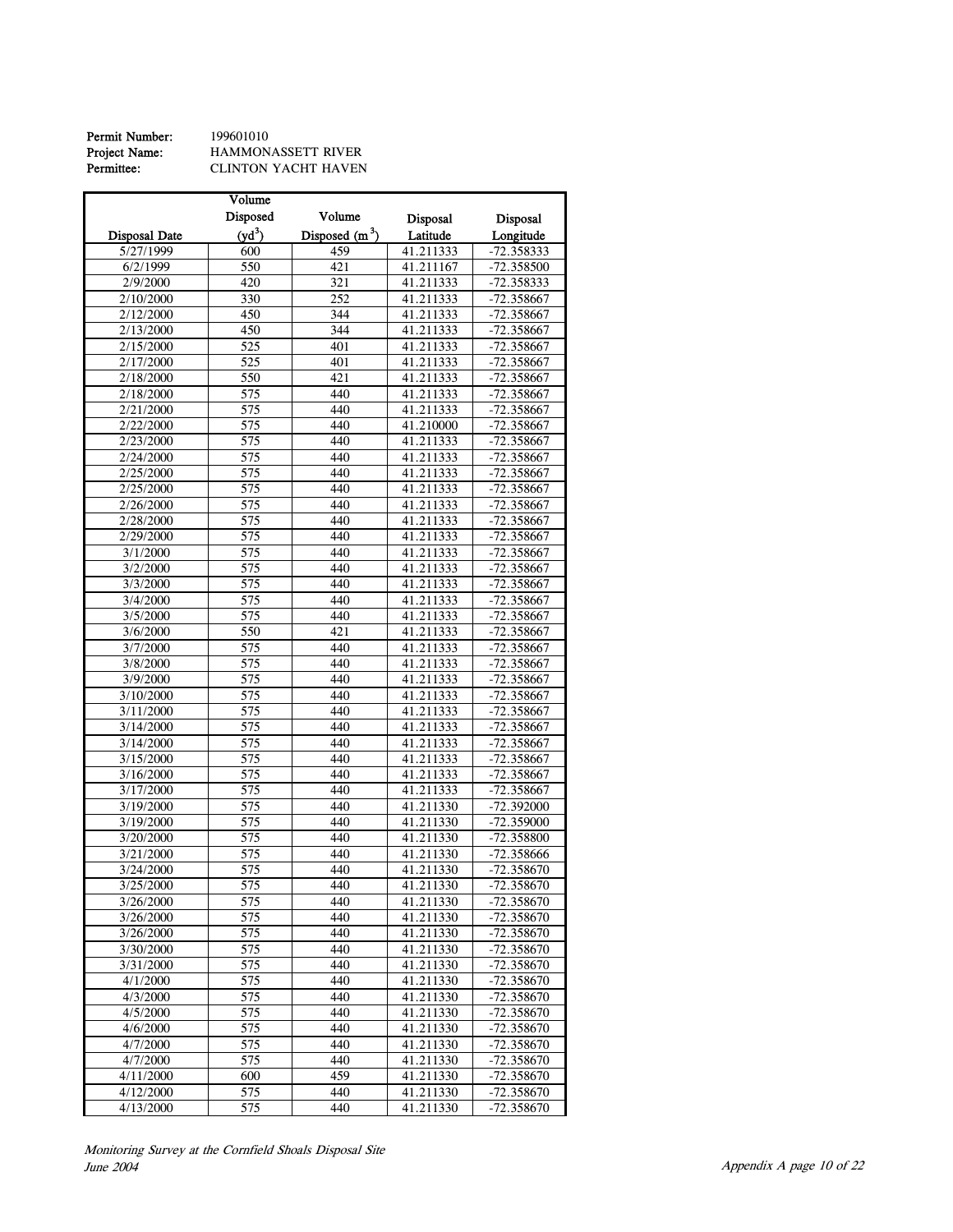**Permit Number:** 199601010
**Project Name:** HAMMONASSETT RIVER
**Permittee:** CLINTON YACHT HAVEN

| Disposal Date | Volume Disposed ($yd^3$) | Volume Disposed ($m^3$) | Disposal Latitude | Disposal Longitude |
|---|---|---|---|---|
| 5/27/1999 | 600 | 459 | 41.211333 | -72.358333 |
| 6/2/1999 | 550 | 421 | 41.211167 | -72.358500 |
| 2/9/2000 | 420 | 321 | 41.211333 | -72.358333 |
| 2/10/2000 | 330 | 252 | 41.211333 | -72.358667 |
| 2/12/2000 | 450 | 344 | 41.211333 | -72.358667 |
| 2/13/2000 | 450 | 344 | 41.211333 | -72.358667 |
| 2/15/2000 | 525 | 401 | 41.211333 | -72.358667 |
| 2/17/2000 | 525 | 401 | 41.211333 | -72.358667 |
| 2/18/2000 | 550 | 421 | 41.211333 | -72.358667 |
| 2/18/2000 | 575 | 440 | 41.211333 | -72.358667 |
| 2/21/2000 | 575 | 440 | 41.211333 | -72.358667 |
| 2/22/2000 | 575 | 440 | 41.210000 | -72.358667 |
| 2/23/2000 | 575 | 440 | 41.211333 | -72.358667 |
| 2/24/2000 | 575 | 440 | 41.211333 | -72.358667 |
| 2/25/2000 | 575 | 440 | 41.211333 | -72.358667 |
| 2/25/2000 | 575 | 440 | 41.211333 | -72.358667 |
| 2/26/2000 | 575 | 440 | 41.211333 | -72.358667 |
| 2/28/2000 | 575 | 440 | 41.211333 | -72.358667 |
| 2/29/2000 | 575 | 440 | 41.211333 | -72.358667 |
| 3/1/2000 | 575 | 440 | 41.211333 | -72.358667 |
| 3/2/2000 | 575 | 440 | 41.211333 | -72.358667 |
| 3/3/2000 | 575 | 440 | 41.211333 | -72.358667 |
| 3/4/2000 | 575 | 440 | 41.211333 | -72.358667 |
| 3/5/2000 | 575 | 440 | 41.211333 | -72.358667 |
| 3/6/2000 | 550 | 421 | 41.211333 | -72.358667 |
| 3/7/2000 | 575 | 440 | 41.211333 | -72.358667 |
| 3/8/2000 | 575 | 440 | 41.211333 | -72.358667 |
| 3/9/2000 | 575 | 440 | 41.211333 | -72.358667 |
| 3/10/2000 | 575 | 440 | 41.211333 | -72.358667 |
| 3/11/2000 | 575 | 440 | 41.211333 | -72.358667 |
| 3/14/2000 | 575 | 440 | 41.211333 | -72.358667 |
| 3/14/2000 | 575 | 440 | 41.211333 | -72.358667 |
| 3/15/2000 | 575 | 440 | 41.211333 | -72.358667 |
| 3/16/2000 | 575 | 440 | 41.211333 | -72.358667 |
| 3/17/2000 | 575 | 440 | 41.211333 | -72.358667 |
| 3/19/2000 | 575 | 440 | 41.211330 | -72.392000 |
| 3/19/2000 | 575 | 440 | 41.211330 | -72.359000 |
| 3/20/2000 | 575 | 440 | 41.211330 | -72.358800 |
| 3/21/2000 | 575 | 440 | 41.211330 | -72.358666 |
| 3/24/2000 | 575 | 440 | 41.211330 | -72.358670 |
| 3/25/2000 | 575 | 440 | 41.211330 | -72.358670 |
| 3/26/2000 | 575 | 440 | 41.211330 | -72.358670 |
| 3/26/2000 | 575 | 440 | 41.211330 | -72.358670 |
| 3/26/2000 | 575 | 440 | 41.211330 | -72.358670 |
| 3/30/2000 | 575 | 440 | 41.211330 | -72.358670 |
| 3/31/2000 | 575 | 440 | 41.211330 | -72.358670 |
| 4/1/2000 | 575 | 440 | 41.211330 | -72.358670 |
| 4/3/2000 | 575 | 440 | 41.211330 | -72.358670 |
| 4/5/2000 | 575 | 440 | 41.211330 | -72.358670 |
| 4/6/2000 | 575 | 440 | 41.211330 | -72.358670 |
| 4/7/2000 | 575 | 440 | 41.211330 | -72.358670 |
| 4/7/2000 | 575 | 440 | 41.211330 | -72.358670 |
| 4/11/2000 | 600 | 459 | 41.211330 | -72.358670 |
| 4/12/2000 | 575 | 440 | 41.211330 | -72.358670 |
| 4/13/2000 | 575 | 440 | 41.211330 | -72.358670 |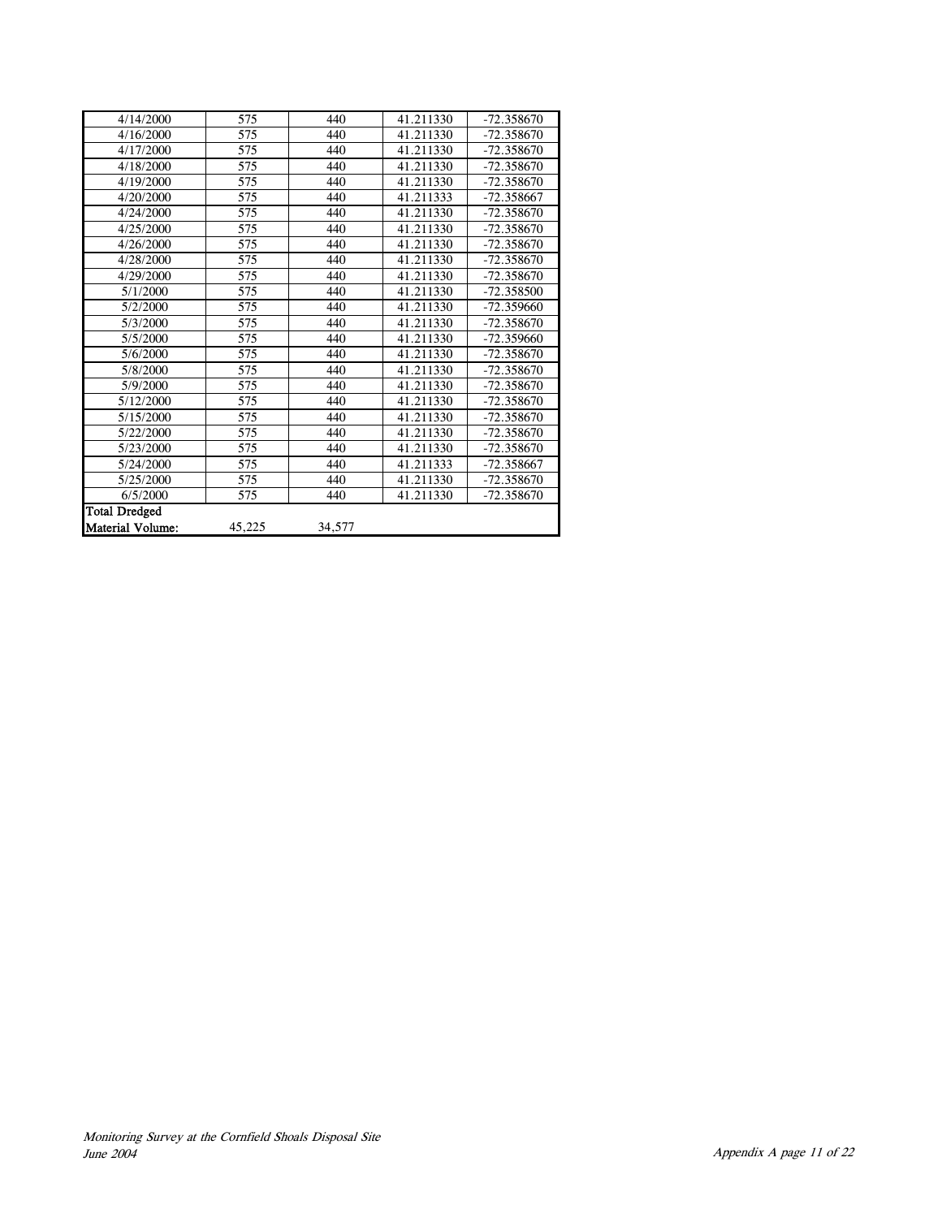| | | | | |
|---|---|---|---|---|
| 4/14/2000 | 575 | 440 | 41.211330 | -72.358670 |
| 4/16/2000 | 575 | 440 | 41.211330 | -72.358670 |
| 4/17/2000 | 575 | 440 | 41.211330 | -72.358670 |
| 4/18/2000 | 575 | 440 | 41.211330 | -72.358670 |
| 4/19/2000 | 575 | 440 | 41.211330 | -72.358670 |
| 4/20/2000 | 575 | 440 | 41.211333 | -72.358667 |
| 4/24/2000 | 575 | 440 | 41.211330 | -72.358670 |
| 4/25/2000 | 575 | 440 | 41.211330 | -72.358670 |
| 4/26/2000 | 575 | 440 | 41.211330 | -72.358670 |
| 4/28/2000 | 575 | 440 | 41.211330 | -72.358670 |
| 4/29/2000 | 575 | 440 | 41.211330 | -72.358670 |
| 5/1/2000 | 575 | 440 | 41.211330 | -72.358500 |
| 5/2/2000 | 575 | 440 | 41.211330 | -72.359660 |
| 5/3/2000 | 575 | 440 | 41.211330 | -72.358670 |
| 5/5/2000 | 575 | 440 | 41.211330 | -72.359660 |
| 5/6/2000 | 575 | 440 | 41.211330 | -72.358670 |
| 5/8/2000 | 575 | 440 | 41.211330 | -72.358670 |
| 5/9/2000 | 575 | 440 | 41.211330 | -72.358670 |
| 5/12/2000 | 575 | 440 | 41.211330 | -72.358670 |
| 5/15/2000 | 575 | 440 | 41.211330 | -72.358670 |
| 5/22/2000 | 575 | 440 | 41.211330 | -72.358670 |
| 5/23/2000 | 575 | 440 | 41.211330 | -72.358670 |
| 5/24/2000 | 575 | 440 | 41.211333 | -72.358667 |
| 5/25/2000 | 575 | 440 | 41.211330 | -72.358670 |
| 6/5/2000 | 575 | 440 | 41.211330 | -72.358670 |
| **Total Dredged Material Volume:** | 45,225 | 34,577 | | |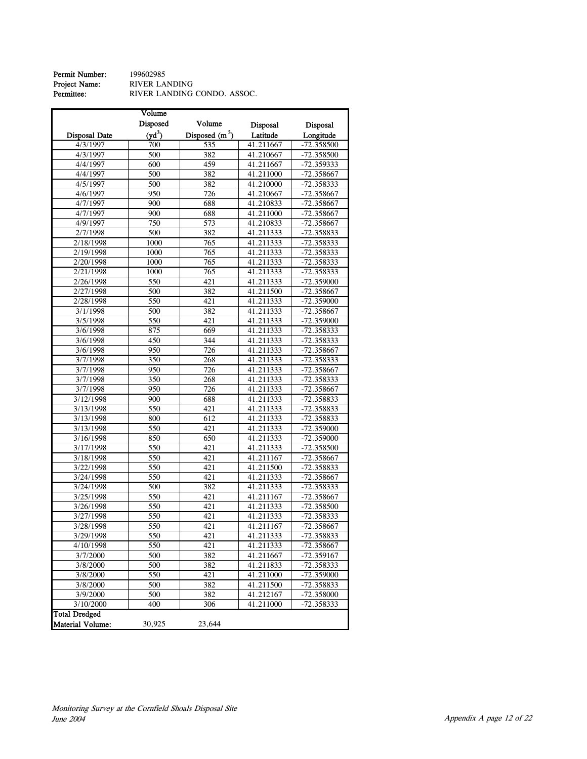**Permit Number:** 199602985
**Project Name:** RIVER LANDING
**Permittee:** RIVER LANDING CONDO. ASSOC.

| Disposal Date | Volume Disposed ($yd^3$) | Volume Disposed ($m^3$) | Disposal Latitude | Disposal Longitude |
|---|---|---|---|---|
| 4/3/1997 | 700 | 535 | 41.211667 | -72.358500 |
| 4/3/1997 | 500 | 382 | 41.210667 | -72.358500 |
| 4/4/1997 | 600 | 459 | 41.211667 | -72.359333 |
| 4/4/1997 | 500 | 382 | 41.211000 | -72.358667 |
| 4/5/1997 | 500 | 382 | 41.210000 | -72.358333 |
| 4/6/1997 | 950 | 726 | 41.210667 | -72.358667 |
| 4/7/1997 | 900 | 688 | 41.210833 | -72.358667 |
| 4/7/1997 | 900 | 688 | 41.211000 | -72.358667 |
| 4/9/1997 | 750 | 573 | 41.210833 | -72.358667 |
| 2/7/1998 | 500 | 382 | 41.211333 | -72.358833 |
| 2/18/1998 | 1000 | 765 | 41.211333 | -72.358333 |
| 2/19/1998 | 1000 | 765 | 41.211333 | -72.358333 |
| 2/20/1998 | 1000 | 765 | 41.211333 | -72.358333 |
| 2/21/1998 | 1000 | 765 | 41.211333 | -72.358333 |
| 2/26/1998 | 550 | 421 | 41.211333 | -72.359000 |
| 2/27/1998 | 500 | 382 | 41.211500 | -72.358667 |
| 2/28/1998 | 550 | 421 | 41.211333 | -72.359000 |
| 3/1/1998 | 500 | 382 | 41.211333 | -72.358667 |
| 3/5/1998 | 550 | 421 | 41.211333 | -72.359000 |
| 3/6/1998 | 875 | 669 | 41.211333 | -72.358333 |
| 3/6/1998 | 450 | 344 | 41.211333 | -72.358333 |
| 3/6/1998 | 950 | 726 | 41.211333 | -72.358667 |
| 3/7/1998 | 350 | 268 | 41.211333 | -72.358333 |
| 3/7/1998 | 950 | 726 | 41.211333 | -72.358667 |
| 3/7/1998 | 350 | 268 | 41.211333 | -72.358333 |
| 3/7/1998 | 950 | 726 | 41.211333 | -72.358667 |
| 3/12/1998 | 900 | 688 | 41.211333 | -72.358833 |
| 3/13/1998 | 550 | 421 | 41.211333 | -72.358833 |
| 3/13/1998 | 800 | 612 | 41.211333 | -72.358833 |
| 3/13/1998 | 550 | 421 | 41.211333 | -72.359000 |
| 3/16/1998 | 850 | 650 | 41.211333 | -72.359000 |
| 3/17/1998 | 550 | 421 | 41.211333 | -72.358500 |
| 3/18/1998 | 550 | 421 | 41.211167 | -72.358667 |
| 3/22/1998 | 550 | 421 | 41.211500 | -72.358833 |
| 3/24/1998 | 550 | 421 | 41.211333 | -72.358667 |
| 3/24/1998 | 500 | 382 | 41.211333 | -72.358333 |
| 3/25/1998 | 550 | 421 | 41.211167 | -72.358667 |
| 3/26/1998 | 550 | 421 | 41.211333 | -72.358500 |
| 3/27/1998 | 550 | 421 | 41.211333 | -72.358333 |
| 3/28/1998 | 550 | 421 | 41.211167 | -72.358667 |
| 3/29/1998 | 550 | 421 | 41.211333 | -72.358833 |
| 4/10/1998 | 550 | 421 | 41.211333 | -72.358667 |
| 3/7/2000 | 500 | 382 | 41.211667 | -72.359167 |
| 3/8/2000 | 500 | 382 | 41.211833 | -72.358333 |
| 3/8/2000 | 550 | 421 | 41.211000 | -72.359000 |
| 3/8/2000 | 500 | 382 | 41.211500 | -72.358833 |
| 3/9/2000 | 500 | 382 | 41.212167 | -72.358000 |
| 3/10/2000 | 400 | 306 | 41.211000 | -72.358333 |
| **Total Dredged Material Volume:** | 30,925 | 23,644 | | |

*Monitoring Survey at the Cornfield Shoals Disposal Site*
*June 2004*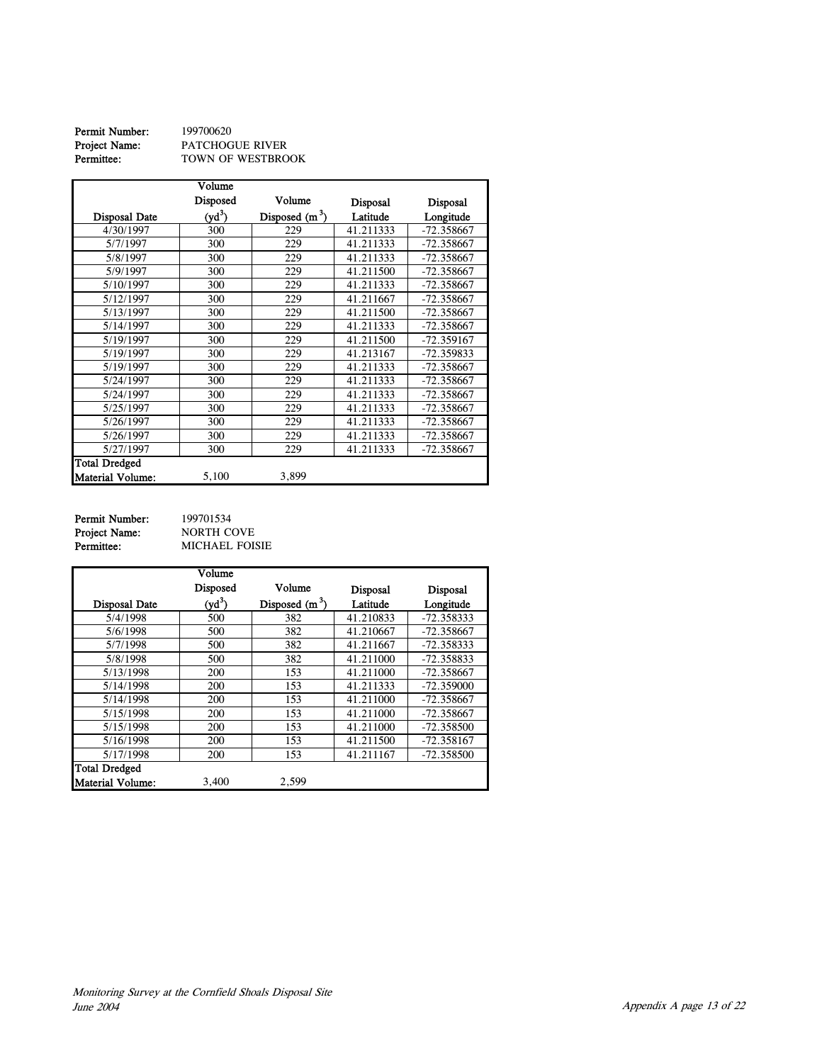**Permit Number:** 199700620
**Project Name:** PATCHOGUE RIVER
**Permittee:** TOWN OF WESTBROOK

| Disposal Date | Volume Disposed ($yd^3$) | Volume Disposed ($m^3$) | Disposal Latitude | Disposal Longitude |
|---|---|---|---|---|
| 4/30/1997 | 300 | 229 | 41.211333 | -72.358667 |
| 5/7/1997 | 300 | 229 | 41.211333 | -72.358667 |
| 5/8/1997 | 300 | 229 | 41.211333 | -72.358667 |
| 5/9/1997 | 300 | 229 | 41.211500 | -72.358667 |
| 5/10/1997 | 300 | 229 | 41.211333 | -72.358667 |
| 5/12/1997 | 300 | 229 | 41.211667 | -72.358667 |
| 5/13/1997 | 300 | 229 | 41.211500 | -72.358667 |
| 5/14/1997 | 300 | 229 | 41.211333 | -72.358667 |
| 5/19/1997 | 300 | 229 | 41.211500 | -72.359167 |
| 5/19/1997 | 300 | 229 | 41.213167 | -72.359833 |
| 5/19/1997 | 300 | 229 | 41.211333 | -72.358667 |
| 5/24/1997 | 300 | 229 | 41.211333 | -72.358667 |
| 5/24/1997 | 300 | 229 | 41.211333 | -72.358667 |
| 5/25/1997 | 300 | 229 | 41.211333 | -72.358667 |
| 5/26/1997 | 300 | 229 | 41.211333 | -72.358667 |
| 5/26/1997 | 300 | 229 | 41.211333 | -72.358667 |
| 5/27/1997 | 300 | 229 | 41.211333 | -72.358667 |
| **Total Dredged Material Volume:** | 5,100 | 3,899 | | |

**Permit Number:** 199701534
**Project Name:** NORTH COVE
**Permittee:** MICHAEL FOISIE

| Disposal Date | Volume Disposed ($yd^3$) | Volume Disposed ($m^3$) | Disposal Latitude | Disposal Longitude |
|---|---|---|---|---|
| 5/4/1998 | 500 | 382 | 41.210833 | -72.358333 |
| 5/6/1998 | 500 | 382 | 41.210667 | -72.358667 |
| 5/7/1998 | 500 | 382 | 41.211667 | -72.358333 |
| 5/8/1998 | 500 | 382 | 41.211000 | -72.358833 |
| 5/13/1998 | 200 | 153 | 41.211000 | -72.358667 |
| 5/14/1998 | 200 | 153 | 41.211333 | -72.359000 |
| 5/14/1998 | 200 | 153 | 41.211000 | -72.358667 |
| 5/15/1998 | 200 | 153 | 41.211000 | -72.358667 |
| 5/15/1998 | 200 | 153 | 41.211000 | -72.358500 |
| 5/16/1998 | 200 | 153 | 41.211500 | -72.358167 |
| 5/17/1998 | 200 | 153 | 41.211167 | -72.358500 |
| **Total Dredged Material Volume:** | 3,400 | 2,599 | | |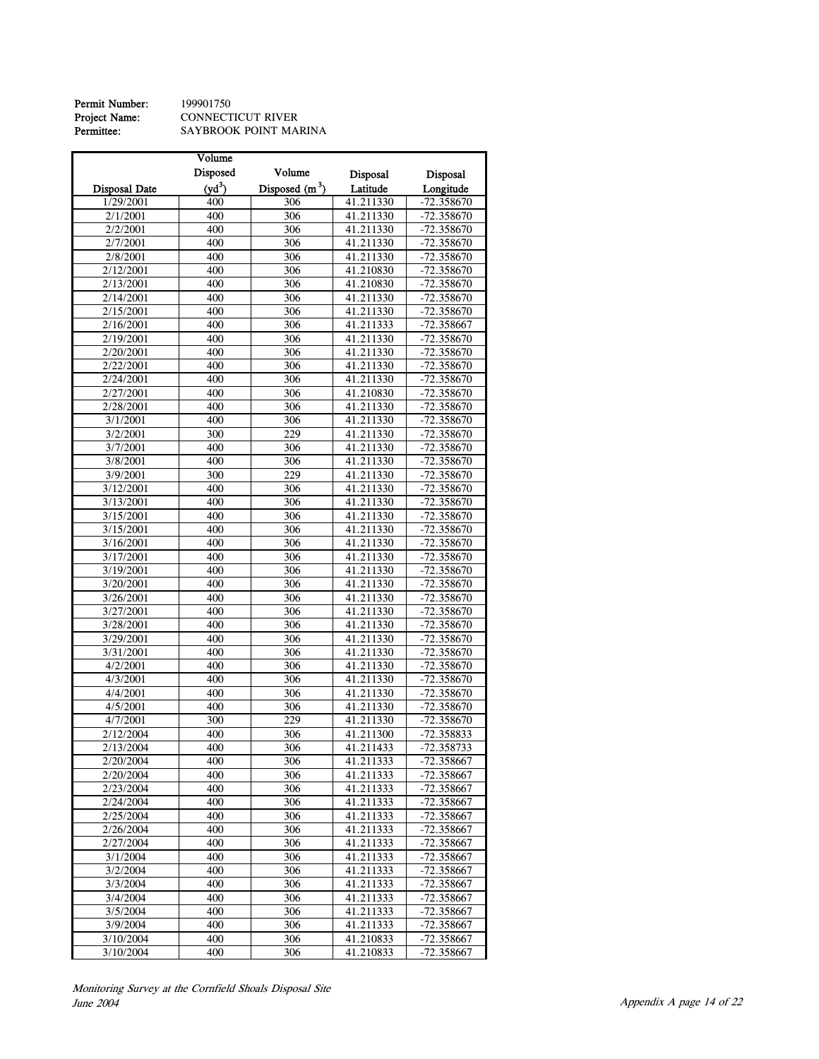**Permit Number:** 199901750
**Project Name:** CONNECTICUT RIVER
**Permittee:** SAYBROOK POINT MARINA

| Disposal Date | Volume Disposed ($yd^3$) | Volume Disposed ($m^3$) | Disposal Latitude | Disposal Longitude |
|---|---|---|---|---|
| 1/29/2001 | 400 | 306 | 41.211330 | -72.358670 |
| 2/1/2001 | 400 | 306 | 41.211330 | -72.358670 |
| 2/2/2001 | 400 | 306 | 41.211330 | -72.358670 |
| 2/7/2001 | 400 | 306 | 41.211330 | -72.358670 |
| 2/8/2001 | 400 | 306 | 41.211330 | -72.358670 |
| 2/12/2001 | 400 | 306 | 41.210830 | -72.358670 |
| 2/13/2001 | 400 | 306 | 41.210830 | -72.358670 |
| 2/14/2001 | 400 | 306 | 41.211330 | -72.358670 |
| 2/15/2001 | 400 | 306 | 41.211330 | -72.358670 |
| 2/16/2001 | 400 | 306 | 41.211333 | -72.358667 |
| 2/19/2001 | 400 | 306 | 41.211330 | -72.358670 |
| 2/20/2001 | 400 | 306 | 41.211330 | -72.358670 |
| 2/22/2001 | 400 | 306 | 41.211330 | -72.358670 |
| 2/24/2001 | 400 | 306 | 41.211330 | -72.358670 |
| 2/27/2001 | 400 | 306 | 41.210830 | -72.358670 |
| 2/28/2001 | 400 | 306 | 41.211330 | -72.358670 |
| 3/1/2001 | 400 | 306 | 41.211330 | -72.358670 |
| 3/2/2001 | 300 | 229 | 41.211330 | -72.358670 |
| 3/7/2001 | 400 | 306 | 41.211330 | -72.358670 |
| 3/8/2001 | 400 | 306 | 41.211330 | -72.358670 |
| 3/9/2001 | 300 | 229 | 41.211330 | -72.358670 |
| 3/12/2001 | 400 | 306 | 41.211330 | -72.358670 |
| 3/13/2001 | 400 | 306 | 41.211330 | -72.358670 |
| 3/15/2001 | 400 | 306 | 41.211330 | -72.358670 |
| 3/15/2001 | 400 | 306 | 41.211330 | -72.358670 |
| 3/16/2001 | 400 | 306 | 41.211330 | -72.358670 |
| 3/17/2001 | 400 | 306 | 41.211330 | -72.358670 |
| 3/19/2001 | 400 | 306 | 41.211330 | -72.358670 |
| 3/20/2001 | 400 | 306 | 41.211330 | -72.358670 |
| 3/26/2001 | 400 | 306 | 41.211330 | -72.358670 |
| 3/27/2001 | 400 | 306 | 41.211330 | -72.358670 |
| 3/28/2001 | 400 | 306 | 41.211330 | -72.358670 |
| 3/29/2001 | 400 | 306 | 41.211330 | -72.358670 |
| 3/31/2001 | 400 | 306 | 41.211330 | -72.358670 |
| 4/2/2001 | 400 | 306 | 41.211330 | -72.358670 |
| 4/3/2001 | 400 | 306 | 41.211330 | -72.358670 |
| 4/4/2001 | 400 | 306 | 41.211330 | -72.358670 |
| 4/5/2001 | 400 | 306 | 41.211330 | -72.358670 |
| 4/7/2001 | 300 | 229 | 41.211330 | -72.358670 |
| 2/12/2004 | 400 | 306 | 41.211300 | -72.358833 |
| 2/13/2004 | 400 | 306 | 41.211433 | -72.358733 |
| 2/20/2004 | 400 | 306 | 41.211333 | -72.358667 |
| 2/20/2004 | 400 | 306 | 41.211333 | -72.358667 |
| 2/23/2004 | 400 | 306 | 41.211333 | -72.358667 |
| 2/24/2004 | 400 | 306 | 41.211333 | -72.358667 |
| 2/25/2004 | 400 | 306 | 41.211333 | -72.358667 |
| 2/26/2004 | 400 | 306 | 41.211333 | -72.358667 |
| 2/27/2004 | 400 | 306 | 41.211333 | -72.358667 |
| 3/1/2004 | 400 | 306 | 41.211333 | -72.358667 |
| 3/2/2004 | 400 | 306 | 41.211333 | -72.358667 |
| 3/3/2004 | 400 | 306 | 41.211333 | -72.358667 |
| 3/4/2004 | 400 | 306 | 41.211333 | -72.358667 |
| 3/5/2004 | 400 | 306 | 41.211333 | -72.358667 |
| 3/9/2004 | 400 | 306 | 41.211333 | -72.358667 |
| 3/10/2004 | 400 | 306 | 41.210833 | -72.358667 |
| 3/10/2004 | 400 | 306 | 41.210833 | -72.358667 |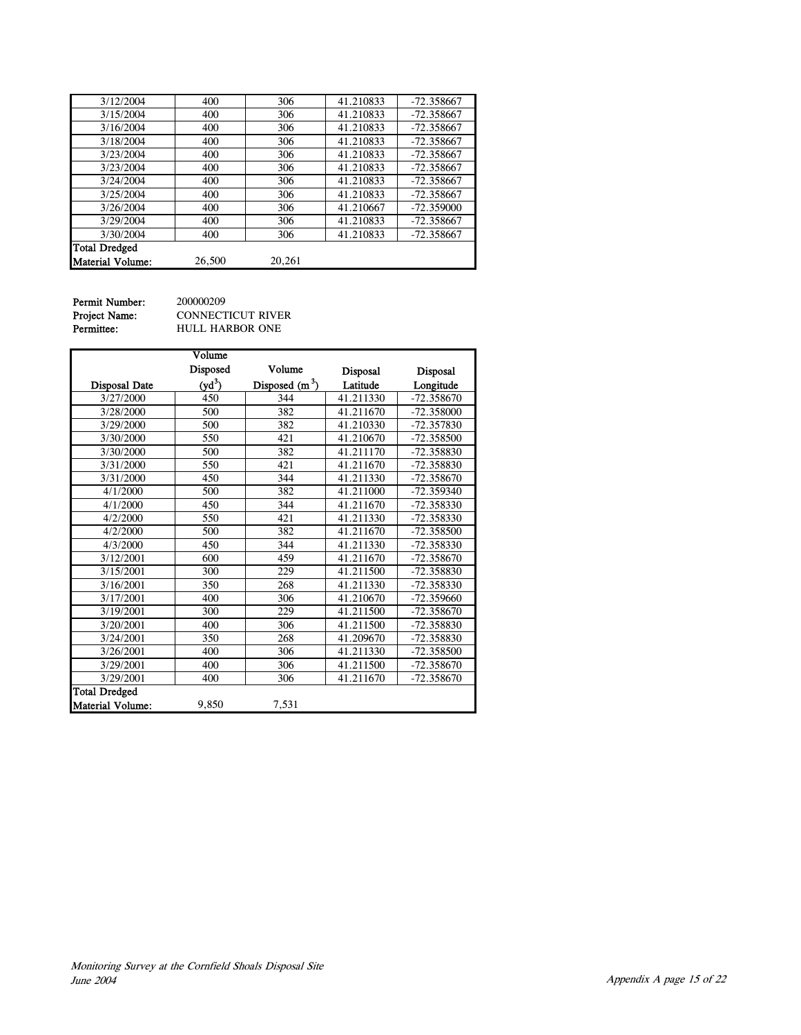| | | | | |
|---|---|---|---|---|
| 3/12/2004 | 400 | 306 | 41.210833 | -72.358667 |
| 3/15/2004 | 400 | 306 | 41.210833 | -72.358667 |
| 3/16/2004 | 400 | 306 | 41.210833 | -72.358667 |
| 3/18/2004 | 400 | 306 | 41.210833 | -72.358667 |
| 3/23/2004 | 400 | 306 | 41.210833 | -72.358667 |
| 3/23/2004 | 400 | 306 | 41.210833 | -72.358667 |
| 3/24/2004 | 400 | 306 | 41.210833 | -72.358667 |
| 3/25/2004 | 400 | 306 | 41.210833 | -72.358667 |
| 3/26/2004 | 400 | 306 | 41.210667 | -72.359000 |
| 3/29/2004 | 400 | 306 | 41.210833 | -72.358667 |
| 3/30/2004 | 400 | 306 | 41.210833 | -72.358667 |
| **Total Dredged Material Volume:** | 26,500 | 20,261 | | |

**Permit Number:** 200000209
**Project Name:** CONNECTICUT RIVER
**Permittee:** HULL HARBOR ONE

| Disposal Date | Volume Disposed ($yd^3$) | Volume Disposed ($m^3$) | Disposal Latitude | Disposal Longitude |
|---|---|---|---|---|
| 3/27/2000 | 450 | 344 | 41.211330 | -72.358670 |
| 3/28/2000 | 500 | 382 | 41.211670 | -72.358000 |
| 3/29/2000 | 500 | 382 | 41.210330 | -72.357830 |
| 3/30/2000 | 550 | 421 | 41.210670 | -72.358500 |
| 3/30/2000 | 500 | 382 | 41.211170 | -72.358830 |
| 3/31/2000 | 550 | 421 | 41.211670 | -72.358830 |
| 3/31/2000 | 450 | 344 | 41.211330 | -72.358670 |
| 4/1/2000 | 500 | 382 | 41.211000 | -72.359340 |
| 4/1/2000 | 450 | 344 | 41.211670 | -72.358330 |
| 4/2/2000 | 550 | 421 | 41.211330 | -72.358330 |
| 4/2/2000 | 500 | 382 | 41.211670 | -72.358500 |
| 4/3/2000 | 450 | 344 | 41.211330 | -72.358330 |
| 3/12/2001 | 600 | 459 | 41.211670 | -72.358670 |
| 3/15/2001 | 300 | 229 | 41.211500 | -72.358830 |
| 3/16/2001 | 350 | 268 | 41.211330 | -72.358330 |
| 3/17/2001 | 400 | 306 | 41.210670 | -72.359660 |
| 3/19/2001 | 300 | 229 | 41.211500 | -72.358670 |
| 3/20/2001 | 400 | 306 | 41.211500 | -72.358830 |
| 3/24/2001 | 350 | 268 | 41.209670 | -72.358830 |
| 3/26/2001 | 400 | 306 | 41.211330 | -72.358500 |
| 3/29/2001 | 400 | 306 | 41.211500 | -72.358670 |
| 3/29/2001 | 400 | 306 | 41.211670 | -72.358670 |
| **Total Dredged Material Volume:** | 9,850 | 7,531 | | |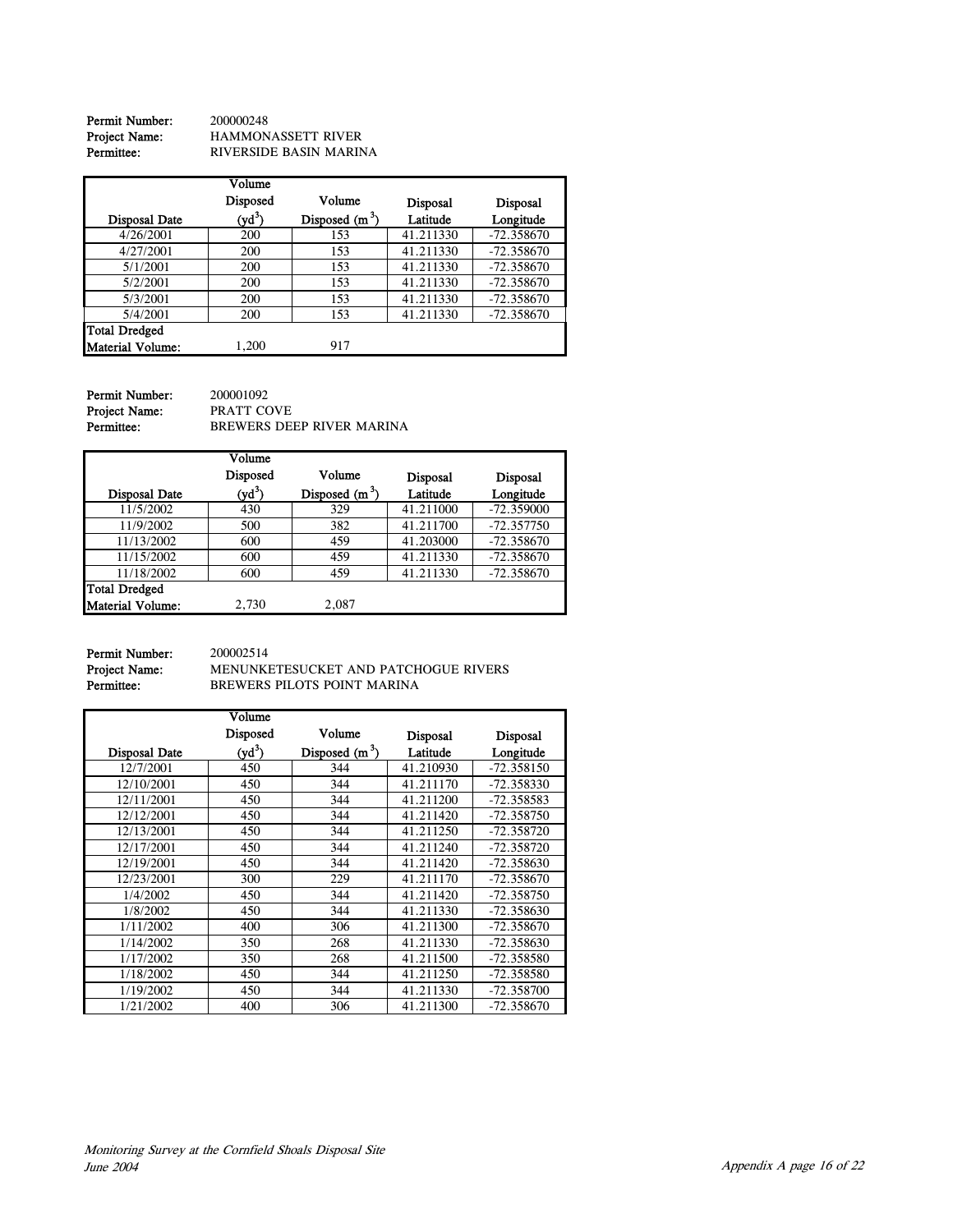**Permit Number:** 200000248
**Project Name:** HAMMONASSETT RIVER
**Permittee:** RIVERSIDE BASIN MARINA

| Disposal Date | Volume Disposed ($yd^3$) | Volume Disposed ($m^3$) | Disposal Latitude | Disposal Longitude |
|---|---|---|---|---|
| 4/26/2001 | 200 | 153 | 41.211330 | -72.358670 |
| 4/27/2001 | 200 | 153 | 41.211330 | -72.358670 |
| 5/1/2001 | 200 | 153 | 41.211330 | -72.358670 |
| 5/2/2001 | 200 | 153 | 41.211330 | -72.358670 |
| 5/3/2001 | 200 | 153 | 41.211330 | -72.358670 |
| 5/4/2001 | 200 | 153 | 41.211330 | -72.358670 |
| **Total Dredged Material Volume:** | 1,200 | 917 | | |

**Permit Number:** 200001092
**Project Name:** PRATT COVE
**Permittee:** BREWERS DEEP RIVER MARINA

| Disposal Date | Volume Disposed ($yd^3$) | Volume Disposed ($m^3$) | Disposal Latitude | Disposal Longitude |
|---|---|---|---|---|
| 11/5/2002 | 430 | 329 | 41.211000 | -72.359000 |
| 11/9/2002 | 500 | 382 | 41.211700 | -72.357750 |
| 11/13/2002 | 600 | 459 | 41.203000 | -72.358670 |
| 11/15/2002 | 600 | 459 | 41.211330 | -72.358670 |
| 11/18/2002 | 600 | 459 | 41.211330 | -72.358670 |
| **Total Dredged Material Volume:** | 2,730 | 2,087 | | |

**Permit Number:** 200002514
**Project Name:** MENUNKETESUCKET AND PATCHOGUE RIVERS
**Permittee:** BREWERS PILOTS POINT MARINA

| Disposal Date | Volume Disposed ($yd^3$) | Volume Disposed ($m^3$) | Disposal Latitude | Disposal Longitude |
|---|---|---|---|---|
| 12/7/2001 | 450 | 344 | 41.210930 | -72.358150 |
| 12/10/2001 | 450 | 344 | 41.211170 | -72.358330 |
| 12/11/2001 | 450 | 344 | 41.211200 | -72.358583 |
| 12/12/2001 | 450 | 344 | 41.211420 | -72.358750 |
| 12/13/2001 | 450 | 344 | 41.211250 | -72.358720 |
| 12/17/2001 | 450 | 344 | 41.211240 | -72.358720 |
| 12/19/2001 | 450 | 344 | 41.211420 | -72.358630 |
| 12/23/2001 | 300 | 229 | 41.211170 | -72.358670 |
| 1/4/2002 | 450 | 344 | 41.211420 | -72.358750 |
| 1/8/2002 | 450 | 344 | 41.211330 | -72.358630 |
| 1/11/2002 | 400 | 306 | 41.211300 | -72.358670 |
| 1/14/2002 | 350 | 268 | 41.211330 | -72.358630 |
| 1/17/2002 | 350 | 268 | 41.211500 | -72.358580 |
| 1/18/2002 | 450 | 344 | 41.211250 | -72.358580 |
| 1/19/2002 | 450 | 344 | 41.211330 | -72.358700 |
| 1/21/2002 | 400 | 306 | 41.211300 | -72.358670 |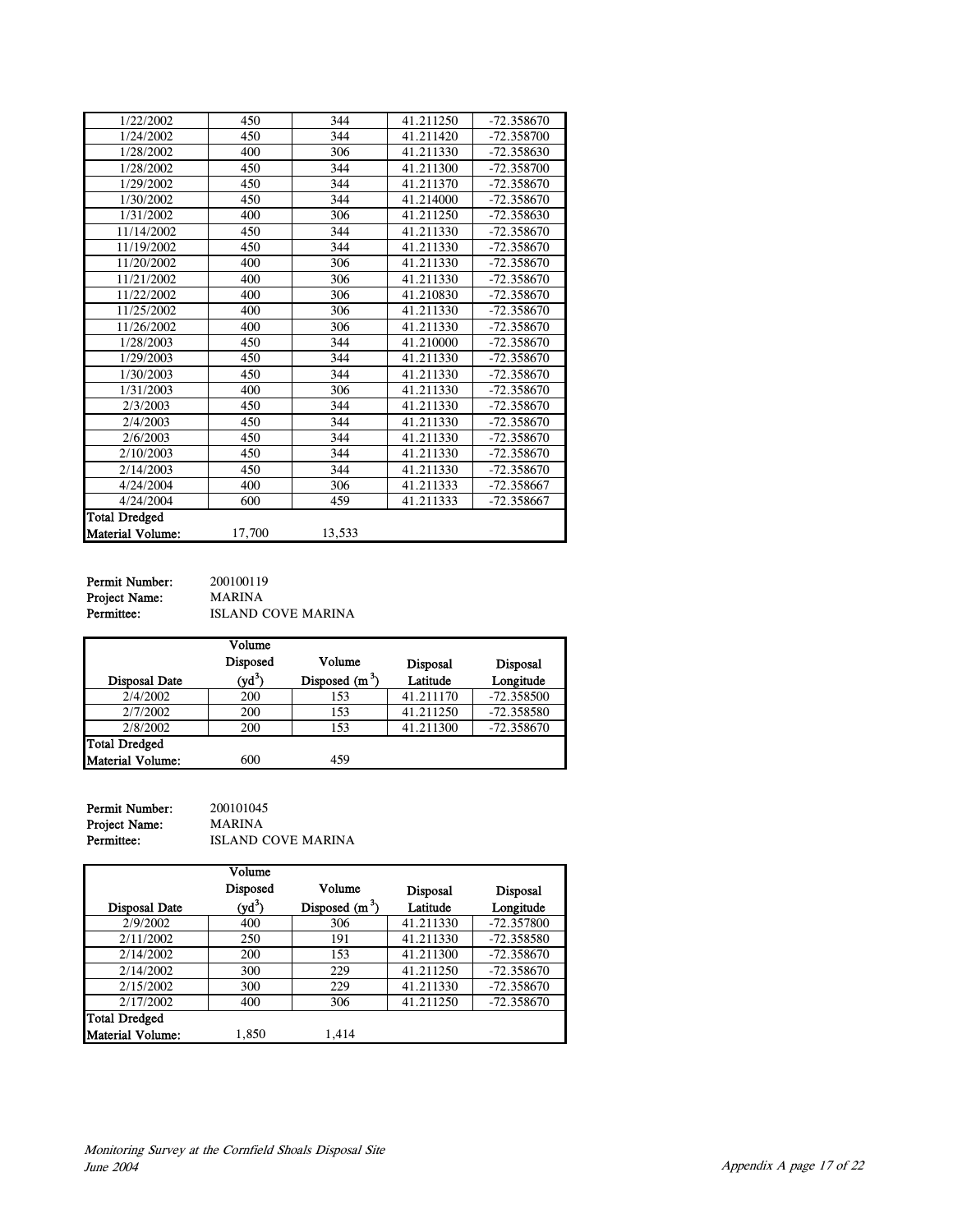| | | | | |
|---|---|---|---|---|
| 1/22/2002 | 450 | 344 | 41.211250 | -72.358670 |
| 1/24/2002 | 450 | 344 | 41.211420 | -72.358700 |
| 1/28/2002 | 400 | 306 | 41.211330 | -72.358630 |
| 1/28/2002 | 450 | 344 | 41.211300 | -72.358700 |
| 1/29/2002 | 450 | 344 | 41.211370 | -72.358670 |
| 1/30/2002 | 450 | 344 | 41.214000 | -72.358670 |
| 1/31/2002 | 400 | 306 | 41.211250 | -72.358630 |
| 11/14/2002 | 450 | 344 | 41.211330 | -72.358670 |
| 11/19/2002 | 450 | 344 | 41.211330 | -72.358670 |
| 11/20/2002 | 400 | 306 | 41.211330 | -72.358670 |
| 11/21/2002 | 400 | 306 | 41.211330 | -72.358670 |
| 11/22/2002 | 400 | 306 | 41.210830 | -72.358670 |
| 11/25/2002 | 400 | 306 | 41.211330 | -72.358670 |
| 11/26/2002 | 400 | 306 | 41.211330 | -72.358670 |
| 1/28/2003 | 450 | 344 | 41.210000 | -72.358670 |
| 1/29/2003 | 450 | 344 | 41.211330 | -72.358670 |
| 1/30/2003 | 450 | 344 | 41.211330 | -72.358670 |
| 1/31/2003 | 400 | 306 | 41.211330 | -72.358670 |
| 2/3/2003 | 450 | 344 | 41.211330 | -72.358670 |
| 2/4/2003 | 450 | 344 | 41.211330 | -72.358670 |
| 2/6/2003 | 450 | 344 | 41.211330 | -72.358670 |
| 2/10/2003 | 450 | 344 | 41.211330 | -72.358670 |
| 2/14/2003 | 450 | 344 | 41.211330 | -72.358670 |
| 4/24/2004 | 400 | 306 | 41.211333 | -72.358667 |
| 4/24/2004 | 600 | 459 | 41.211333 | -72.358667 |
| **Total Dredged Material Volume:** | 17,700 | 13,533 | | |

**Permit Number:** 200100119
**Project Name:** MARINA
**Permittee:** ISLAND COVE MARINA

| Disposal Date | Volume Disposed ($yd^3$) | Volume Disposed ($m^3$) | Disposal Latitude | Disposal Longitude |
|---|---|---|---|---|
| 2/4/2002 | 200 | 153 | 41.211170 | -72.358500 |
| 2/7/2002 | 200 | 153 | 41.211250 | -72.358580 |
| 2/8/2002 | 200 | 153 | 41.211300 | -72.358670 |
| **Total Dredged Material Volume:** | 600 | 459 | | |

**Permit Number:** 200101045
**Project Name:** MARINA
**Permittee:** ISLAND COVE MARINA

| Disposal Date | Volume Disposed ($yd^3$) | Volume Disposed ($m^3$) | Disposal Latitude | Disposal Longitude |
|---|---|---|---|---|
| 2/9/2002 | 400 | 306 | 41.211330 | -72.357800 |
| 2/11/2002 | 250 | 191 | 41.211330 | -72.358580 |
| 2/14/2002 | 200 | 153 | 41.211300 | -72.358670 |
| 2/14/2002 | 300 | 229 | 41.211250 | -72.358670 |
| 2/15/2002 | 300 | 229 | 41.211330 | -72.358670 |
| 2/17/2002 | 400 | 306 | 41.211250 | -72.358670 |
| **Total Dredged Material Volume:** | 1,850 | 1,414 | | |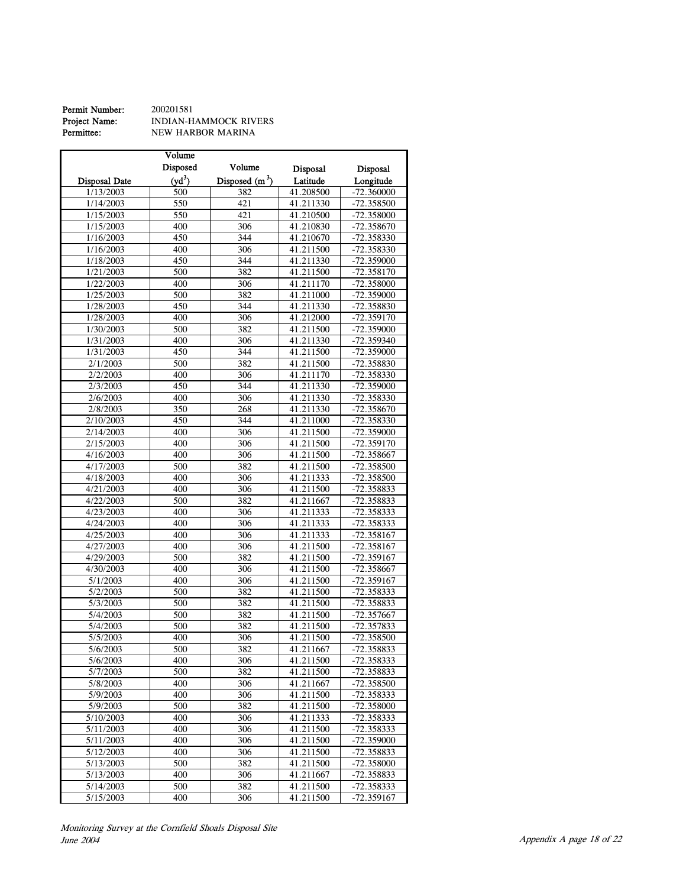**Permit Number:** 200201581
**Project Name:** INDIAN-HAMMOCK RIVERS
**Permittee:** NEW HARBOR MARINA

| Disposal Date | Volume Disposed ($yd^3$) | Volume Disposed ($m^3$) | Disposal Latitude | Disposal Longitude |
|---|---|---|---|---|
| 1/13/2003 | 500 | 382 | 41.208500 | -72.360000 |
| 1/14/2003 | 550 | 421 | 41.211330 | -72.358500 |
| 1/15/2003 | 550 | 421 | 41.210500 | -72.358000 |
| 1/15/2003 | 400 | 306 | 41.210830 | -72.358670 |
| 1/16/2003 | 450 | 344 | 41.210670 | -72.358330 |
| 1/16/2003 | 400 | 306 | 41.211500 | -72.358330 |
| 1/18/2003 | 450 | 344 | 41.211330 | -72.359000 |
| 1/21/2003 | 500 | 382 | 41.211500 | -72.358170 |
| 1/22/2003 | 400 | 306 | 41.211170 | -72.358000 |
| 1/25/2003 | 500 | 382 | 41.211000 | -72.359000 |
| 1/28/2003 | 450 | 344 | 41.211330 | -72.358830 |
| 1/28/2003 | 400 | 306 | 41.212000 | -72.359170 |
| 1/30/2003 | 500 | 382 | 41.211500 | -72.359000 |
| 1/31/2003 | 400 | 306 | 41.211330 | -72.359340 |
| 1/31/2003 | 450 | 344 | 41.211500 | -72.359000 |
| 2/1/2003 | 500 | 382 | 41.211500 | -72.358830 |
| 2/2/2003 | 400 | 306 | 41.211170 | -72.358330 |
| 2/3/2003 | 450 | 344 | 41.211330 | -72.359000 |
| 2/6/2003 | 400 | 306 | 41.211330 | -72.358330 |
| 2/8/2003 | 350 | 268 | 41.211330 | -72.358670 |
| 2/10/2003 | 450 | 344 | 41.211000 | -72.358330 |
| 2/14/2003 | 400 | 306 | 41.211500 | -72.359000 |
| 2/15/2003 | 400 | 306 | 41.211500 | -72.359170 |
| 4/16/2003 | 400 | 306 | 41.211500 | -72.358667 |
| 4/17/2003 | 500 | 382 | 41.211500 | -72.358500 |
| 4/18/2003 | 400 | 306 | 41.211333 | -72.358500 |
| 4/21/2003 | 400 | 306 | 41.211500 | -72.358833 |
| 4/22/2003 | 500 | 382 | 41.211667 | -72.358833 |
| 4/23/2003 | 400 | 306 | 41.211333 | -72.358333 |
| 4/24/2003 | 400 | 306 | 41.211333 | -72.358333 |
| 4/25/2003 | 400 | 306 | 41.211333 | -72.358167 |
| 4/27/2003 | 400 | 306 | 41.211500 | -72.358167 |
| 4/29/2003 | 500 | 382 | 41.211500 | -72.359167 |
| 4/30/2003 | 400 | 306 | 41.211500 | -72.358667 |
| 5/1/2003 | 400 | 306 | 41.211500 | -72.359167 |
| 5/2/2003 | 500 | 382 | 41.211500 | -72.358333 |
| 5/3/2003 | 500 | 382 | 41.211500 | -72.358833 |
| 5/4/2003 | 500 | 382 | 41.211500 | -72.357667 |
| 5/4/2003 | 500 | 382 | 41.211500 | -72.357833 |
| 5/5/2003 | 400 | 306 | 41.211500 | -72.358500 |
| 5/6/2003 | 500 | 382 | 41.211667 | -72.358833 |
| 5/6/2003 | 400 | 306 | 41.211500 | -72.358333 |
| 5/7/2003 | 500 | 382 | 41.211500 | -72.358833 |
| 5/8/2003 | 400 | 306 | 41.211667 | -72.358500 |
| 5/9/2003 | 400 | 306 | 41.211500 | -72.358333 |
| 5/9/2003 | 500 | 382 | 41.211500 | -72.358000 |
| 5/10/2003 | 400 | 306 | 41.211333 | -72.358333 |
| 5/11/2003 | 400 | 306 | 41.211500 | -72.358333 |
| 5/11/2003 | 400 | 306 | 41.211500 | -72.359000 |
| 5/12/2003 | 400 | 306 | 41.211500 | -72.358833 |
| 5/13/2003 | 500 | 382 | 41.211500 | -72.358000 |
| 5/13/2003 | 400 | 306 | 41.211667 | -72.358833 |
| 5/14/2003 | 500 | 382 | 41.211500 | -72.358333 |
| 5/15/2003 | 400 | 306 | 41.211500 | -72.359167 |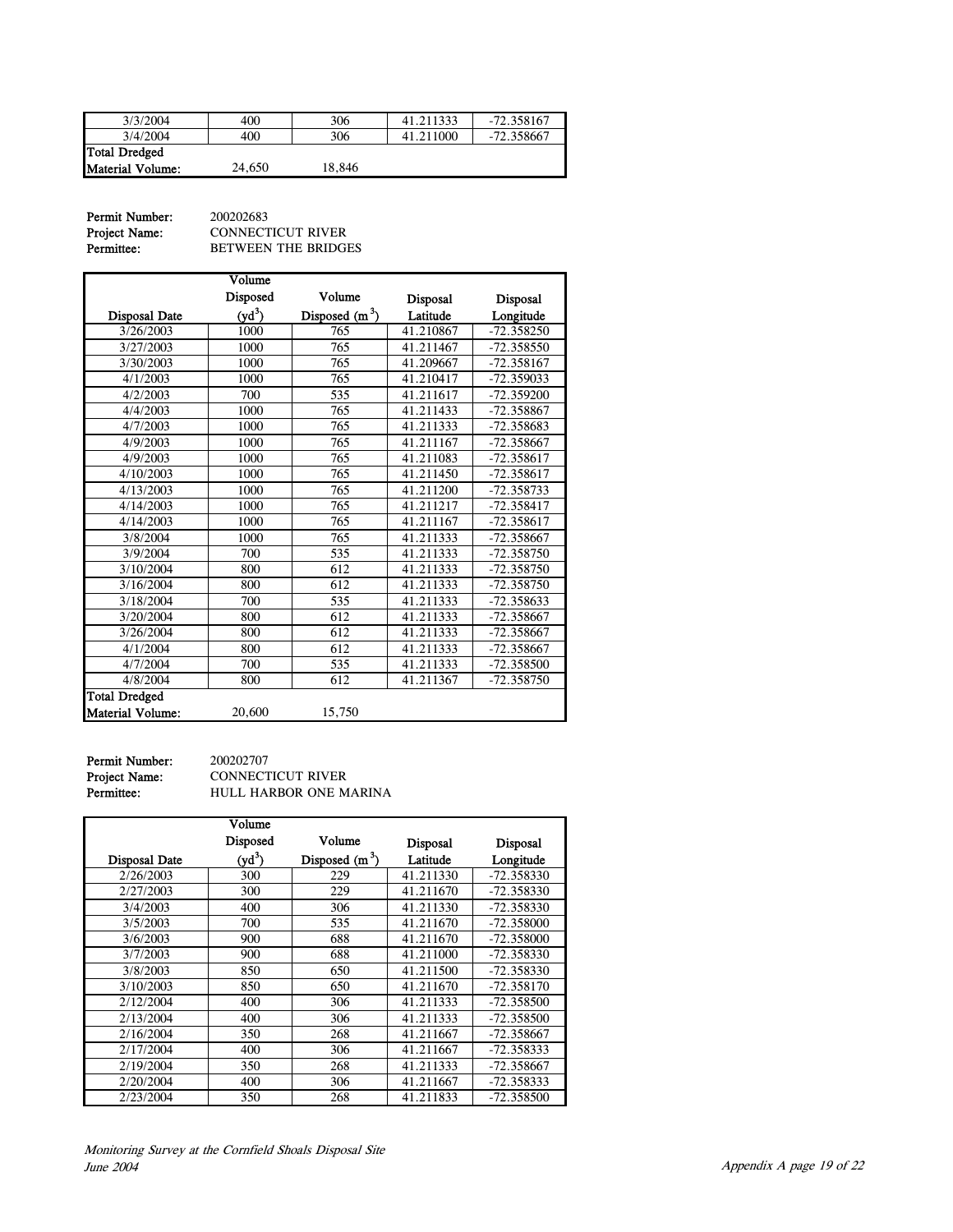| 3/3/2004 | 400 | 306 | 41.211333 | -72.358167 |
|---|---|---|---|---|
| 3/4/2004 | 400 | 306 | 41.211000 | -72.358667 |
| **Total Dredged Material Volume:** | 24,650 | 18,846 | | |

**Permit Number:** 200202683
**Project Name:** CONNECTICUT RIVER
**Permittee:** BETWEEN THE BRIDGES

| Disposal Date | Volume Disposed ($yd^3$) | Volume Disposed ($m^3$) | Disposal Latitude | Disposal Longitude |
|---|---|---|---|---|
| 3/26/2003 | 1000 | 765 | 41.210867 | -72.358250 |
| 3/27/2003 | 1000 | 765 | 41.211467 | -72.358550 |
| 3/30/2003 | 1000 | 765 | 41.209667 | -72.358167 |
| 4/1/2003 | 1000 | 765 | 41.210417 | -72.359033 |
| 4/2/2003 | 700 | 535 | 41.211617 | -72.359200 |
| 4/4/2003 | 1000 | 765 | 41.211433 | -72.358867 |
| 4/7/2003 | 1000 | 765 | 41.211333 | -72.358683 |
| 4/9/2003 | 1000 | 765 | 41.211167 | -72.358667 |
| 4/9/2003 | 1000 | 765 | 41.211083 | -72.358617 |
| 4/10/2003 | 1000 | 765 | 41.211450 | -72.358617 |
| 4/13/2003 | 1000 | 765 | 41.211200 | -72.358733 |
| 4/14/2003 | 1000 | 765 | 41.211217 | -72.358417 |
| 4/14/2003 | 1000 | 765 | 41.211167 | -72.358617 |
| 3/8/2004 | 1000 | 765 | 41.211333 | -72.358667 |
| 3/9/2004 | 700 | 535 | 41.211333 | -72.358750 |
| 3/10/2004 | 800 | 612 | 41.211333 | -72.358750 |
| 3/16/2004 | 800 | 612 | 41.211333 | -72.358750 |
| 3/18/2004 | 700 | 535 | 41.211333 | -72.358633 |
| 3/20/2004 | 800 | 612 | 41.211333 | -72.358667 |
| 3/26/2004 | 800 | 612 | 41.211333 | -72.358667 |
| 4/1/2004 | 800 | 612 | 41.211333 | -72.358667 |
| 4/7/2004 | 700 | 535 | 41.211333 | -72.358500 |
| 4/8/2004 | 800 | 612 | 41.211367 | -72.358750 |
| **Total Dredged Material Volume:** | 20,600 | 15,750 | | |

**Permit Number:** 200202707
**Project Name:** CONNECTICUT RIVER
**Permittee:** HULL HARBOR ONE MARINA

| Disposal Date | Volume Disposed ($yd^3$) | Volume Disposed ($m^3$) | Disposal Latitude | Disposal Longitude |
|---|---|---|---|---|
| 2/26/2003 | 300 | 229 | 41.211330 | -72.358330 |
| 2/27/2003 | 300 | 229 | 41.211670 | -72.358330 |
| 3/4/2003 | 400 | 306 | 41.211330 | -72.358330 |
| 3/5/2003 | 700 | 535 | 41.211670 | -72.358000 |
| 3/6/2003 | 900 | 688 | 41.211670 | -72.358000 |
| 3/7/2003 | 900 | 688 | 41.211000 | -72.358330 |
| 3/8/2003 | 850 | 650 | 41.211500 | -72.358330 |
| 3/10/2003 | 850 | 650 | 41.211670 | -72.358170 |
| 2/12/2004 | 400 | 306 | 41.211333 | -72.358500 |
| 2/13/2004 | 400 | 306 | 41.211333 | -72.358500 |
| 2/16/2004 | 350 | 268 | 41.211667 | -72.358667 |
| 2/17/2004 | 400 | 306 | 41.211667 | -72.358333 |
| 2/19/2004 | 350 | 268 | 41.211333 | -72.358667 |
| 2/20/2004 | 400 | 306 | 41.211667 | -72.358333 |
| 2/23/2004 | 350 | 268 | 41.211833 | -72.358500 |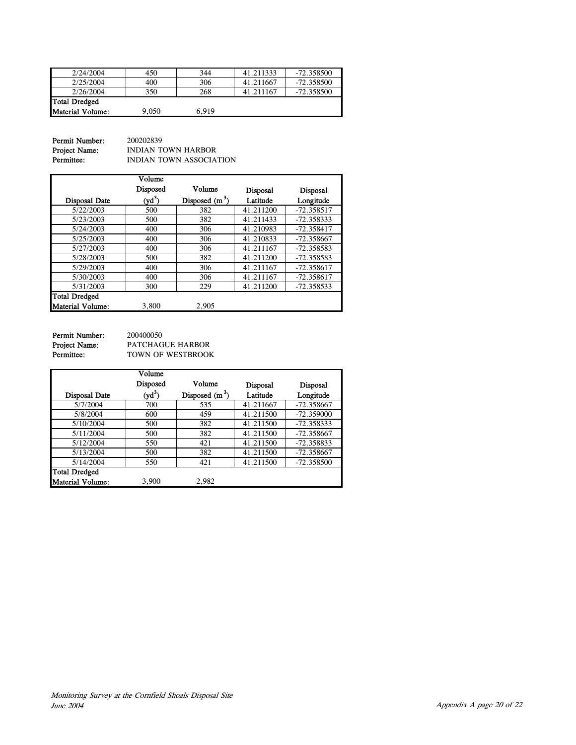| | | | | |
|---|---|---|---|---|
| 2/24/2004 | 450 | 344 | 41.211333 | -72.358500 |
| 2/25/2004 | 400 | 306 | 41.211667 | -72.358500 |
| 2/26/2004 | 350 | 268 | 41.211167 | -72.358500 |
| **Total Dredged Material Volume:** | 9,050 | 6,919 | | |

**Permit Number:** 200202839
**Project Name:** INDIAN TOWN HARBOR
**Permittee:** INDIAN TOWN ASSOCIATION

| Disposal Date | Volume Disposed ($yd^3$) | Volume Disposed ($m^3$) | Disposal Latitude | Disposal Longitude |
|---|---|---|---|---|
| 5/22/2003 | 500 | 382 | 41.211200 | -72.358517 |
| 5/23/2003 | 500 | 382 | 41.211433 | -72.358333 |
| 5/24/2003 | 400 | 306 | 41.210983 | -72.358417 |
| 5/25/2003 | 400 | 306 | 41.210833 | -72.358667 |
| 5/27/2003 | 400 | 306 | 41.211167 | -72.358583 |
| 5/28/2003 | 500 | 382 | 41.211200 | -72.358583 |
| 5/29/2003 | 400 | 306 | 41.211167 | -72.358617 |
| 5/30/2003 | 400 | 306 | 41.211167 | -72.358617 |
| 5/31/2003 | 300 | 229 | 41.211200 | -72.358533 |
| **Total Dredged Material Volume:** | 3,800 | 2,905 | | |

**Permit Number:** 200400050
**Project Name:** PATCHAGUE HARBOR
**Permittee:** TOWN OF WESTBROOK

| Disposal Date | Volume Disposed ($yd^3$) | Volume Disposed ($m^3$) | Disposal Latitude | Disposal Longitude |
|---|---|---|---|---|
| 5/7/2004 | 700 | 535 | 41.211667 | -72.358667 |
| 5/8/2004 | 600 | 459 | 41.211500 | -72.359000 |
| 5/10/2004 | 500 | 382 | 41.211500 | -72.358333 |
| 5/11/2004 | 500 | 382 | 41.211500 | -72.358667 |
| 5/12/2004 | 550 | 421 | 41.211500 | -72.358833 |
| 5/13/2004 | 500 | 382 | 41.211500 | -72.358667 |
| 5/14/2004 | 550 | 421 | 41.211500 | -72.358500 |
| **Total Dredged Material Volume:** | 3,900 | 2,982 | | |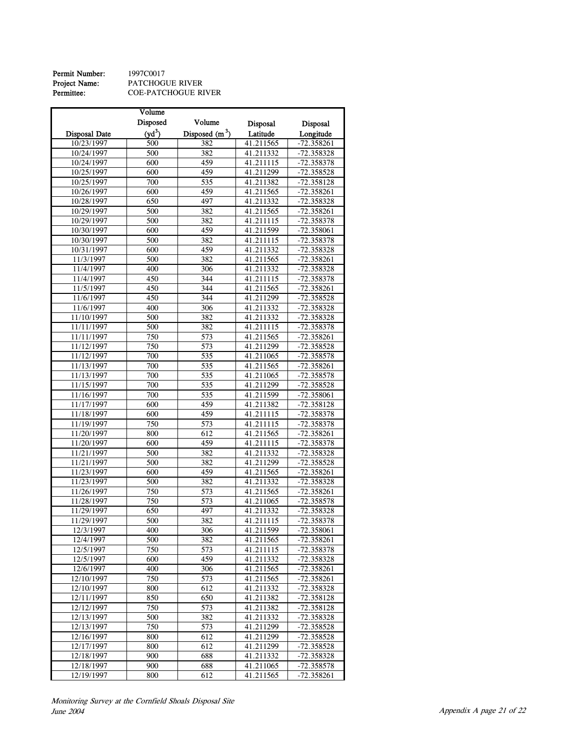**Permit Number:** 1997C0017
**Project Name:** PATCHOGUE RIVER
**Permittee:** COE-PATCHOGUE RIVER

| Disposal Date | Volume Disposed ($yd^3$) | Volume Disposed ($m^3$) | Disposal Latitude | Disposal Longitude |
|---|---|---|---|---|
| 10/23/1997 | 500 | 382 | 41.211565 | -72.358261 |
| 10/24/1997 | 500 | 382 | 41.211332 | -72.358328 |
| 10/24/1997 | 600 | 459 | 41.211115 | -72.358378 |
| 10/25/1997 | 600 | 459 | 41.211299 | -72.358528 |
| 10/25/1997 | 700 | 535 | 41.211382 | -72.358128 |
| 10/26/1997 | 600 | 459 | 41.211565 | -72.358261 |
| 10/28/1997 | 650 | 497 | 41.211332 | -72.358328 |
| 10/29/1997 | 500 | 382 | 41.211565 | -72.358261 |
| 10/29/1997 | 500 | 382 | 41.211115 | -72.358378 |
| 10/30/1997 | 600 | 459 | 41.211599 | -72.358061 |
| 10/30/1997 | 500 | 382 | 41.211115 | -72.358378 |
| 10/31/1997 | 600 | 459 | 41.211332 | -72.358328 |
| 11/3/1997 | 500 | 382 | 41.211565 | -72.358261 |
| 11/4/1997 | 400 | 306 | 41.211332 | -72.358328 |
| 11/4/1997 | 450 | 344 | 41.211115 | -72.358378 |
| 11/5/1997 | 450 | 344 | 41.211565 | -72.358261 |
| 11/6/1997 | 450 | 344 | 41.211299 | -72.358528 |
| 11/6/1997 | 400 | 306 | 41.211332 | -72.358328 |
| 11/10/1997 | 500 | 382 | 41.211332 | -72.358328 |
| 11/11/1997 | 500 | 382 | 41.211115 | -72.358378 |
| 11/11/1997 | 750 | 573 | 41.211565 | -72.358261 |
| 11/12/1997 | 750 | 573 | 41.211299 | -72.358528 |
| 11/12/1997 | 700 | 535 | 41.211065 | -72.358578 |
| 11/13/1997 | 700 | 535 | 41.211565 | -72.358261 |
| 11/13/1997 | 700 | 535 | 41.211065 | -72.358578 |
| 11/15/1997 | 700 | 535 | 41.211299 | -72.358528 |
| 11/16/1997 | 700 | 535 | 41.211599 | -72.358061 |
| 11/17/1997 | 600 | 459 | 41.211382 | -72.358128 |
| 11/18/1997 | 600 | 459 | 41.211115 | -72.358378 |
| 11/19/1997 | 750 | 573 | 41.211115 | -72.358378 |
| 11/20/1997 | 800 | 612 | 41.211565 | -72.358261 |
| 11/20/1997 | 600 | 459 | 41.211115 | -72.358378 |
| 11/21/1997 | 500 | 382 | 41.211332 | -72.358328 |
| 11/21/1997 | 500 | 382 | 41.211299 | -72.358528 |
| 11/23/1997 | 600 | 459 | 41.211565 | -72.358261 |
| 11/23/1997 | 500 | 382 | 41.211332 | -72.358328 |
| 11/26/1997 | 750 | 573 | 41.211565 | -72.358261 |
| 11/28/1997 | 750 | 573 | 41.211065 | -72.358578 |
| 11/29/1997 | 650 | 497 | 41.211332 | -72.358328 |
| 11/29/1997 | 500 | 382 | 41.211115 | -72.358378 |
| 12/3/1997 | 400 | 306 | 41.211599 | -72.358061 |
| 12/4/1997 | 500 | 382 | 41.211565 | -72.358261 |
| 12/5/1997 | 750 | 573 | 41.211115 | -72.358378 |
| 12/5/1997 | 600 | 459 | 41.211332 | -72.358328 |
| 12/6/1997 | 400 | 306 | 41.211565 | -72.358261 |
| 12/10/1997 | 750 | 573 | 41.211565 | -72.358261 |
| 12/10/1997 | 800 | 612 | 41.211332 | -72.358328 |
| 12/11/1997 | 850 | 650 | 41.211382 | -72.358128 |
| 12/12/1997 | 750 | 573 | 41.211382 | -72.358128 |
| 12/13/1997 | 500 | 382 | 41.211332 | -72.358328 |
| 12/13/1997 | 750 | 573 | 41.211299 | -72.358528 |
| 12/16/1997 | 800 | 612 | 41.211299 | -72.358528 |
| 12/17/1997 | 800 | 612 | 41.211299 | -72.358528 |
| 12/18/1997 | 900 | 688 | 41.211332 | -72.358328 |
| 12/18/1997 | 900 | 688 | 41.211065 | -72.358578 |
| 12/19/1997 | 800 | 612 | 41.211565 | -72.358261 |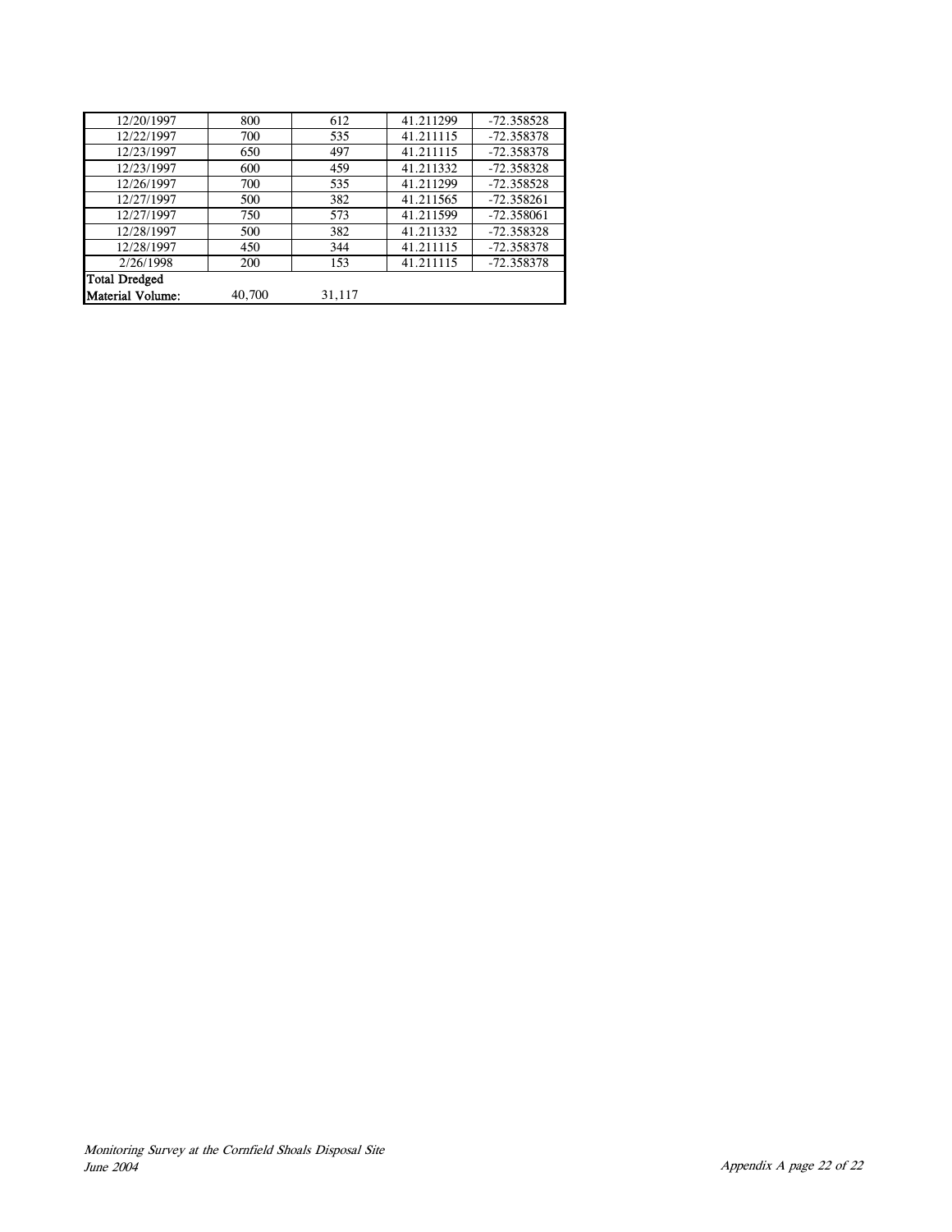| | | | | |
|---|---|---|---|---|
| 12/20/1997 | 800 | 612 | 41.211299 | -72.358528 |
| 12/22/1997 | 700 | 535 | 41.211115 | -72.358378 |
| 12/23/1997 | 650 | 497 | 41.211115 | -72.358378 |
| 12/23/1997 | 600 | 459 | 41.211332 | -72.358328 |
| 12/26/1997 | 700 | 535 | 41.211299 | -72.358528 |
| 12/27/1997 | 500 | 382 | 41.211565 | -72.358261 |
| 12/27/1997 | 750 | 573 | 41.211599 | -72.358061 |
| 12/28/1997 | 500 | 382 | 41.211332 | -72.358328 |
| 12/28/1997 | 450 | 344 | 41.211115 | -72.358378 |
| 2/26/1998 | 200 | 153 | 41.211115 | -72.358378 |
| **Total Dredged Material Volume:** | 40,700 | 31,117 | | |